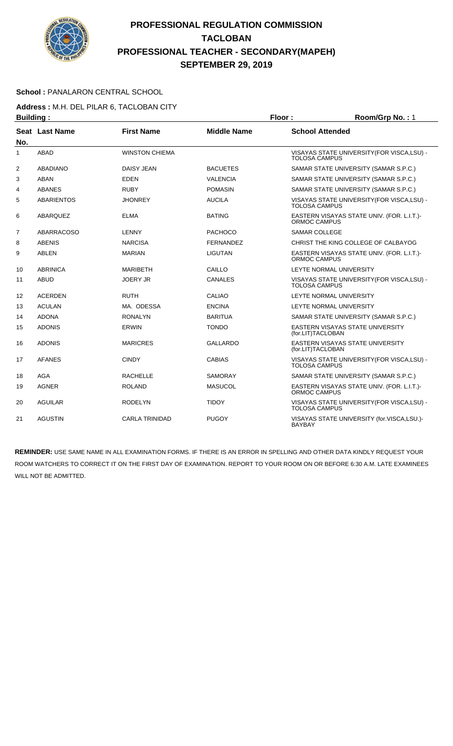# PROFESSIONAL REGULATION COMMISSION
# TACLOBAN
# PROFESSIONAL TEACHER - SECONDARY(MAPEH)
# SEPTEMBER 29, 2019

**School :** PANALARON CENTRAL SCHOOL

**Address :** M.H. DEL PILAR 6, TACLOBAN CITY

**Building :** **Floor :** **Room/Grp No. :** 1

| Seat No. | Last Name | First Name | Middle Name | School Attended |
|---|---|---|---|---|
| 1 | ABAD | WINSTON CHIEMA | | VISAYAS STATE UNIVERSITY(FOR VISCA,LSU) - TOLOSA CAMPUS |
| 2 | ABADIANO | DAISY JEAN | BACUETES | SAMAR STATE UNIVERSITY (SAMAR S.P.C.) |
| 3 | ABAN | EDEN | VALENCIA | SAMAR STATE UNIVERSITY (SAMAR S.P.C.) |
| 4 | ABANES | RUBY | POMASIN | SAMAR STATE UNIVERSITY (SAMAR S.P.C.) |
| 5 | ABARIENTOS | JHONREY | AUCILA | VISAYAS STATE UNIVERSITY(FOR VISCA,LSU) - TOLOSA CAMPUS |
| 6 | ABARQUEZ | ELMA | BATING | EASTERN VISAYAS STATE UNIV. (FOR. L.I.T.)-ORMOC CAMPUS |
| 7 | ABARRACOSO | LENNY | PACHOCO | SAMAR COLLEGE |
| 8 | ABENIS | NARCISA | FERNANDEZ | CHRIST THE KING COLLEGE OF CALBAYOG |
| 9 | ABLEN | MARIAN | LIGUTAN | EASTERN VISAYAS STATE UNIV. (FOR. L.I.T.)-ORMOC CAMPUS |
| 10 | ABRINICA | MARIBETH | CAILLO | LEYTE NORMAL UNIVERSITY |
| 11 | ABUD | JOERY JR | CANALES | VISAYAS STATE UNIVERSITY(FOR VISCA,LSU) - TOLOSA CAMPUS |
| 12 | ACERDEN | RUTH | CALIAO | LEYTE NORMAL UNIVERSITY |
| 13 | ACULAN | MA. ODESSA | ENCINA | LEYTE NORMAL UNIVERSITY |
| 14 | ADONA | RONALYN | BARITUA | SAMAR STATE UNIVERSITY (SAMAR S.P.C.) |
| 15 | ADONIS | ERWIN | TONDO | EASTERN VISAYAS STATE UNIVERSITY (for.LIT)TACLOBAN |
| 16 | ADONIS | MARICRES | GALLARDO | EASTERN VISAYAS STATE UNIVERSITY (for.LIT)TACLOBAN |
| 17 | AFANES | CINDY | CABIAS | VISAYAS STATE UNIVERSITY(FOR VISCA,LSU) - TOLOSA CAMPUS |
| 18 | AGA | RACHELLE | SAMORAY | SAMAR STATE UNIVERSITY (SAMAR S.P.C.) |
| 19 | AGNER | ROLAND | MASUCOL | EASTERN VISAYAS STATE UNIV. (FOR. L.I.T.)-ORMOC CAMPUS |
| 20 | AGUILAR | RODELYN | TIDOY | VISAYAS STATE UNIVERSITY(FOR VISCA,LSU) - TOLOSA CAMPUS |
| 21 | AGUSTIN | CARLA TRINIDAD | PUGOY | VISAYAS STATE UNIVERSITY (for.VISCA,LSU.)-BAYBAY |

**REMINDER:** USE SAME NAME IN ALL EXAMINATION FORMS. IF THERE IS AN ERROR IN SPELLING AND OTHER DATA KINDLY REQUEST YOUR ROOM WATCHERS TO CORRECT IT ON THE FIRST DAY OF EXAMINATION. REPORT TO YOUR ROOM ON OR BEFORE 6:30 A.M. LATE EXAMINEES WILL NOT BE ADMITTED.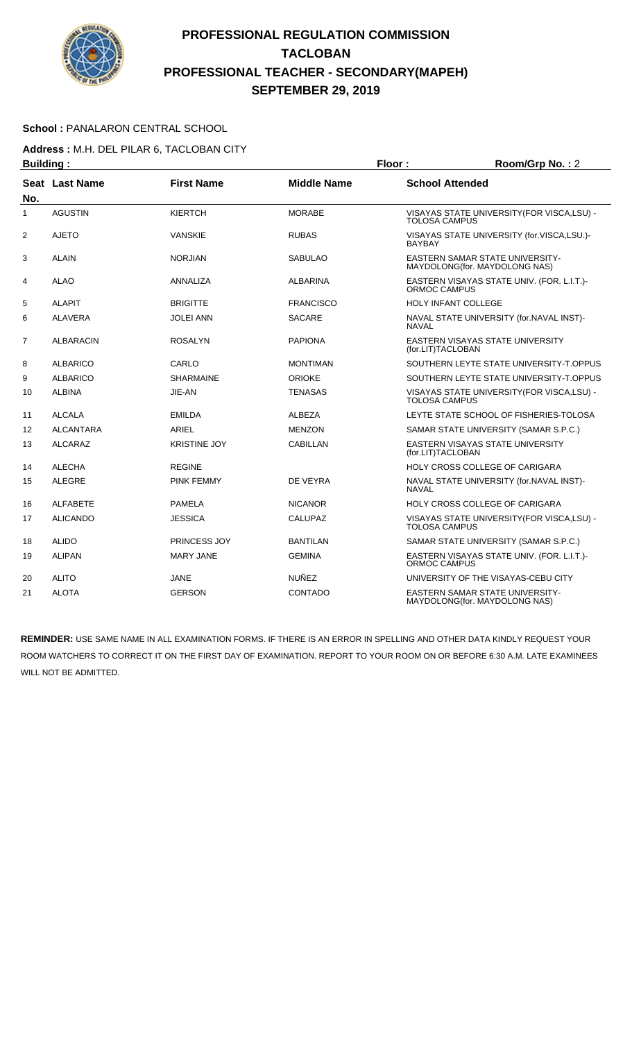# PROFESSIONAL REGULATION COMMISSION
## TACLOBAN
## PROFESSIONAL TEACHER - SECONDARY(MAPEH)
## SEPTEMBER 29, 2019

**School :** PANALARON CENTRAL SCHOOL

**Address :** M.H. DEL PILAR 6, TACLOBAN CITY

**Building :** **Floor :** **Room/Grp No. :** 2

| Seat No. | Last Name | First Name | Middle Name | School Attended |
|---|---|---|---|---|
| 1 | AGUSTIN | KIERTCH | MORABE | VISAYAS STATE UNIVERSITY(FOR VISCA,LSU) - TOLOSA CAMPUS |
| 2 | AJETO | VANSKIE | RUBAS | VISAYAS STATE UNIVERSITY (for.VISCA,LSU.)- BAYBAY |
| 3 | ALAIN | NORJIAN | SABULAO | EASTERN SAMAR STATE UNIVERSITY-MAYDOLONG(for. MAYDOLONG NAS) |
| 4 | ALAO | ANNALIZA | ALBARINA | EASTERN VISAYAS STATE UNIV. (FOR. L.I.T.)- ORMOC CAMPUS |
| 5 | ALAPIT | BRIGITTE | FRANCISCO | HOLY INFANT COLLEGE |
| 6 | ALAVERA | JOLEI ANN | SACARE | NAVAL STATE UNIVERSITY (for.NAVAL INST)- NAVAL |
| 7 | ALBARACIN | ROSALYN | PAPIONA | EASTERN VISAYAS STATE UNIVERSITY (for.LIT)TACLOBAN |
| 8 | ALBARICO | CARLO | MONTIMAN | SOUTHERN LEYTE STATE UNIVERSITY-T.OPPUS |
| 9 | ALBARICO | SHARMAINE | ORIOKE | SOUTHERN LEYTE STATE UNIVERSITY-T.OPPUS |
| 10 | ALBINA | JIE-AN | TENASAS | VISAYAS STATE UNIVERSITY(FOR VISCA,LSU) - TOLOSA CAMPUS |
| 11 | ALCALA | EMILDA | ALBEZA | LEYTE STATE SCHOOL OF FISHERIES-TOLOSA |
| 12 | ALCANTARA | ARIEL | MENZON | SAMAR STATE UNIVERSITY (SAMAR S.P.C.) |
| 13 | ALCARAZ | KRISTINE JOY | CABILLAN | EASTERN VISAYAS STATE UNIVERSITY (for.LIT)TACLOBAN |
| 14 | ALECHA | REGINE | | HOLY CROSS COLLEGE OF CARIGARA |
| 15 | ALEGRE | PINK FEMMY | DE VEYRA | NAVAL STATE UNIVERSITY (for.NAVAL INST)- NAVAL |
| 16 | ALFABETE | PAMELA | NICANOR | HOLY CROSS COLLEGE OF CARIGARA |
| 17 | ALICANDO | JESSICA | CALUPAZ | VISAYAS STATE UNIVERSITY(FOR VISCA,LSU) - TOLOSA CAMPUS |
| 18 | ALIDO | PRINCESS JOY | BANTILAN | SAMAR STATE UNIVERSITY (SAMAR S.P.C.) |
| 19 | ALIPAN | MARY JANE | GEMINA | EASTERN VISAYAS STATE UNIV. (FOR. L.I.T.)- ORMOC CAMPUS |
| 20 | ALITO | JANE | NUÑEZ | UNIVERSITY OF THE VISAYAS-CEBU CITY |
| 21 | ALOTA | GERSON | CONTADO | EASTERN SAMAR STATE UNIVERSITY-MAYDOLONG(for. MAYDOLONG NAS) |

**REMINDER:** USE SAME NAME IN ALL EXAMINATION FORMS. IF THERE IS AN ERROR IN SPELLING AND OTHER DATA KINDLY REQUEST YOUR ROOM WATCHERS TO CORRECT IT ON THE FIRST DAY OF EXAMINATION. REPORT TO YOUR ROOM ON OR BEFORE 6:30 A.M. LATE EXAMINEES WILL NOT BE ADMITTED.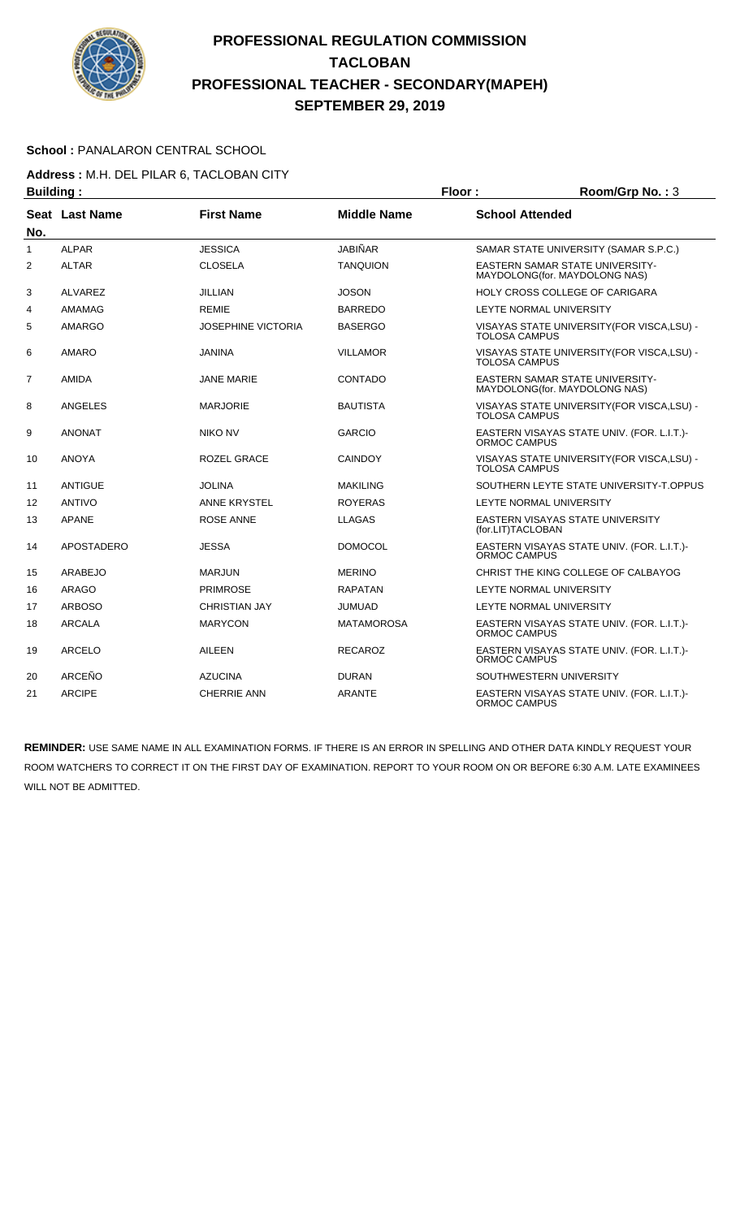# PROFESSIONAL REGULATION COMMISSION
# TACLOBAN
# PROFESSIONAL TEACHER - SECONDARY(MAPEH)
# SEPTEMBER 29, 2019

**School :** PANALARON CENTRAL SCHOOL

**Address :** M.H. DEL PILAR 6, TACLOBAN CITY

**Building :** **Floor :** **Room/Grp No. :** 3

| Seat No. | Last Name | First Name | Middle Name | School Attended |
|---|---|---|---|---|
| 1 | ALPAR | JESSICA | JABIÑAR | SAMAR STATE UNIVERSITY (SAMAR S.P.C.) |
| 2 | ALTAR | CLOSELA | TANQUION | EASTERN SAMAR STATE UNIVERSITY-MAYDOLONG(for. MAYDOLONG NAS) |
| 3 | ALVAREZ | JILLIAN | JOSON | HOLY CROSS COLLEGE OF CARIGARA |
| 4 | AMAMAG | REMIE | BARREDO | LEYTE NORMAL UNIVERSITY |
| 5 | AMARGO | JOSEPHINE VICTORIA | BASERGO | VISAYAS STATE UNIVERSITY(FOR VISCA,LSU) - TOLOSA CAMPUS |
| 6 | AMARO | JANINA | VILLAMOR | VISAYAS STATE UNIVERSITY(FOR VISCA,LSU) - TOLOSA CAMPUS |
| 7 | AMIDA | JANE MARIE | CONTADO | EASTERN SAMAR STATE UNIVERSITY-MAYDOLONG(for. MAYDOLONG NAS) |
| 8 | ANGELES | MARJORIE | BAUTISTA | VISAYAS STATE UNIVERSITY(FOR VISCA,LSU) - TOLOSA CAMPUS |
| 9 | ANONAT | NIKO NV | GARCIO | EASTERN VISAYAS STATE UNIV. (FOR. L.I.T.)-ORMOC CAMPUS |
| 10 | ANOYA | ROZEL GRACE | CAINDOY | VISAYAS STATE UNIVERSITY(FOR VISCA,LSU) - TOLOSA CAMPUS |
| 11 | ANTIGUE | JOLINA | MAKILING | SOUTHERN LEYTE STATE UNIVERSITY-T.OPPUS |
| 12 | ANTIVO | ANNE KRYSTEL | ROYERAS | LEYTE NORMAL UNIVERSITY |
| 13 | APANE | ROSE ANNE | LLAGAS | EASTERN VISAYAS STATE UNIVERSITY (for.LIT)TACLOBAN |
| 14 | APOSTADERO | JESSA | DOMOCOL | EASTERN VISAYAS STATE UNIV. (FOR. L.I.T.)-ORMOC CAMPUS |
| 15 | ARABEJO | MARJUN | MERINO | CHRIST THE KING COLLEGE OF CALBAYOG |
| 16 | ARAGO | PRIMROSE | RAPATAN | LEYTE NORMAL UNIVERSITY |
| 17 | ARBOSO | CHRISTIAN JAY | JUMUAD | LEYTE NORMAL UNIVERSITY |
| 18 | ARCALA | MARYCON | MATAMOROSA | EASTERN VISAYAS STATE UNIV. (FOR. L.I.T.)-ORMOC CAMPUS |
| 19 | ARCELO | AILEEN | RECAROZ | EASTERN VISAYAS STATE UNIV. (FOR. L.I.T.)-ORMOC CAMPUS |
| 20 | ARCEÑO | AZUCINA | DURAN | SOUTHWESTERN UNIVERSITY |
| 21 | ARCIPE | CHERRIE ANN | ARANTE | EASTERN VISAYAS STATE UNIV. (FOR. L.I.T.)-ORMOC CAMPUS |

**REMINDER:** USE SAME NAME IN ALL EXAMINATION FORMS. IF THERE IS AN ERROR IN SPELLING AND OTHER DATA KINDLY REQUEST YOUR ROOM WATCHERS TO CORRECT IT ON THE FIRST DAY OF EXAMINATION. REPORT TO YOUR ROOM ON OR BEFORE 6:30 A.M. LATE EXAMINEES WILL NOT BE ADMITTED.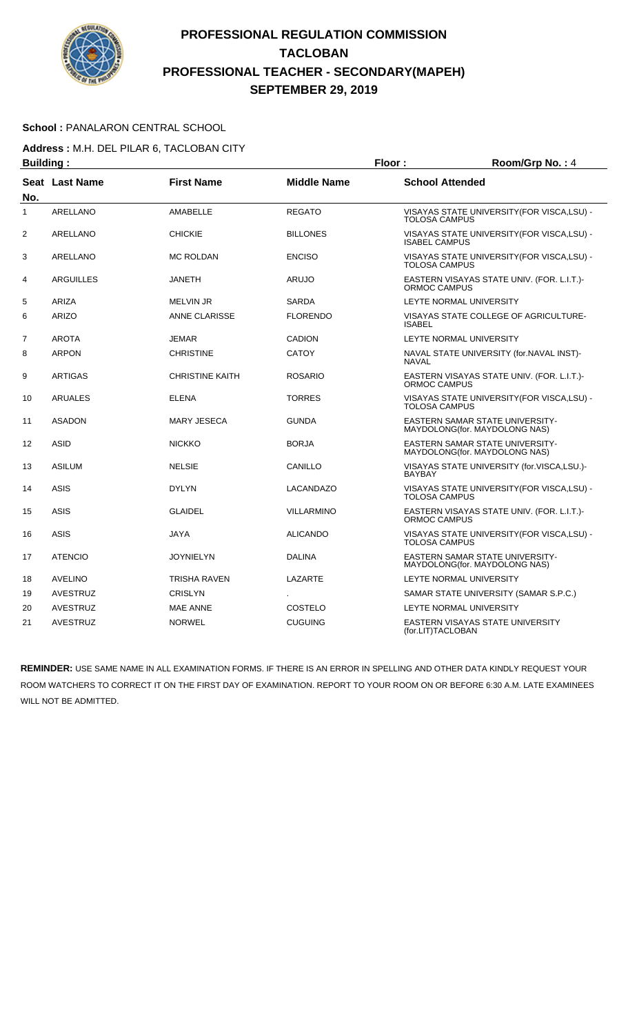# PROFESSIONAL REGULATION COMMISSION
# TACLOBAN
# PROFESSIONAL TEACHER - SECONDARY(MAPEH)
# SEPTEMBER 29, 2019

**School :** PANALARON CENTRAL SCHOOL

**Address :** M.H. DEL PILAR 6, TACLOBAN CITY

**Building :** **Floor :** **Room/Grp No. :** 4

| Seat No. | Last Name | First Name | Middle Name | School Attended |
|---|---|---|---|---|
| 1 | ARELLANO | AMABELLE | REGATO | VISAYAS STATE UNIVERSITY(FOR VISCA,LSU) - TOLOSA CAMPUS |
| 2 | ARELLANO | CHICKIE | BILLONES | VISAYAS STATE UNIVERSITY(FOR VISCA,LSU) - ISABEL CAMPUS |
| 3 | ARELLANO | MC ROLDAN | ENCISO | VISAYAS STATE UNIVERSITY(FOR VISCA,LSU) - TOLOSA CAMPUS |
| 4 | ARGUILLES | JANETH | ARUJO | EASTERN VISAYAS STATE UNIV. (FOR. L.I.T.)-ORMOC CAMPUS |
| 5 | ARIZA | MELVIN JR | SARDA | LEYTE NORMAL UNIVERSITY |
| 6 | ARIZO | ANNE CLARISSE | FLORENDO | VISAYAS STATE COLLEGE OF AGRICULTURE-ISABEL |
| 7 | AROTA | JEMAR | CADION | LEYTE NORMAL UNIVERSITY |
| 8 | ARPON | CHRISTINE | CATOY | NAVAL STATE UNIVERSITY (for.NAVAL INST)-NAVAL |
| 9 | ARTIGAS | CHRISTINE KAITH | ROSARIO | EASTERN VISAYAS STATE UNIV. (FOR. L.I.T.)-ORMOC CAMPUS |
| 10 | ARUALES | ELENA | TORRES | VISAYAS STATE UNIVERSITY(FOR VISCA,LSU) - TOLOSA CAMPUS |
| 11 | ASADON | MARY JESECA | GUNDA | EASTERN SAMAR STATE UNIVERSITY-MAYDOLONG(for. MAYDOLONG NAS) |
| 12 | ASID | NICKKO | BORJA | EASTERN SAMAR STATE UNIVERSITY-MAYDOLONG(for. MAYDOLONG NAS) |
| 13 | ASILUM | NELSIE | CANILLO | VISAYAS STATE UNIVERSITY (for.VISCA,LSU.)-BAYBAY |
| 14 | ASIS | DYLYN | LACANDAZO | VISAYAS STATE UNIVERSITY(FOR VISCA,LSU) - TOLOSA CAMPUS |
| 15 | ASIS | GLAIDEL | VILLARMINO | EASTERN VISAYAS STATE UNIV. (FOR. L.I.T.)-ORMOC CAMPUS |
| 16 | ASIS | JAYA | ALICANDO | VISAYAS STATE UNIVERSITY(FOR VISCA,LSU) - TOLOSA CAMPUS |
| 17 | ATENCIO | JOYNIELYN | DALINA | EASTERN SAMAR STATE UNIVERSITY-MAYDOLONG(for. MAYDOLONG NAS) |
| 18 | AVELINO | TRISHA RAVEN | LAZARTE | LEYTE NORMAL UNIVERSITY |
| 19 | AVESTRUZ | CRISLYN | . | SAMAR STATE UNIVERSITY (SAMAR S.P.C.) |
| 20 | AVESTRUZ | MAE ANNE | COSTELO | LEYTE NORMAL UNIVERSITY |
| 21 | AVESTRUZ | NORWEL | CUGUING | EASTERN VISAYAS STATE UNIVERSITY (for.LIT)TACLOBAN |

**REMINDER:** USE SAME NAME IN ALL EXAMINATION FORMS. IF THERE IS AN ERROR IN SPELLING AND OTHER DATA KINDLY REQUEST YOUR ROOM WATCHERS TO CORRECT IT ON THE FIRST DAY OF EXAMINATION. REPORT TO YOUR ROOM ON OR BEFORE 6:30 A.M. LATE EXAMINEES WILL NOT BE ADMITTED.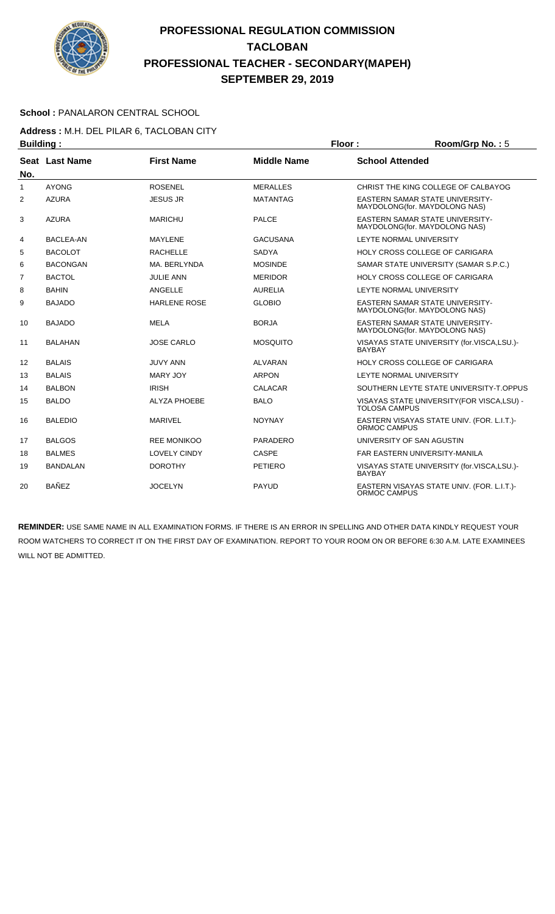# PROFESSIONAL REGULATION COMMISSION
## TACLOBAN
## PROFESSIONAL TEACHER - SECONDARY(MAPEH)
## SEPTEMBER 29, 2019

**School :** PANALARON CENTRAL SCHOOL

**Address :** M.H. DEL PILAR 6, TACLOBAN CITY

**Building :** **Floor :** **Room/Grp No. :** 5

| Seat No. | Last Name | First Name | Middle Name | School Attended |
|---|---|---|---|---|
| 1 | AYONG | ROSENEL | MERALLES | CHRIST THE KING COLLEGE OF CALBAYOG |
| 2 | AZURA | JESUS JR | MATANTAG | EASTERN SAMAR STATE UNIVERSITY-MAYDOLONG(for. MAYDOLONG NAS) |
| 3 | AZURA | MARICHU | PALCE | EASTERN SAMAR STATE UNIVERSITY-MAYDOLONG(for. MAYDOLONG NAS) |
| 4 | BACLEA-AN | MAYLENE | GACUSANA | LEYTE NORMAL UNIVERSITY |
| 5 | BACOLOT | RACHELLE | SADYA | HOLY CROSS COLLEGE OF CARIGARA |
| 6 | BACONGAN | MA. BERLYNDA | MOSINDE | SAMAR STATE UNIVERSITY (SAMAR S.P.C.) |
| 7 | BACTOL | JULIE ANN | MERIDOR | HOLY CROSS COLLEGE OF CARIGARA |
| 8 | BAHIN | ANGELLE | AURELIA | LEYTE NORMAL UNIVERSITY |
| 9 | BAJADO | HARLENE ROSE | GLOBIO | EASTERN SAMAR STATE UNIVERSITY-MAYDOLONG(for. MAYDOLONG NAS) |
| 10 | BAJADO | MELA | BORJA | EASTERN SAMAR STATE UNIVERSITY-MAYDOLONG(for. MAYDOLONG NAS) |
| 11 | BALAHAN | JOSE CARLO | MOSQUITO | VISAYAS STATE UNIVERSITY (for.VISCA,LSU.)-BAYBAY |
| 12 | BALAIS | JUVY ANN | ALVARAN | HOLY CROSS COLLEGE OF CARIGARA |
| 13 | BALAIS | MARY JOY | ARPON | LEYTE NORMAL UNIVERSITY |
| 14 | BALBON | IRISH | CALACAR | SOUTHERN LEYTE STATE UNIVERSITY-T.OPPUS |
| 15 | BALDO | ALYZA PHOEBE | BALO | VISAYAS STATE UNIVERSITY(FOR VISCA,LSU) - TOLOSA CAMPUS |
| 16 | BALEDIO | MARIVEL | NOYNAY | EASTERN VISAYAS STATE UNIV. (FOR. L.I.T.)-ORMOC CAMPUS |
| 17 | BALGOS | REE MONIKOO | PARADERO | UNIVERSITY OF SAN AGUSTIN |
| 18 | BALMES | LOVELY CINDY | CASPE | FAR EASTERN UNIVERSITY-MANILA |
| 19 | BANDALAN | DOROTHY | PETIERO | VISAYAS STATE UNIVERSITY (for.VISCA,LSU.)-BAYBAY |
| 20 | BAÑEZ | JOCELYN | PAYUD | EASTERN VISAYAS STATE UNIV. (FOR. L.I.T.)-ORMOC CAMPUS |

**REMINDER:** USE SAME NAME IN ALL EXAMINATION FORMS. IF THERE IS AN ERROR IN SPELLING AND OTHER DATA KINDLY REQUEST YOUR ROOM WATCHERS TO CORRECT IT ON THE FIRST DAY OF EXAMINATION. REPORT TO YOUR ROOM ON OR BEFORE 6:30 A.M. LATE EXAMINEES WILL NOT BE ADMITTED.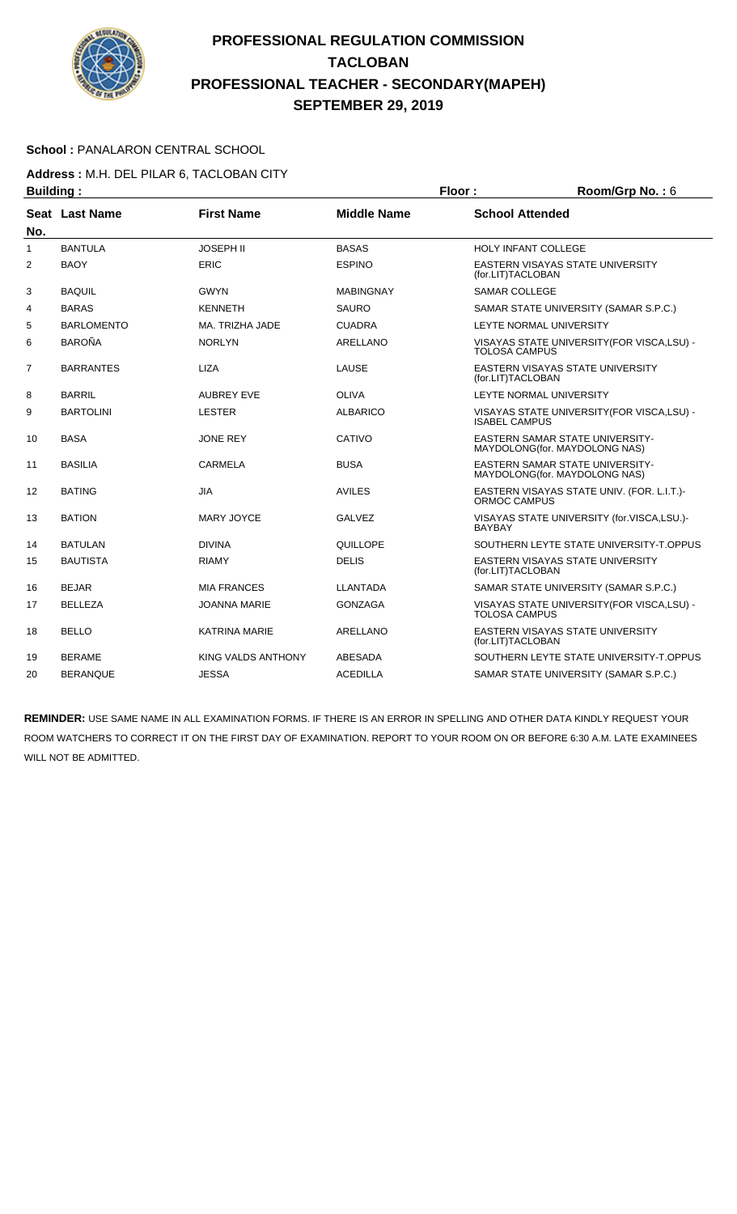# PROFESSIONAL REGULATION COMMISSION
# TACLOBAN
# PROFESSIONAL TEACHER - SECONDARY(MAPEH)
# SEPTEMBER 29, 2019

**School :** PANALARON CENTRAL SCHOOL

**Address :** M.H. DEL PILAR 6, TACLOBAN CITY

**Building :** **Floor :** **Room/Grp No. :** 6

| Seat No. | Last Name | First Name | Middle Name | School Attended |
|---|---|---|---|---|
| 1 | BANTULA | JOSEPH II | BASAS | HOLY INFANT COLLEGE |
| 2 | BAOY | ERIC | ESPINO | EASTERN VISAYAS STATE UNIVERSITY (for.LIT)TACLOBAN |
| 3 | BAQUIL | GWYN | MABINGNAY | SAMAR COLLEGE |
| 4 | BARAS | KENNETH | SAURO | SAMAR STATE UNIVERSITY (SAMAR S.P.C.) |
| 5 | BARLOMENTO | MA. TRIZHA JADE | CUADRA | LEYTE NORMAL UNIVERSITY |
| 6 | BAROÑA | NORLYN | ARELLANO | VISAYAS STATE UNIVERSITY(FOR VISCA,LSU) - TOLOSA CAMPUS |
| 7 | BARRANTES | LIZA | LAUSE | EASTERN VISAYAS STATE UNIVERSITY (for.LIT)TACLOBAN |
| 8 | BARRIL | AUBREY EVE | OLIVA | LEYTE NORMAL UNIVERSITY |
| 9 | BARTOLINI | LESTER | ALBARICO | VISAYAS STATE UNIVERSITY(FOR VISCA,LSU) - ISABEL CAMPUS |
| 10 | BASA | JONE REY | CATIVO | EASTERN SAMAR STATE UNIVERSITY-MAYDOLONG(for. MAYDOLONG NAS) |
| 11 | BASILIA | CARMELA | BUSA | EASTERN SAMAR STATE UNIVERSITY-MAYDOLONG(for. MAYDOLONG NAS) |
| 12 | BATING | JIA | AVILES | EASTERN VISAYAS STATE UNIV. (FOR. L.I.T.)-ORMOC CAMPUS |
| 13 | BATION | MARY JOYCE | GALVEZ | VISAYAS STATE UNIVERSITY (for.VISCA,LSU.)-BAYBAY |
| 14 | BATULAN | DIVINA | QUILLOPE | SOUTHERN LEYTE STATE UNIVERSITY-T.OPPUS |
| 15 | BAUTISTA | RIAMY | DELIS | EASTERN VISAYAS STATE UNIVERSITY (for.LIT)TACLOBAN |
| 16 | BEJAR | MIA FRANCES | LLANTADA | SAMAR STATE UNIVERSITY (SAMAR S.P.C.) |
| 17 | BELLEZA | JOANNA MARIE | GONZAGA | VISAYAS STATE UNIVERSITY(FOR VISCA,LSU) - TOLOSA CAMPUS |
| 18 | BELLO | KATRINA MARIE | ARELLANO | EASTERN VISAYAS STATE UNIVERSITY (for.LIT)TACLOBAN |
| 19 | BERAME | KING VALDS ANTHONY | ABESADA | SOUTHERN LEYTE STATE UNIVERSITY-T.OPPUS |
| 20 | BERANQUE | JESSA | ACEDILLA | SAMAR STATE UNIVERSITY (SAMAR S.P.C.) |

**REMINDER:** USE SAME NAME IN ALL EXAMINATION FORMS. IF THERE IS AN ERROR IN SPELLING AND OTHER DATA KINDLY REQUEST YOUR ROOM WATCHERS TO CORRECT IT ON THE FIRST DAY OF EXAMINATION. REPORT TO YOUR ROOM ON OR BEFORE 6:30 A.M. LATE EXAMINEES WILL NOT BE ADMITTED.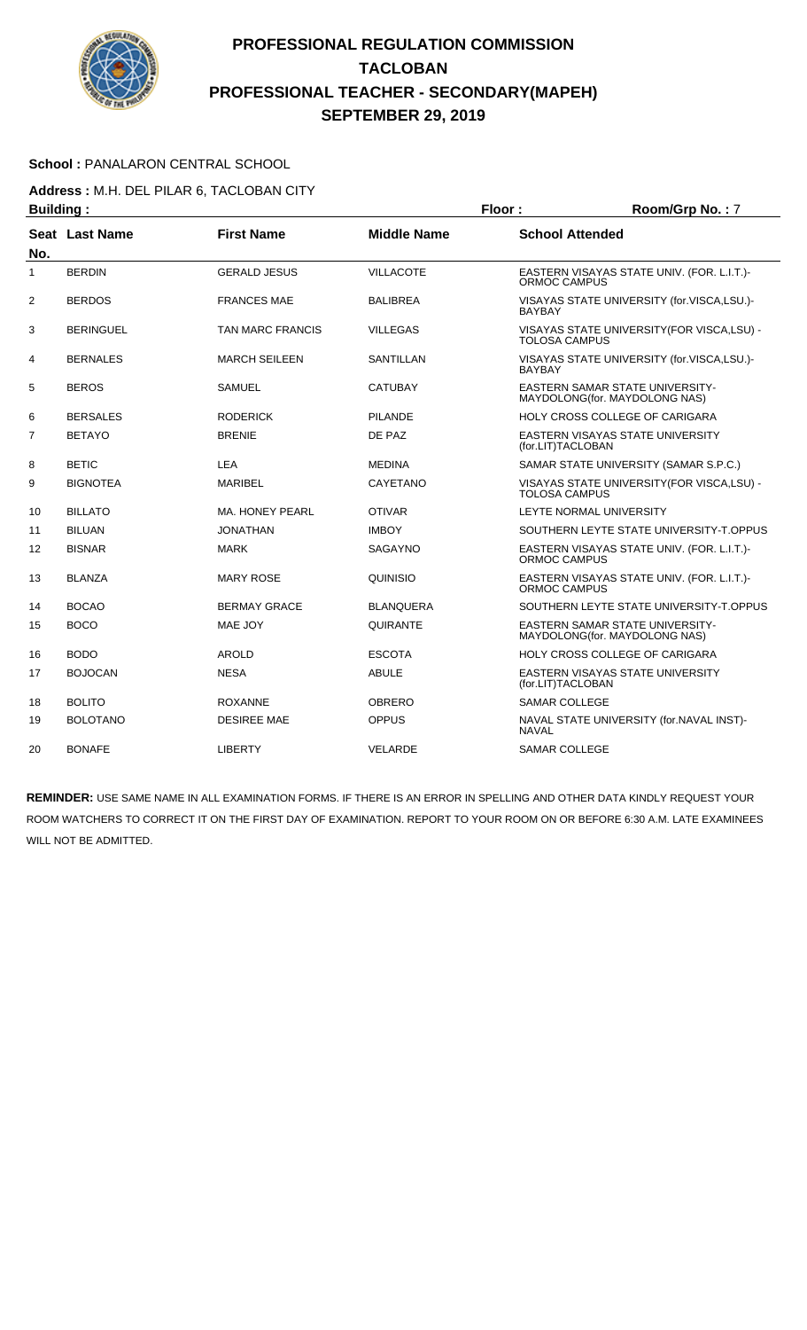# PROFESSIONAL REGULATION COMMISSION
# TACLOBAN
# PROFESSIONAL TEACHER - SECONDARY(MAPEH)
# SEPTEMBER 29, 2019

**School :** PANALARON CENTRAL SCHOOL

**Address :** M.H. DEL PILAR 6, TACLOBAN CITY

**Building :** **Floor :** **Room/Grp No. :** 7

| Seat No. | Last Name | First Name | Middle Name | School Attended |
|---|---|---|---|---|
| 1 | BERDIN | GERALD JESUS | VILLACOTE | EASTERN VISAYAS STATE UNIV. (FOR. L.I.T.)- ORMOC CAMPUS |
| 2 | BERDOS | FRANCES MAE | BALIBREA | VISAYAS STATE UNIVERSITY (for.VISCA,LSU.)- BAYBAY |
| 3 | BERINGUEL | TAN MARC FRANCIS | VILLEGAS | VISAYAS STATE UNIVERSITY(FOR VISCA,LSU) - TOLOSA CAMPUS |
| 4 | BERNALES | MARCH SEILEEN | SANTILLAN | VISAYAS STATE UNIVERSITY (for.VISCA,LSU.)- BAYBAY |
| 5 | BEROS | SAMUEL | CATUBAY | EASTERN SAMAR STATE UNIVERSITY-MAYDOLONG(for. MAYDOLONG NAS) |
| 6 | BERSALES | RODERICK | PILANDE | HOLY CROSS COLLEGE OF CARIGARA |
| 7 | BETAYO | BRENIE | DE PAZ | EASTERN VISAYAS STATE UNIVERSITY (for.LIT)TACLOBAN |
| 8 | BETIC | LEA | MEDINA | SAMAR STATE UNIVERSITY (SAMAR S.P.C.) |
| 9 | BIGNOTEA | MARIBEL | CAYETANO | VISAYAS STATE UNIVERSITY(FOR VISCA,LSU) - TOLOSA CAMPUS |
| 10 | BILLATO | MA. HONEY PEARL | OTIVAR | LEYTE NORMAL UNIVERSITY |
| 11 | BILUAN | JONATHAN | IMBOY | SOUTHERN LEYTE STATE UNIVERSITY-T.OPPUS |
| 12 | BISNAR | MARK | SAGAYNO | EASTERN VISAYAS STATE UNIV. (FOR. L.I.T.)- ORMOC CAMPUS |
| 13 | BLANZA | MARY ROSE | QUINISIO | EASTERN VISAYAS STATE UNIV. (FOR. L.I.T.)- ORMOC CAMPUS |
| 14 | BOCAO | BERMAY GRACE | BLANQUERA | SOUTHERN LEYTE STATE UNIVERSITY-T.OPPUS |
| 15 | BOCO | MAE JOY | QUIRANTE | EASTERN SAMAR STATE UNIVERSITY-MAYDOLONG(for. MAYDOLONG NAS) |
| 16 | BODO | AROLD | ESCOTA | HOLY CROSS COLLEGE OF CARIGARA |
| 17 | BOJOCAN | NESA | ABULE | EASTERN VISAYAS STATE UNIVERSITY (for.LIT)TACLOBAN |
| 18 | BOLITO | ROXANNE | OBRERO | SAMAR COLLEGE |
| 19 | BOLOTANO | DESIREE MAE | OPPUS | NAVAL STATE UNIVERSITY (for.NAVAL INST)- NAVAL |
| 20 | BONAFE | LIBERTY | VELARDE | SAMAR COLLEGE |

**REMINDER:** USE SAME NAME IN ALL EXAMINATION FORMS. IF THERE IS AN ERROR IN SPELLING AND OTHER DATA KINDLY REQUEST YOUR ROOM WATCHERS TO CORRECT IT ON THE FIRST DAY OF EXAMINATION. REPORT TO YOUR ROOM ON OR BEFORE 6:30 A.M. LATE EXAMINEES WILL NOT BE ADMITTED.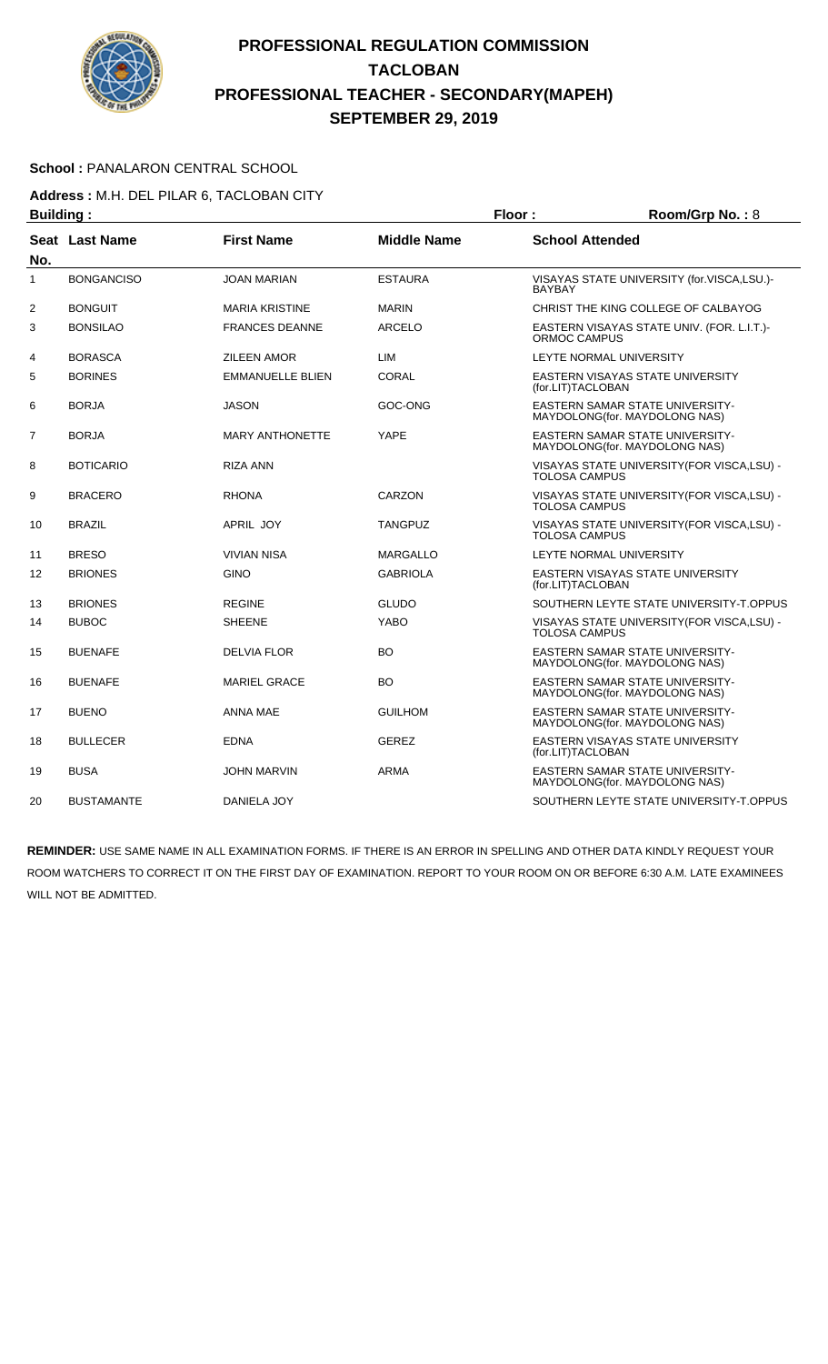# PROFESSIONAL REGULATION COMMISSION
## TACLOBAN
## PROFESSIONAL TEACHER - SECONDARY(MAPEH)
## SEPTEMBER 29, 2019

**School :** PANALARON CENTRAL SCHOOL

**Address :** M.H. DEL PILAR 6, TACLOBAN CITY

**Building :** **Floor :** **Room/Grp No. :** 8

| Seat No. | Last Name | First Name | Middle Name | School Attended |
|---|---|---|---|---|
| 1 | BONGANCISO | JOAN MARIAN | ESTAURA | VISAYAS STATE UNIVERSITY (for.VISCA,LSU.)-BAYBAY |
| 2 | BONGUIT | MARIA KRISTINE | MARIN | CHRIST THE KING COLLEGE OF CALBAYOG |
| 3 | BONSILAO | FRANCES DEANNE | ARCELO | EASTERN VISAYAS STATE UNIV. (FOR. L.I.T.)-ORMOC CAMPUS |
| 4 | BORASCA | ZILEEN AMOR | LIM | LEYTE NORMAL UNIVERSITY |
| 5 | BORINES | EMMANUELLE BLIEN | CORAL | EASTERN VISAYAS STATE UNIVERSITY (for.LIT)TACLOBAN |
| 6 | BORJA | JASON | GOC-ONG | EASTERN SAMAR STATE UNIVERSITY-MAYDOLONG(for. MAYDOLONG NAS) |
| 7 | BORJA | MARY ANTHONETTE | YAPE | EASTERN SAMAR STATE UNIVERSITY-MAYDOLONG(for. MAYDOLONG NAS) |
| 8 | BOTICARIO | RIZA ANN | | VISAYAS STATE UNIVERSITY(FOR VISCA,LSU) - TOLOSA CAMPUS |
| 9 | BRACERO | RHONA | CARZON | VISAYAS STATE UNIVERSITY(FOR VISCA,LSU) - TOLOSA CAMPUS |
| 10 | BRAZIL | APRIL JOY | TANGPUZ | VISAYAS STATE UNIVERSITY(FOR VISCA,LSU) - TOLOSA CAMPUS |
| 11 | BRESO | VIVIAN NISA | MARGALLO | LEYTE NORMAL UNIVERSITY |
| 12 | BRIONES | GINO | GABRIOLA | EASTERN VISAYAS STATE UNIVERSITY (for.LIT)TACLOBAN |
| 13 | BRIONES | REGINE | GLUDO | SOUTHERN LEYTE STATE UNIVERSITY-T.OPPUS |
| 14 | BUBOC | SHEENE | YABO | VISAYAS STATE UNIVERSITY(FOR VISCA,LSU) - TOLOSA CAMPUS |
| 15 | BUENAFE | DELVIA FLOR | BO | EASTERN SAMAR STATE UNIVERSITY-MAYDOLONG(for. MAYDOLONG NAS) |
| 16 | BUENAFE | MARIEL GRACE | BO | EASTERN SAMAR STATE UNIVERSITY-MAYDOLONG(for. MAYDOLONG NAS) |
| 17 | BUENO | ANNA MAE | GUILHOM | EASTERN SAMAR STATE UNIVERSITY-MAYDOLONG(for. MAYDOLONG NAS) |
| 18 | BULLECER | EDNA | GEREZ | EASTERN VISAYAS STATE UNIVERSITY (for.LIT)TACLOBAN |
| 19 | BUSA | JOHN MARVIN | ARMA | EASTERN SAMAR STATE UNIVERSITY-MAYDOLONG(for. MAYDOLONG NAS) |
| 20 | BUSTAMANTE | DANIELA JOY | | SOUTHERN LEYTE STATE UNIVERSITY-T.OPPUS |

**REMINDER:** USE SAME NAME IN ALL EXAMINATION FORMS. IF THERE IS AN ERROR IN SPELLING AND OTHER DATA KINDLY REQUEST YOUR ROOM WATCHERS TO CORRECT IT ON THE FIRST DAY OF EXAMINATION. REPORT TO YOUR ROOM ON OR BEFORE 6:30 A.M. LATE EXAMINEES WILL NOT BE ADMITTED.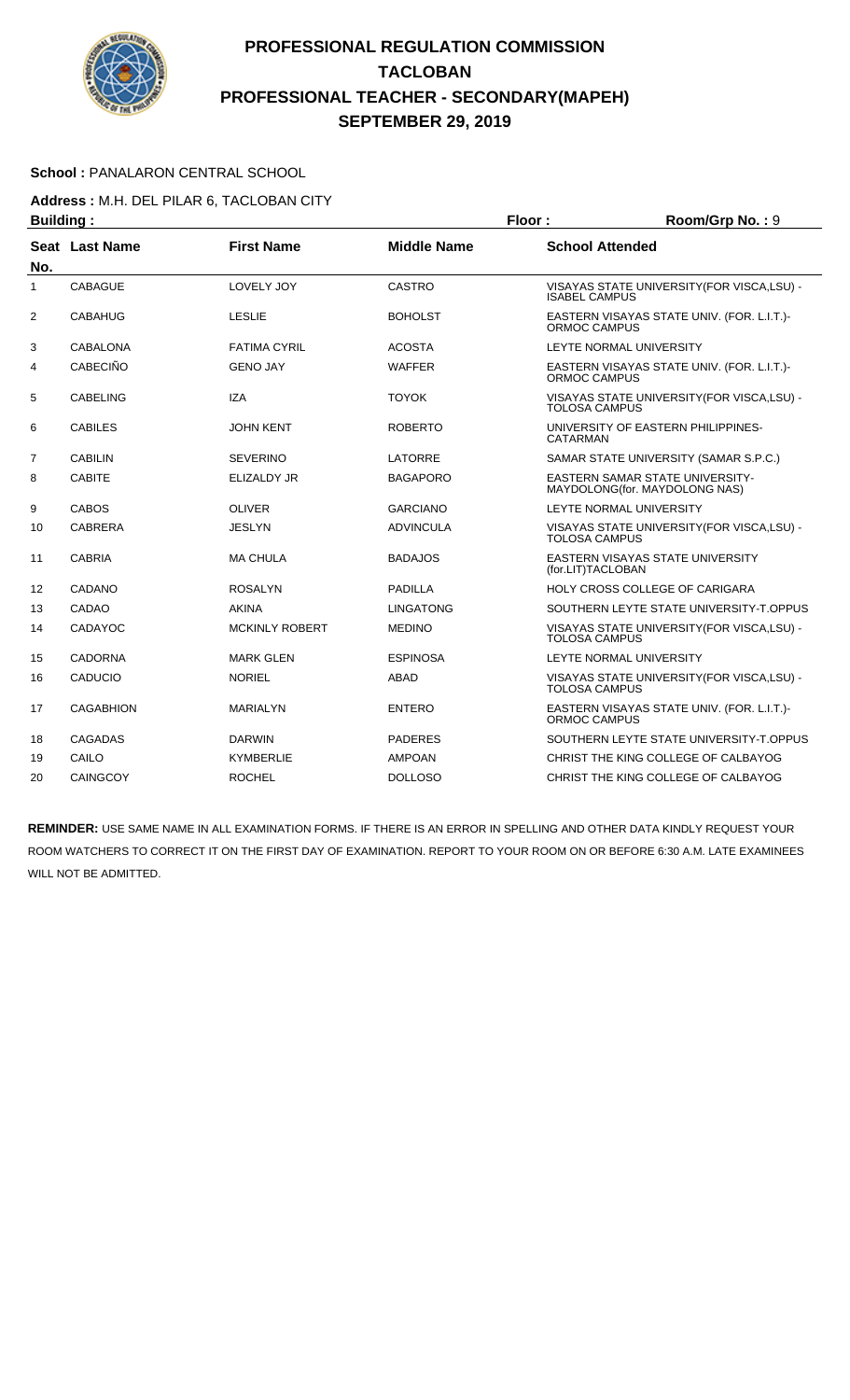# PROFESSIONAL REGULATION COMMISSION
## TACLOBAN
## PROFESSIONAL TEACHER - SECONDARY(MAPEH)
## SEPTEMBER 29, 2019

**School :** PANALARON CENTRAL SCHOOL

**Address :** M.H. DEL PILAR 6, TACLOBAN CITY

**Building :** **Floor :** **Room/Grp No. :** 9

| Seat No. | Last Name | First Name | Middle Name | School Attended |
|---|---|---|---|---|
| 1 | CABAGUE | LOVELY JOY | CASTRO | VISAYAS STATE UNIVERSITY(FOR VISCA,LSU) - ISABEL CAMPUS |
| 2 | CABAHUG | LESLIE | BOHOLST | EASTERN VISAYAS STATE UNIV. (FOR. L.I.T.)- ORMOC CAMPUS |
| 3 | CABALONA | FATIMA CYRIL | ACOSTA | LEYTE NORMAL UNIVERSITY |
| 4 | CABECIÑO | GENO JAY | WAFFER | EASTERN VISAYAS STATE UNIV. (FOR. L.I.T.)- ORMOC CAMPUS |
| 5 | CABELING | IZA | TOYOK | VISAYAS STATE UNIVERSITY(FOR VISCA,LSU) - TOLOSA CAMPUS |
| 6 | CABILES | JOHN KENT | ROBERTO | UNIVERSITY OF EASTERN PHILIPPINES- CATARMAN |
| 7 | CABILIN | SEVERINO | LATORRE | SAMAR STATE UNIVERSITY (SAMAR S.P.C.) |
| 8 | CABITE | ELIZALDY JR | BAGAPORO | EASTERN SAMAR STATE UNIVERSITY- MAYDOLONG(for. MAYDOLONG NAS) |
| 9 | CABOS | OLIVER | GARCIANO | LEYTE NORMAL UNIVERSITY |
| 10 | CABRERA | JESLYN | ADVINCULA | VISAYAS STATE UNIVERSITY(FOR VISCA,LSU) - TOLOSA CAMPUS |
| 11 | CABRIA | MA CHULA | BADAJOS | EASTERN VISAYAS STATE UNIVERSITY (for.LIT)TACLOBAN |
| 12 | CADANO | ROSALYN | PADILLA | HOLY CROSS COLLEGE OF CARIGARA |
| 13 | CADAO | AKINA | LINGATONG | SOUTHERN LEYTE STATE UNIVERSITY-T.OPPUS |
| 14 | CADAYOC | MCKINLY ROBERT | MEDINO | VISAYAS STATE UNIVERSITY(FOR VISCA,LSU) - TOLOSA CAMPUS |
| 15 | CADORNA | MARK GLEN | ESPINOSA | LEYTE NORMAL UNIVERSITY |
| 16 | CADUCIO | NORIEL | ABAD | VISAYAS STATE UNIVERSITY(FOR VISCA,LSU) - TOLOSA CAMPUS |
| 17 | CAGABHION | MARIALYN | ENTERO | EASTERN VISAYAS STATE UNIV. (FOR. L.I.T.)- ORMOC CAMPUS |
| 18 | CAGADAS | DARWIN | PADERES | SOUTHERN LEYTE STATE UNIVERSITY-T.OPPUS |
| 19 | CAILO | KYMBERLIE | AMPOAN | CHRIST THE KING COLLEGE OF CALBAYOG |
| 20 | CAINGCOY | ROCHEL | DOLLOSO | CHRIST THE KING COLLEGE OF CALBAYOG |

**REMINDER:** USE SAME NAME IN ALL EXAMINATION FORMS. IF THERE IS AN ERROR IN SPELLING AND OTHER DATA KINDLY REQUEST YOUR ROOM WATCHERS TO CORRECT IT ON THE FIRST DAY OF EXAMINATION. REPORT TO YOUR ROOM ON OR BEFORE 6:30 A.M. LATE EXAMINEES WILL NOT BE ADMITTED.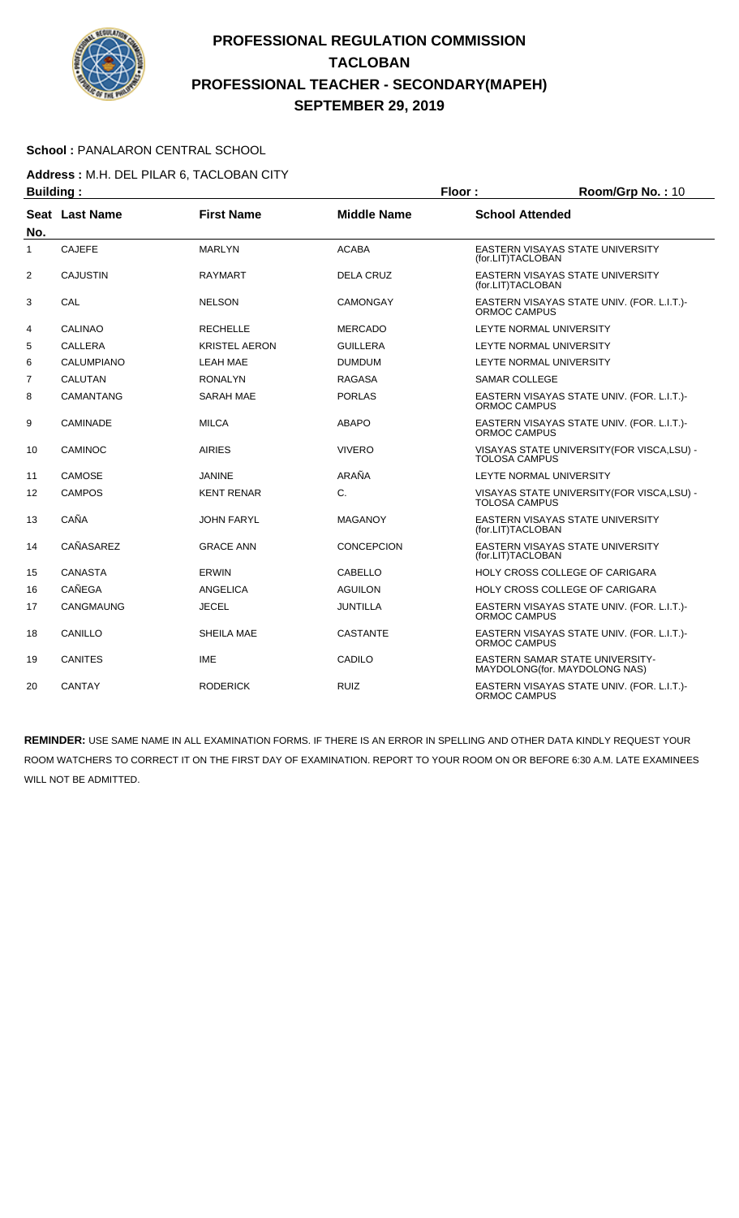# PROFESSIONAL REGULATION COMMISSION
# TACLOBAN
# PROFESSIONAL TEACHER - SECONDARY(MAPEH)
# SEPTEMBER 29, 2019

**School :** PANALARON CENTRAL SCHOOL

**Address :** M.H. DEL PILAR 6, TACLOBAN CITY

**Building :** **Floor :** **Room/Grp No. :** 10

| Seat No. | Last Name | First Name | Middle Name | School Attended |
|---|---|---|---|---|
| 1 | CAJEFE | MARLYN | ACABA | EASTERN VISAYAS STATE UNIVERSITY (for.LIT)TACLOBAN |
| 2 | CAJUSTIN | RAYMART | DELA CRUZ | EASTERN VISAYAS STATE UNIVERSITY (for.LIT)TACLOBAN |
| 3 | CAL | NELSON | CAMONGAY | EASTERN VISAYAS STATE UNIV. (FOR. L.I.T.)-ORMOC CAMPUS |
| 4 | CALINAO | RECHELLE | MERCADO | LEYTE NORMAL UNIVERSITY |
| 5 | CALLERA | KRISTEL AERON | GUILLERA | LEYTE NORMAL UNIVERSITY |
| 6 | CALUMPIANO | LEAH MAE | DUMDUM | LEYTE NORMAL UNIVERSITY |
| 7 | CALUTAN | RONALYN | RAGASA | SAMAR COLLEGE |
| 8 | CAMANTANG | SARAH MAE | PORLAS | EASTERN VISAYAS STATE UNIV. (FOR. L.I.T.)-ORMOC CAMPUS |
| 9 | CAMINADE | MILCA | ABAPO | EASTERN VISAYAS STATE UNIV. (FOR. L.I.T.)-ORMOC CAMPUS |
| 10 | CAMINOC | AIRIES | VIVERO | VISAYAS STATE UNIVERSITY(FOR VISCA,LSU) - TOLOSA CAMPUS |
| 11 | CAMOSE | JANINE | ARAÑA | LEYTE NORMAL UNIVERSITY |
| 12 | CAMPOS | KENT RENAR | C. | VISAYAS STATE UNIVERSITY(FOR VISCA,LSU) - TOLOSA CAMPUS |
| 13 | CAÑA | JOHN FARYL | MAGANOY | EASTERN VISAYAS STATE UNIVERSITY (for.LIT)TACLOBAN |
| 14 | CAÑASAREZ | GRACE ANN | CONCEPCION | EASTERN VISAYAS STATE UNIVERSITY (for.LIT)TACLOBAN |
| 15 | CANASTA | ERWIN | CABELLO | HOLY CROSS COLLEGE OF CARIGARA |
| 16 | CAÑEGA | ANGELICA | AGUILON | HOLY CROSS COLLEGE OF CARIGARA |
| 17 | CANGMAUNG | JECEL | JUNTILLA | EASTERN VISAYAS STATE UNIV. (FOR. L.I.T.)-ORMOC CAMPUS |
| 18 | CANILLO | SHEILA MAE | CASTANTE | EASTERN VISAYAS STATE UNIV. (FOR. L.I.T.)-ORMOC CAMPUS |
| 19 | CANITES | IME | CADILO | EASTERN SAMAR STATE UNIVERSITY-MAYDOLONG(for. MAYDOLONG NAS) |
| 20 | CANTAY | RODERICK | RUIZ | EASTERN VISAYAS STATE UNIV. (FOR. L.I.T.)-ORMOC CAMPUS |

**REMINDER:** USE SAME NAME IN ALL EXAMINATION FORMS. IF THERE IS AN ERROR IN SPELLING AND OTHER DATA KINDLY REQUEST YOUR ROOM WATCHERS TO CORRECT IT ON THE FIRST DAY OF EXAMINATION. REPORT TO YOUR ROOM ON OR BEFORE 6:30 A.M. LATE EXAMINEES WILL NOT BE ADMITTED.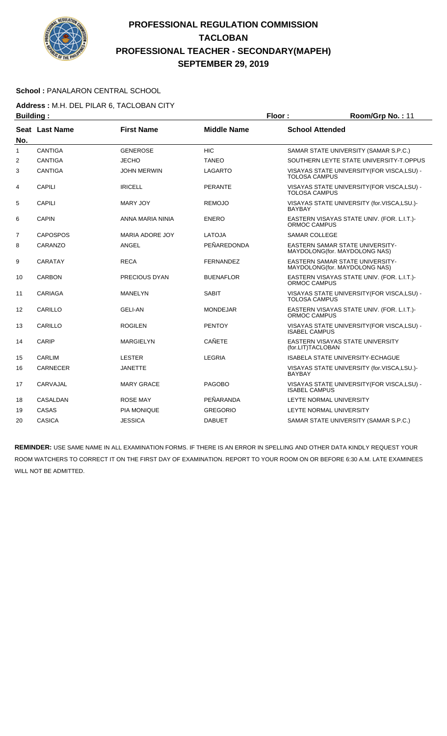# PROFESSIONAL REGULATION COMMISSION
# TACLOBAN
# PROFESSIONAL TEACHER - SECONDARY(MAPEH)
# SEPTEMBER 29, 2019

**School :** PANALARON CENTRAL SCHOOL

**Address :** M.H. DEL PILAR 6, TACLOBAN CITY

**Building :** **Floor :** **Room/Grp No. :** 11

| Seat No. | Last Name | First Name | Middle Name | School Attended |
|---|---|---|---|---|
| 1 | CANTIGA | GENEROSE | HIC | SAMAR STATE UNIVERSITY (SAMAR S.P.C.) |
| 2 | CANTIGA | JECHO | TANEO | SOUTHERN LEYTE STATE UNIVERSITY-T.OPPUS |
| 3 | CANTIGA | JOHN MERWIN | LAGARTO | VISAYAS STATE UNIVERSITY(FOR VISCA,LSU) - TOLOSA CAMPUS |
| 4 | CAPILI | IRICELL | PERANTE | VISAYAS STATE UNIVERSITY(FOR VISCA,LSU) - TOLOSA CAMPUS |
| 5 | CAPILI | MARY JOY | REMOJO | VISAYAS STATE UNIVERSITY (for.VISCA,LSU.)- BAYBAY |
| 6 | CAPIN | ANNA MARIA NINIA | ENERO | EASTERN VISAYAS STATE UNIV. (FOR. L.I.T.)- ORMOC CAMPUS |
| 7 | CAPOSPOS | MARIA ADORE JOY | LATOJA | SAMAR COLLEGE |
| 8 | CARANZO | ANGEL | PEÑAREDONDA | EASTERN SAMAR STATE UNIVERSITY- MAYDOLONG(for. MAYDOLONG NAS) |
| 9 | CARATAY | RECA | FERNANDEZ | EASTERN SAMAR STATE UNIVERSITY- MAYDOLONG(for. MAYDOLONG NAS) |
| 10 | CARBON | PRECIOUS DYAN | BUENAFLOR | EASTERN VISAYAS STATE UNIV. (FOR. L.I.T.)- ORMOC CAMPUS |
| 11 | CARIAGA | MANELYN | SABIT | VISAYAS STATE UNIVERSITY(FOR VISCA,LSU) - TOLOSA CAMPUS |
| 12 | CARILLO | GELI-AN | MONDEJAR | EASTERN VISAYAS STATE UNIV. (FOR. L.I.T.)- ORMOC CAMPUS |
| 13 | CARILLO | ROGILEN | PENTOY | VISAYAS STATE UNIVERSITY(FOR VISCA,LSU) - ISABEL CAMPUS |
| 14 | CARIP | MARGIELYN | CAÑETE | EASTERN VISAYAS STATE UNIVERSITY (for.LIT)TACLOBAN |
| 15 | CARLIM | LESTER | LEGRIA | ISABELA STATE UNIVERSITY-ECHAGUE |
| 16 | CARNECER | JANETTE | | VISAYAS STATE UNIVERSITY (for.VISCA,LSU.)- BAYBAY |
| 17 | CARVAJAL | MARY GRACE | PAGOBO | VISAYAS STATE UNIVERSITY(FOR VISCA,LSU) - ISABEL CAMPUS |
| 18 | CASALDAN | ROSE MAY | PEÑARANDA | LEYTE NORMAL UNIVERSITY |
| 19 | CASAS | PIA MONIQUE | GREGORIO | LEYTE NORMAL UNIVERSITY |
| 20 | CASICA | JESSICA | DABUET | SAMAR STATE UNIVERSITY (SAMAR S.P.C.) |

**REMINDER:** USE SAME NAME IN ALL EXAMINATION FORMS. IF THERE IS AN ERROR IN SPELLING AND OTHER DATA KINDLY REQUEST YOUR ROOM WATCHERS TO CORRECT IT ON THE FIRST DAY OF EXAMINATION. REPORT TO YOUR ROOM ON OR BEFORE 6:30 A.M. LATE EXAMINEES WILL NOT BE ADMITTED.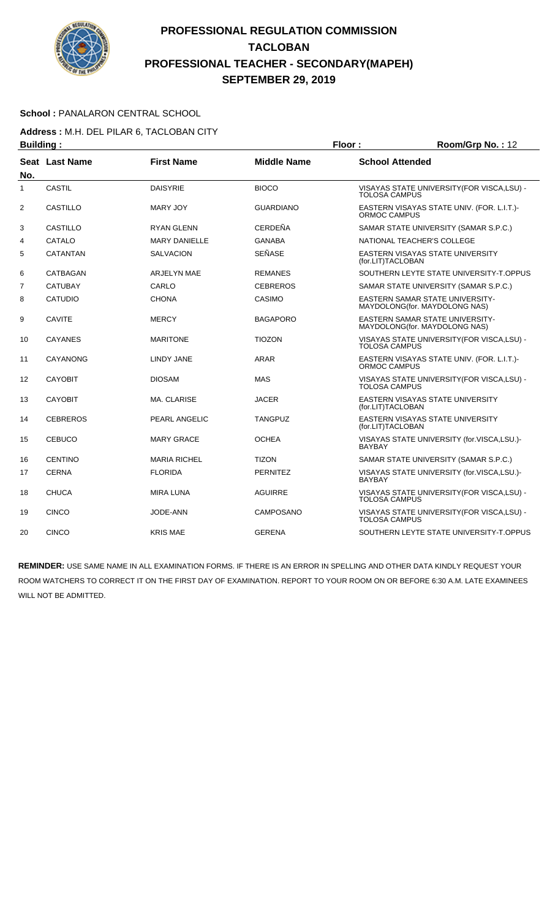# PROFESSIONAL REGULATION COMMISSION
## TACLOBAN
## PROFESSIONAL TEACHER - SECONDARY(MAPEH)
## SEPTEMBER 29, 2019

**School :** PANALARON CENTRAL SCHOOL

**Address :** M.H. DEL PILAR 6, TACLOBAN CITY

**Building :** **Floor :** **Room/Grp No. :** 12

| Seat No. | Last Name | First Name | Middle Name | School Attended |
|---|---|---|---|---|
| 1 | CASTIL | DAISYRIE | BIOCO | VISAYAS STATE UNIVERSITY(FOR VISCA,LSU) - TOLOSA CAMPUS |
| 2 | CASTILLO | MARY JOY | GUARDIANO | EASTERN VISAYAS STATE UNIV. (FOR. L.I.T.)- ORMOC CAMPUS |
| 3 | CASTILLO | RYAN GLENN | CERDEÑA | SAMAR STATE UNIVERSITY (SAMAR S.P.C.) |
| 4 | CATALO | MARY DANIELLE | GANABA | NATIONAL TEACHER'S COLLEGE |
| 5 | CATANTAN | SALVACION | SEÑASE | EASTERN VISAYAS STATE UNIVERSITY (for.LIT)TACLOBAN |
| 6 | CATBAGAN | ARJELYN MAE | REMANES | SOUTHERN LEYTE STATE UNIVERSITY-T.OPPUS |
| 7 | CATUBAY | CARLO | CEBREROS | SAMAR STATE UNIVERSITY (SAMAR S.P.C.) |
| 8 | CATUDIO | CHONA | CASIMO | EASTERN SAMAR STATE UNIVERSITY- MAYDOLONG(for. MAYDOLONG NAS) |
| 9 | CAVITE | MERCY | BAGAPORO | EASTERN SAMAR STATE UNIVERSITY- MAYDOLONG(for. MAYDOLONG NAS) |
| 10 | CAYANES | MARITONE | TIOZON | VISAYAS STATE UNIVERSITY(FOR VISCA,LSU) - TOLOSA CAMPUS |
| 11 | CAYANONG | LINDY JANE | ARAR | EASTERN VISAYAS STATE UNIV. (FOR. L.I.T.)- ORMOC CAMPUS |
| 12 | CAYOBIT | DIOSAM | MAS | VISAYAS STATE UNIVERSITY(FOR VISCA,LSU) - TOLOSA CAMPUS |
| 13 | CAYOBIT | MA. CLARISE | JACER | EASTERN VISAYAS STATE UNIVERSITY (for.LIT)TACLOBAN |
| 14 | CEBREROS | PEARL ANGELIC | TANGPUZ | EASTERN VISAYAS STATE UNIVERSITY (for.LIT)TACLOBAN |
| 15 | CEBUCO | MARY GRACE | OCHEA | VISAYAS STATE UNIVERSITY (for.VISCA,LSU.)- BAYBAY |
| 16 | CENTINO | MARIA RICHEL | TIZON | SAMAR STATE UNIVERSITY (SAMAR S.P.C.) |
| 17 | CERNA | FLORIDA | PERNITEZ | VISAYAS STATE UNIVERSITY (for.VISCA,LSU.)- BAYBAY |
| 18 | CHUCA | MIRA LUNA | AGUIRRE | VISAYAS STATE UNIVERSITY(FOR VISCA,LSU) - TOLOSA CAMPUS |
| 19 | CINCO | JODE-ANN | CAMPOSANO | VISAYAS STATE UNIVERSITY(FOR VISCA,LSU) - TOLOSA CAMPUS |
| 20 | CINCO | KRIS MAE | GERENA | SOUTHERN LEYTE STATE UNIVERSITY-T.OPPUS |

**REMINDER:** USE SAME NAME IN ALL EXAMINATION FORMS. IF THERE IS AN ERROR IN SPELLING AND OTHER DATA KINDLY REQUEST YOUR ROOM WATCHERS TO CORRECT IT ON THE FIRST DAY OF EXAMINATION. REPORT TO YOUR ROOM ON OR BEFORE 6:30 A.M. LATE EXAMINEES WILL NOT BE ADMITTED.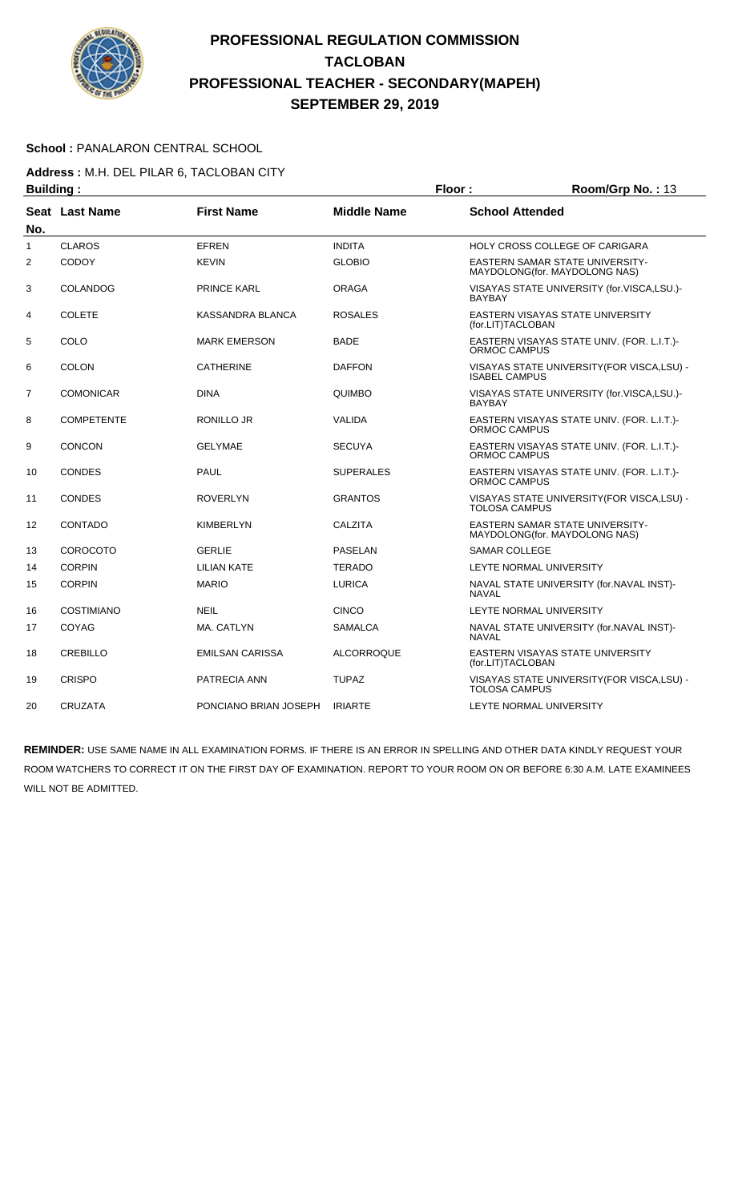# PROFESSIONAL REGULATION COMMISSION
## TACLOBAN
## PROFESSIONAL TEACHER - SECONDARY(MAPEH)
## SEPTEMBER 29, 2019

**School :** PANALARON CENTRAL SCHOOL

**Address :** M.H. DEL PILAR 6, TACLOBAN CITY

**Building :** **Floor :** **Room/Grp No. :** 13

| Seat No. | Last Name | First Name | Middle Name | School Attended |
|---|---|---|---|---|
| 1 | CLAROS | EFREN | INDITA | HOLY CROSS COLLEGE OF CARIGARA |
| 2 | CODOY | KEVIN | GLOBIO | EASTERN SAMAR STATE UNIVERSITY-MAYDOLONG(for. MAYDOLONG NAS) |
| 3 | COLANDOG | PRINCE KARL | ORAGA | VISAYAS STATE UNIVERSITY (for.VISCA,LSU.)-BAYBAY |
| 4 | COLETE | KASSANDRA BLANCA | ROSALES | EASTERN VISAYAS STATE UNIVERSITY (for.LIT)TACLOBAN |
| 5 | COLO | MARK EMERSON | BADE | EASTERN VISAYAS STATE UNIV. (FOR. L.I.T.)-ORMOC CAMPUS |
| 6 | COLON | CATHERINE | DAFFON | VISAYAS STATE UNIVERSITY(FOR VISCA,LSU) -ISABEL CAMPUS |
| 7 | COMONICAR | DINA | QUIMBO | VISAYAS STATE UNIVERSITY (for.VISCA,LSU.)-BAYBAY |
| 8 | COMPETENTE | RONILLO JR | VALIDA | EASTERN VISAYAS STATE UNIV. (FOR. L.I.T.)-ORMOC CAMPUS |
| 9 | CONCON | GELYMAE | SECUYA | EASTERN VISAYAS STATE UNIV. (FOR. L.I.T.)-ORMOC CAMPUS |
| 10 | CONDES | PAUL | SUPERALES | EASTERN VISAYAS STATE UNIV. (FOR. L.I.T.)-ORMOC CAMPUS |
| 11 | CONDES | ROVERLYN | GRANTOS | VISAYAS STATE UNIVERSITY(FOR VISCA,LSU) -TOLOSA CAMPUS |
| 12 | CONTADO | KIMBERLYN | CALZITA | EASTERN SAMAR STATE UNIVERSITY-MAYDOLONG(for. MAYDOLONG NAS) |
| 13 | COROCOTO | GERLIE | PASELAN | SAMAR COLLEGE |
| 14 | CORPIN | LILIAN KATE | TERADO | LEYTE NORMAL UNIVERSITY |
| 15 | CORPIN | MARIO | LURICA | NAVAL STATE UNIVERSITY (for.NAVAL INST)-NAVAL |
| 16 | COSTIMIANO | NEIL | CINCO | LEYTE NORMAL UNIVERSITY |
| 17 | COYAG | MA. CATLYN | SAMALCA | NAVAL STATE UNIVERSITY (for.NAVAL INST)-NAVAL |
| 18 | CREBILLO | EMILSAN CARISSA | ALCORROQUE | EASTERN VISAYAS STATE UNIVERSITY (for.LIT)TACLOBAN |
| 19 | CRISPO | PATRECIA ANN | TUPAZ | VISAYAS STATE UNIVERSITY(FOR VISCA,LSU) -TOLOSA CAMPUS |
| 20 | CRUZATA | PONCIANO BRIAN JOSEPH | IRIARTE | LEYTE NORMAL UNIVERSITY |

**REMINDER:** USE SAME NAME IN ALL EXAMINATION FORMS. IF THERE IS AN ERROR IN SPELLING AND OTHER DATA KINDLY REQUEST YOUR ROOM WATCHERS TO CORRECT IT ON THE FIRST DAY OF EXAMINATION. REPORT TO YOUR ROOM ON OR BEFORE 6:30 A.M. LATE EXAMINEES WILL NOT BE ADMITTED.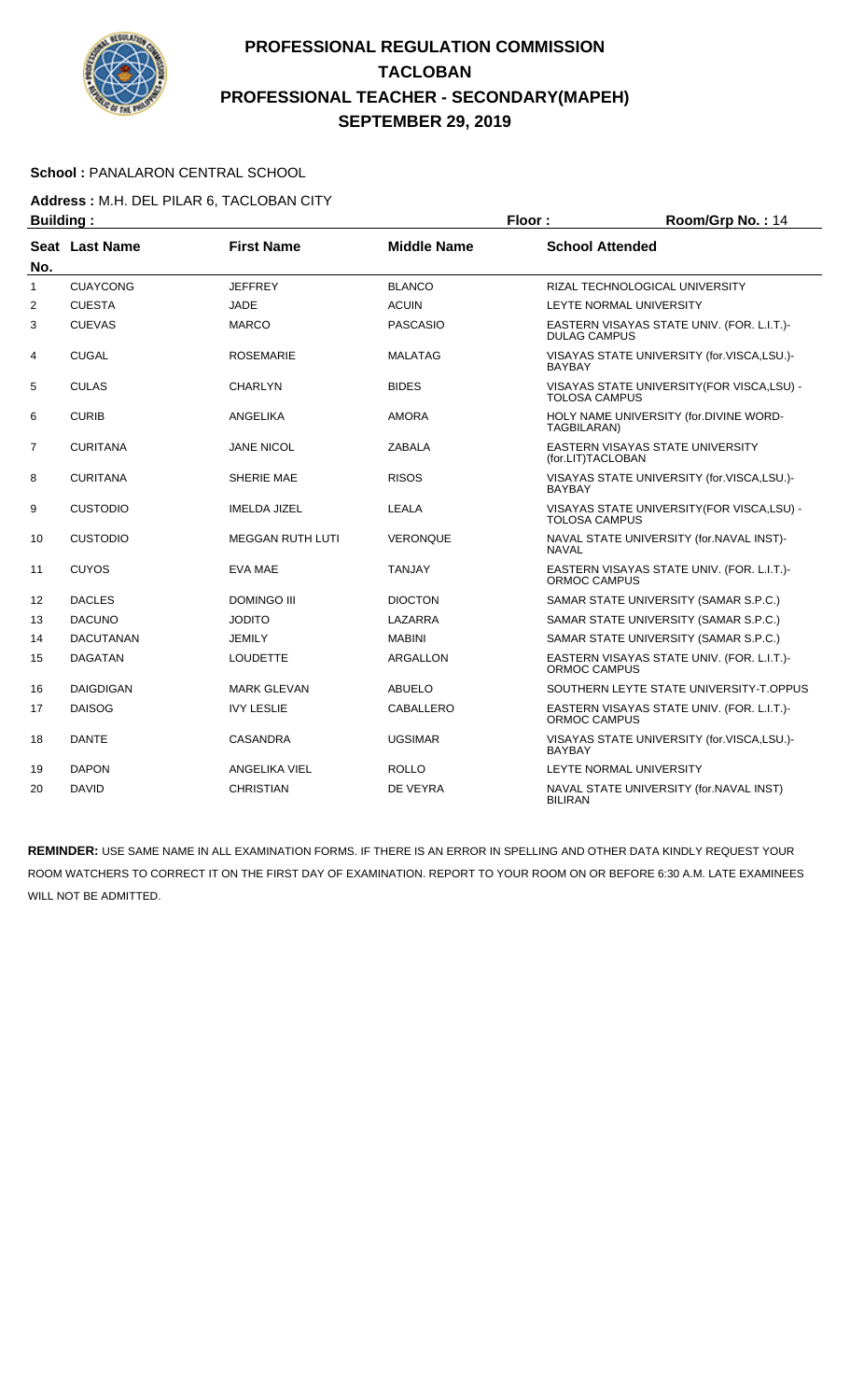# PROFESSIONAL REGULATION COMMISSION
# TACLOBAN
# PROFESSIONAL TEACHER - SECONDARY(MAPEH)
# SEPTEMBER 29, 2019

**School :** PANALARON CENTRAL SCHOOL

**Address :** M.H. DEL PILAR 6, TACLOBAN CITY

**Building :** **Floor :** **Room/Grp No. :** 14

| Seat No. | Last Name | First Name | Middle Name | School Attended |
|---|---|---|---|---|
| 1 | CUAYCONG | JEFFREY | BLANCO | RIZAL TECHNOLOGICAL UNIVERSITY |
| 2 | CUESTA | JADE | ACUIN | LEYTE NORMAL UNIVERSITY |
| 3 | CUEVAS | MARCO | PASCASIO | EASTERN VISAYAS STATE UNIV. (FOR. L.I.T.)-DULAG CAMPUS |
| 4 | CUGAL | ROSEMARIE | MALATAG | VISAYAS STATE UNIVERSITY (for.VISCA,LSU.)-BAYBAY |
| 5 | CULAS | CHARLYN | BIDES | VISAYAS STATE UNIVERSITY(FOR VISCA,LSU) - TOLOSA CAMPUS |
| 6 | CURIB | ANGELIKA | AMORA | HOLY NAME UNIVERSITY (for.DIVINE WORD-TAGBILARAN) |
| 7 | CURITANA | JANE NICOL | ZABALA | EASTERN VISAYAS STATE UNIVERSITY (for.LIT)TACLOBAN |
| 8 | CURITANA | SHERIE MAE | RISOS | VISAYAS STATE UNIVERSITY (for.VISCA,LSU.)-BAYBAY |
| 9 | CUSTODIO | IMELDA JIZEL | LEALA | VISAYAS STATE UNIVERSITY(FOR VISCA,LSU) - TOLOSA CAMPUS |
| 10 | CUSTODIO | MEGGAN RUTH LUTI | VERONQUE | NAVAL STATE UNIVERSITY (for.NAVAL INST)-NAVAL |
| 11 | CUYOS | EVA MAE | TANJAY | EASTERN VISAYAS STATE UNIV. (FOR. L.I.T.)-ORMOC CAMPUS |
| 12 | DACLES | DOMINGO III | DIOCTON | SAMAR STATE UNIVERSITY (SAMAR S.P.C.) |
| 13 | DACUNO | JODITO | LAZARRA | SAMAR STATE UNIVERSITY (SAMAR S.P.C.) |
| 14 | DACUTANAN | JEMILY | MABINI | SAMAR STATE UNIVERSITY (SAMAR S.P.C.) |
| 15 | DAGATAN | LOUDETTE | ARGALLON | EASTERN VISAYAS STATE UNIV. (FOR. L.I.T.)-ORMOC CAMPUS |
| 16 | DAIGDIGAN | MARK GLEVAN | ABUELO | SOUTHERN LEYTE STATE UNIVERSITY-T.OPPUS |
| 17 | DAISOG | IVY LESLIE | CABALLERO | EASTERN VISAYAS STATE UNIV. (FOR. L.I.T.)-ORMOC CAMPUS |
| 18 | DANTE | CASANDRA | UGSIMAR | VISAYAS STATE UNIVERSITY (for.VISCA,LSU.)-BAYBAY |
| 19 | DAPON | ANGELIKA VIEL | ROLLO | LEYTE NORMAL UNIVERSITY |
| 20 | DAVID | CHRISTIAN | DE VEYRA | NAVAL STATE UNIVERSITY (for.NAVAL INST) BILIRAN |

**REMINDER:** USE SAME NAME IN ALL EXAMINATION FORMS. IF THERE IS AN ERROR IN SPELLING AND OTHER DATA KINDLY REQUEST YOUR ROOM WATCHERS TO CORRECT IT ON THE FIRST DAY OF EXAMINATION. REPORT TO YOUR ROOM ON OR BEFORE 6:30 A.M. LATE EXAMINEES WILL NOT BE ADMITTED.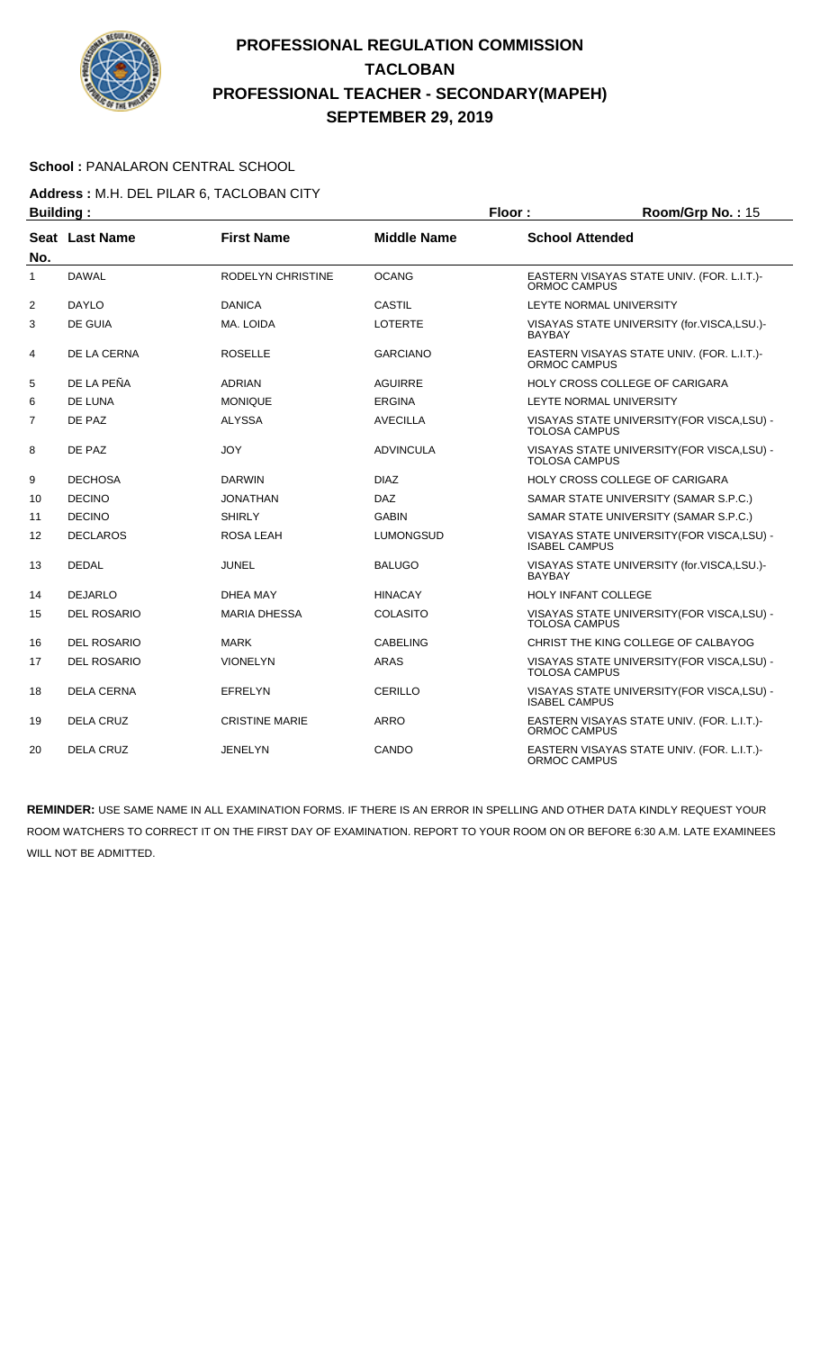# PROFESSIONAL REGULATION COMMISSION
## TACLOBAN
## PROFESSIONAL TEACHER - SECONDARY(MAPEH)
## SEPTEMBER 29, 2019

**School :** PANALARON CENTRAL SCHOOL

**Address :** M.H. DEL PILAR 6, TACLOBAN CITY

**Building :** **Floor :** **Room/Grp No. :** 15

| Seat No. | Last Name | First Name | Middle Name | School Attended |
|---|---|---|---|---|
| 1 | DAWAL | RODELYN CHRISTINE | OCANG | EASTERN VISAYAS STATE UNIV. (FOR. L.I.T.)- ORMOC CAMPUS |
| 2 | DAYLO | DANICA | CASTIL | LEYTE NORMAL UNIVERSITY |
| 3 | DE GUIA | MA. LOIDA | LOTERTE | VISAYAS STATE UNIVERSITY (for.VISCA,LSU.)- BAYBAY |
| 4 | DE LA CERNA | ROSELLE | GARCIANO | EASTERN VISAYAS STATE UNIV. (FOR. L.I.T.)- ORMOC CAMPUS |
| 5 | DE LA PEÑA | ADRIAN | AGUIRRE | HOLY CROSS COLLEGE OF CARIGARA |
| 6 | DE LUNA | MONIQUE | ERGINA | LEYTE NORMAL UNIVERSITY |
| 7 | DE PAZ | ALYSSA | AVECILLA | VISAYAS STATE UNIVERSITY(FOR VISCA,LSU) - TOLOSA CAMPUS |
| 8 | DE PAZ | JOY | ADVINCULA | VISAYAS STATE UNIVERSITY(FOR VISCA,LSU) - TOLOSA CAMPUS |
| 9 | DECHOSA | DARWIN | DIAZ | HOLY CROSS COLLEGE OF CARIGARA |
| 10 | DECINO | JONATHAN | DAZ | SAMAR STATE UNIVERSITY (SAMAR S.P.C.) |
| 11 | DECINO | SHIRLY | GABIN | SAMAR STATE UNIVERSITY (SAMAR S.P.C.) |
| 12 | DECLAROS | ROSA LEAH | LUMONGSUD | VISAYAS STATE UNIVERSITY(FOR VISCA,LSU) - ISABEL CAMPUS |
| 13 | DEDAL | JUNEL | BALUGO | VISAYAS STATE UNIVERSITY (for.VISCA,LSU.)- BAYBAY |
| 14 | DEJARLO | DHEA MAY | HINACAY | HOLY INFANT COLLEGE |
| 15 | DEL ROSARIO | MARIA DHESSA | COLASITO | VISAYAS STATE UNIVERSITY(FOR VISCA,LSU) - TOLOSA CAMPUS |
| 16 | DEL ROSARIO | MARK | CABELING | CHRIST THE KING COLLEGE OF CALBAYOG |
| 17 | DEL ROSARIO | VIONELYN | ARAS | VISAYAS STATE UNIVERSITY(FOR VISCA,LSU) - TOLOSA CAMPUS |
| 18 | DELA CERNA | EFRELYN | CERILLO | VISAYAS STATE UNIVERSITY(FOR VISCA,LSU) - ISABEL CAMPUS |
| 19 | DELA CRUZ | CRISTINE MARIE | ARRO | EASTERN VISAYAS STATE UNIV. (FOR. L.I.T.)- ORMOC CAMPUS |
| 20 | DELA CRUZ | JENELYN | CANDO | EASTERN VISAYAS STATE UNIV. (FOR. L.I.T.)- ORMOC CAMPUS |

**REMINDER:** USE SAME NAME IN ALL EXAMINATION FORMS. IF THERE IS AN ERROR IN SPELLING AND OTHER DATA KINDLY REQUEST YOUR ROOM WATCHERS TO CORRECT IT ON THE FIRST DAY OF EXAMINATION. REPORT TO YOUR ROOM ON OR BEFORE 6:30 A.M. LATE EXAMINEES WILL NOT BE ADMITTED.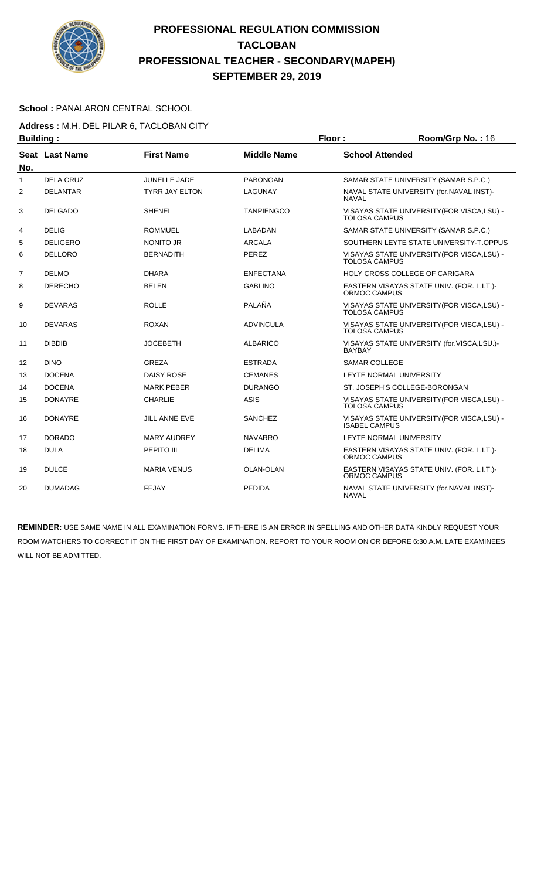# PROFESSIONAL REGULATION COMMISSION
## TACLOBAN
## PROFESSIONAL TEACHER - SECONDARY(MAPEH)
## SEPTEMBER 29, 2019

**School :** PANALARON CENTRAL SCHOOL

**Address :** M.H. DEL PILAR 6, TACLOBAN CITY

**Building :** **Floor :** **Room/Grp No. :** 16

| Seat No. | Last Name | First Name | Middle Name | School Attended |
|---|---|---|---|---|
| 1 | DELA CRUZ | JUNELLE JADE | PABONGAN | SAMAR STATE UNIVERSITY (SAMAR S.P.C.) |
| 2 | DELANTAR | TYRR JAY ELTON | LAGUNAY | NAVAL STATE UNIVERSITY (for.NAVAL INST)-NAVAL |
| 3 | DELGADO | SHENEL | TANPIENGCO | VISAYAS STATE UNIVERSITY(FOR VISCA,LSU) - TOLOSA CAMPUS |
| 4 | DELIG | ROMMUEL | LABADAN | SAMAR STATE UNIVERSITY (SAMAR S.P.C.) |
| 5 | DELIGERO | NONITO JR | ARCALA | SOUTHERN LEYTE STATE UNIVERSITY-T.OPPUS |
| 6 | DELLORO | BERNADITH | PEREZ | VISAYAS STATE UNIVERSITY(FOR VISCA,LSU) - TOLOSA CAMPUS |
| 7 | DELMO | DHARA | ENFECTANA | HOLY CROSS COLLEGE OF CARIGARA |
| 8 | DERECHO | BELEN | GABLINO | EASTERN VISAYAS STATE UNIV. (FOR. L.I.T.)-ORMOC CAMPUS |
| 9 | DEVARAS | ROLLE | PALAÑA | VISAYAS STATE UNIVERSITY(FOR VISCA,LSU) - TOLOSA CAMPUS |
| 10 | DEVARAS | ROXAN | ADVINCULA | VISAYAS STATE UNIVERSITY(FOR VISCA,LSU) - TOLOSA CAMPUS |
| 11 | DIBDIB | JOCEBETH | ALBARICO | VISAYAS STATE UNIVERSITY (for.VISCA,LSU.)-BAYBAY |
| 12 | DINO | GREZA | ESTRADA | SAMAR COLLEGE |
| 13 | DOCENA | DAISY ROSE | CEMANES | LEYTE NORMAL UNIVERSITY |
| 14 | DOCENA | MARK PEBER | DURANGO | ST. JOSEPH'S COLLEGE-BORONGAN |
| 15 | DONAYRE | CHARLIE | ASIS | VISAYAS STATE UNIVERSITY(FOR VISCA,LSU) - TOLOSA CAMPUS |
| 16 | DONAYRE | JILL ANNE EVE | SANCHEZ | VISAYAS STATE UNIVERSITY(FOR VISCA,LSU) - ISABEL CAMPUS |
| 17 | DORADO | MARY AUDREY | NAVARRO | LEYTE NORMAL UNIVERSITY |
| 18 | DULA | PEPITO III | DELIMA | EASTERN VISAYAS STATE UNIV. (FOR. L.I.T.)-ORMOC CAMPUS |
| 19 | DULCE | MARIA VENUS | OLAN-OLAN | EASTERN VISAYAS STATE UNIV. (FOR. L.I.T.)-ORMOC CAMPUS |
| 20 | DUMADAG | FEJAY | PEDIDA | NAVAL STATE UNIVERSITY (for.NAVAL INST)-NAVAL |

**REMINDER:** USE SAME NAME IN ALL EXAMINATION FORMS. IF THERE IS AN ERROR IN SPELLING AND OTHER DATA KINDLY REQUEST YOUR ROOM WATCHERS TO CORRECT IT ON THE FIRST DAY OF EXAMINATION. REPORT TO YOUR ROOM ON OR BEFORE 6:30 A.M. LATE EXAMINEES WILL NOT BE ADMITTED.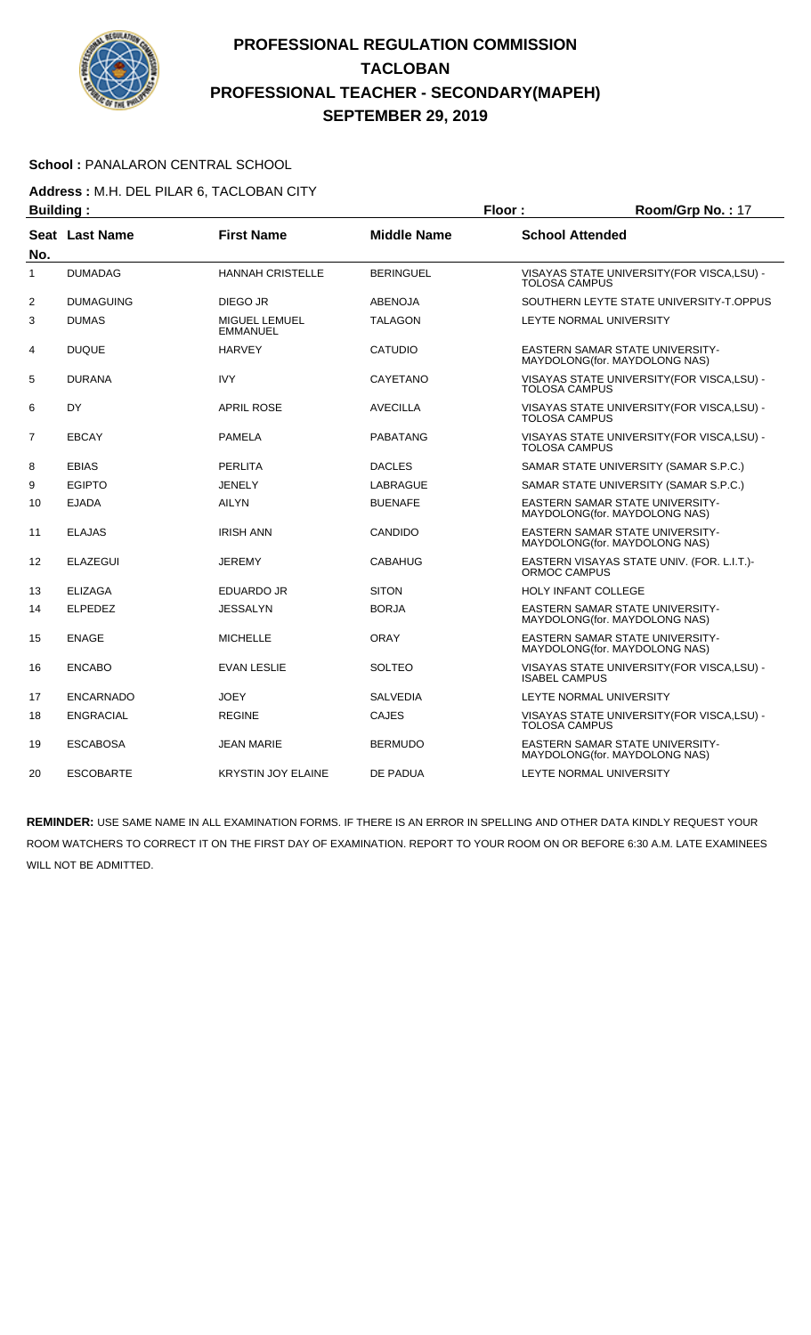# PROFESSIONAL REGULATION COMMISSION
# TACLOBAN
# PROFESSIONAL TEACHER - SECONDARY(MAPEH)
# SEPTEMBER 29, 2019

**School :** PANALARON CENTRAL SCHOOL

**Address :** M.H. DEL PILAR 6, TACLOBAN CITY

**Building :** **Floor :** **Room/Grp No. :** 17

| Seat No. | Last Name | First Name | Middle Name | School Attended |
|---|---|---|---|---|
| 1 | DUMADAG | HANNAH CRISTELLE | BERINGUEL | VISAYAS STATE UNIVERSITY(FOR VISCA,LSU) - TOLOSA CAMPUS |
| 2 | DUMAGUING | DIEGO JR | ABENOJA | SOUTHERN LEYTE STATE UNIVERSITY-T.OPPUS |
| 3 | DUMAS | MIGUEL LEMUEL EMMANUEL | TALAGON | LEYTE NORMAL UNIVERSITY |
| 4 | DUQUE | HARVEY | CATUDIO | EASTERN SAMAR STATE UNIVERSITY-MAYDOLONG(for. MAYDOLONG NAS) |
| 5 | DURANA | IVY | CAYETANO | VISAYAS STATE UNIVERSITY(FOR VISCA,LSU) - TOLOSA CAMPUS |
| 6 | DY | APRIL ROSE | AVECILLA | VISAYAS STATE UNIVERSITY(FOR VISCA,LSU) - TOLOSA CAMPUS |
| 7 | EBCAY | PAMELA | PABATANG | VISAYAS STATE UNIVERSITY(FOR VISCA,LSU) - TOLOSA CAMPUS |
| 8 | EBIAS | PERLITA | DACLES | SAMAR STATE UNIVERSITY (SAMAR S.P.C.) |
| 9 | EGIPTO | JENELY | LABRAGUE | SAMAR STATE UNIVERSITY (SAMAR S.P.C.) |
| 10 | EJADA | AILYN | BUENAFE | EASTERN SAMAR STATE UNIVERSITY-MAYDOLONG(for. MAYDOLONG NAS) |
| 11 | ELAJAS | IRISH ANN | CANDIDO | EASTERN SAMAR STATE UNIVERSITY-MAYDOLONG(for. MAYDOLONG NAS) |
| 12 | ELAZEGUI | JEREMY | CABAHUG | EASTERN VISAYAS STATE UNIV. (FOR. L.I.T.)-ORMOC CAMPUS |
| 13 | ELIZAGA | EDUARDO JR | SITON | HOLY INFANT COLLEGE |
| 14 | ELPEDEZ | JESSALYN | BORJA | EASTERN SAMAR STATE UNIVERSITY-MAYDOLONG(for. MAYDOLONG NAS) |
| 15 | ENAGE | MICHELLE | ORAY | EASTERN SAMAR STATE UNIVERSITY-MAYDOLONG(for. MAYDOLONG NAS) |
| 16 | ENCABO | EVAN LESLIE | SOLTEO | VISAYAS STATE UNIVERSITY(FOR VISCA,LSU) - ISABEL CAMPUS |
| 17 | ENCARNADO | JOEY | SALVEDIA | LEYTE NORMAL UNIVERSITY |
| 18 | ENGRACIAL | REGINE | CAJES | VISAYAS STATE UNIVERSITY(FOR VISCA,LSU) - TOLOSA CAMPUS |
| 19 | ESCABOSA | JEAN MARIE | BERMUDO | EASTERN SAMAR STATE UNIVERSITY-MAYDOLONG(for. MAYDOLONG NAS) |
| 20 | ESCOBARTE | KRYSTIN JOY ELAINE | DE PADUA | LEYTE NORMAL UNIVERSITY |

**REMINDER:** USE SAME NAME IN ALL EXAMINATION FORMS. IF THERE IS AN ERROR IN SPELLING AND OTHER DATA KINDLY REQUEST YOUR ROOM WATCHERS TO CORRECT IT ON THE FIRST DAY OF EXAMINATION. REPORT TO YOUR ROOM ON OR BEFORE 6:30 A.M. LATE EXAMINEES WILL NOT BE ADMITTED.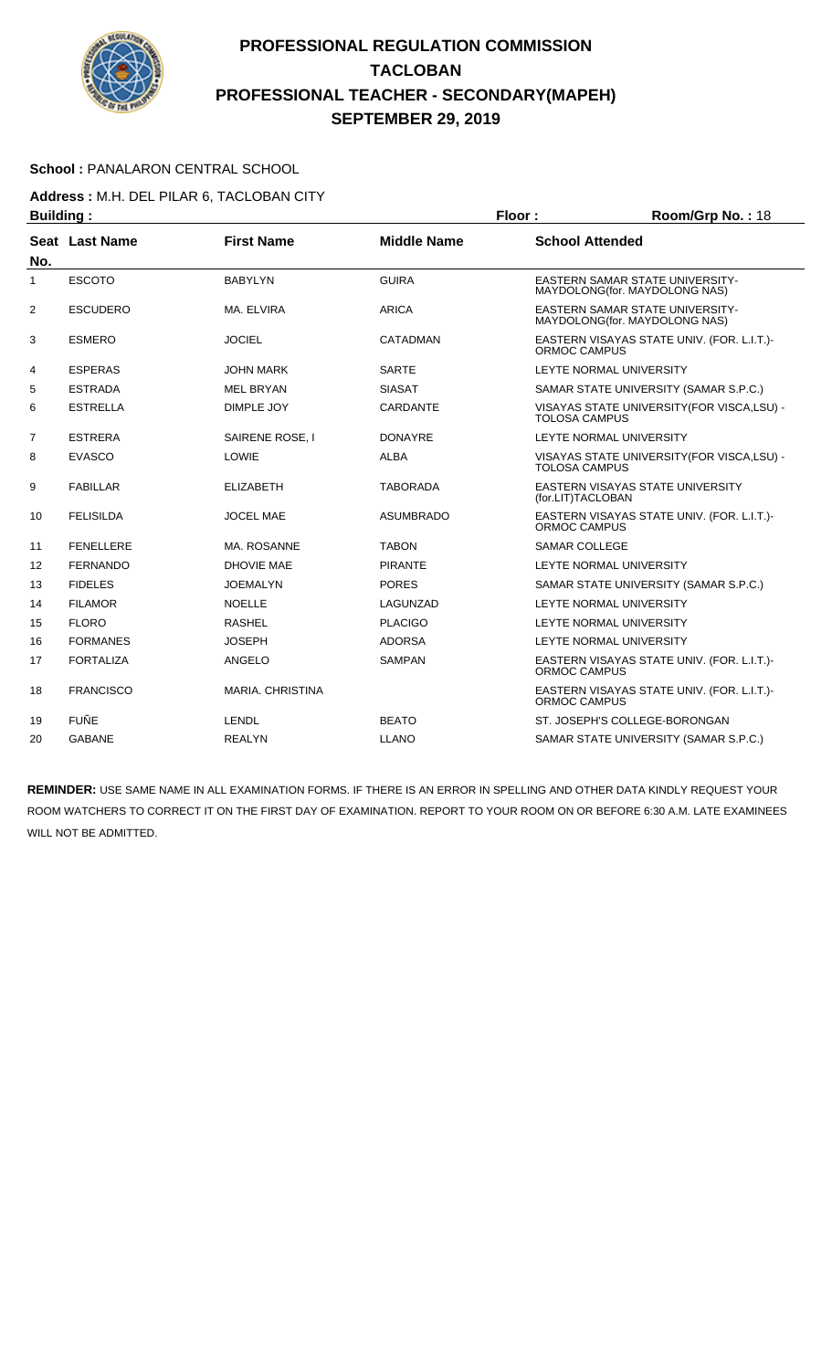# PROFESSIONAL REGULATION COMMISSION
## TACLOBAN
## PROFESSIONAL TEACHER - SECONDARY(MAPEH)
## SEPTEMBER 29, 2019

**School :** PANALARON CENTRAL SCHOOL

**Address :** M.H. DEL PILAR 6, TACLOBAN CITY

**Building :** **Floor :** **Room/Grp No. :** 18

| Seat No. | Last Name | First Name | Middle Name | School Attended |
|---|---|---|---|---|
| 1 | ESCOTO | BABYLYN | GUIRA | EASTERN SAMAR STATE UNIVERSITY-MAYDOLONG(for. MAYDOLONG NAS) |
| 2 | ESCUDERO | MA. ELVIRA | ARICA | EASTERN SAMAR STATE UNIVERSITY-MAYDOLONG(for. MAYDOLONG NAS) |
| 3 | ESMERO | JOCIEL | CATADMAN | EASTERN VISAYAS STATE UNIV. (FOR. L.I.T.)-ORMOC CAMPUS |
| 4 | ESPERAS | JOHN MARK | SARTE | LEYTE NORMAL UNIVERSITY |
| 5 | ESTRADA | MEL BRYAN | SIASAT | SAMAR STATE UNIVERSITY (SAMAR S.P.C.) |
| 6 | ESTRELLA | DIMPLE JOY | CARDANTE | VISAYAS STATE UNIVERSITY(FOR VISCA,LSU) - TOLOSA CAMPUS |
| 7 | ESTRERA | SAIRENE ROSE, I | DONAYRE | LEYTE NORMAL UNIVERSITY |
| 8 | EVASCO | LOWIE | ALBA | VISAYAS STATE UNIVERSITY(FOR VISCA,LSU) - TOLOSA CAMPUS |
| 9 | FABILLAR | ELIZABETH | TABORADA | EASTERN VISAYAS STATE UNIVERSITY (for.LIT)TACLOBAN |
| 10 | FELISILDA | JOCEL MAE | ASUMBRADO | EASTERN VISAYAS STATE UNIV. (FOR. L.I.T.)-ORMOC CAMPUS |
| 11 | FENELLERE | MA. ROSANNE | TABON | SAMAR COLLEGE |
| 12 | FERNANDO | DHOVIE MAE | PIRANTE | LEYTE NORMAL UNIVERSITY |
| 13 | FIDELES | JOEMALYN | PORES | SAMAR STATE UNIVERSITY (SAMAR S.P.C.) |
| 14 | FILAMOR | NOELLE | LAGUNZAD | LEYTE NORMAL UNIVERSITY |
| 15 | FLORO | RASHEL | PLACIGO | LEYTE NORMAL UNIVERSITY |
| 16 | FORMANES | JOSEPH | ADORSA | LEYTE NORMAL UNIVERSITY |
| 17 | FORTALIZA | ANGELO | SAMPAN | EASTERN VISAYAS STATE UNIV. (FOR. L.I.T.)-ORMOC CAMPUS |
| 18 | FRANCISCO | MARIA. CHRISTINA | | EASTERN VISAYAS STATE UNIV. (FOR. L.I.T.)-ORMOC CAMPUS |
| 19 | FUÑE | LENDL | BEATO | ST. JOSEPH'S COLLEGE-BORONGAN |
| 20 | GABANE | REALYN | LLANO | SAMAR STATE UNIVERSITY (SAMAR S.P.C.) |

**REMINDER:** USE SAME NAME IN ALL EXAMINATION FORMS. IF THERE IS AN ERROR IN SPELLING AND OTHER DATA KINDLY REQUEST YOUR ROOM WATCHERS TO CORRECT IT ON THE FIRST DAY OF EXAMINATION. REPORT TO YOUR ROOM ON OR BEFORE 6:30 A.M. LATE EXAMINEES WILL NOT BE ADMITTED.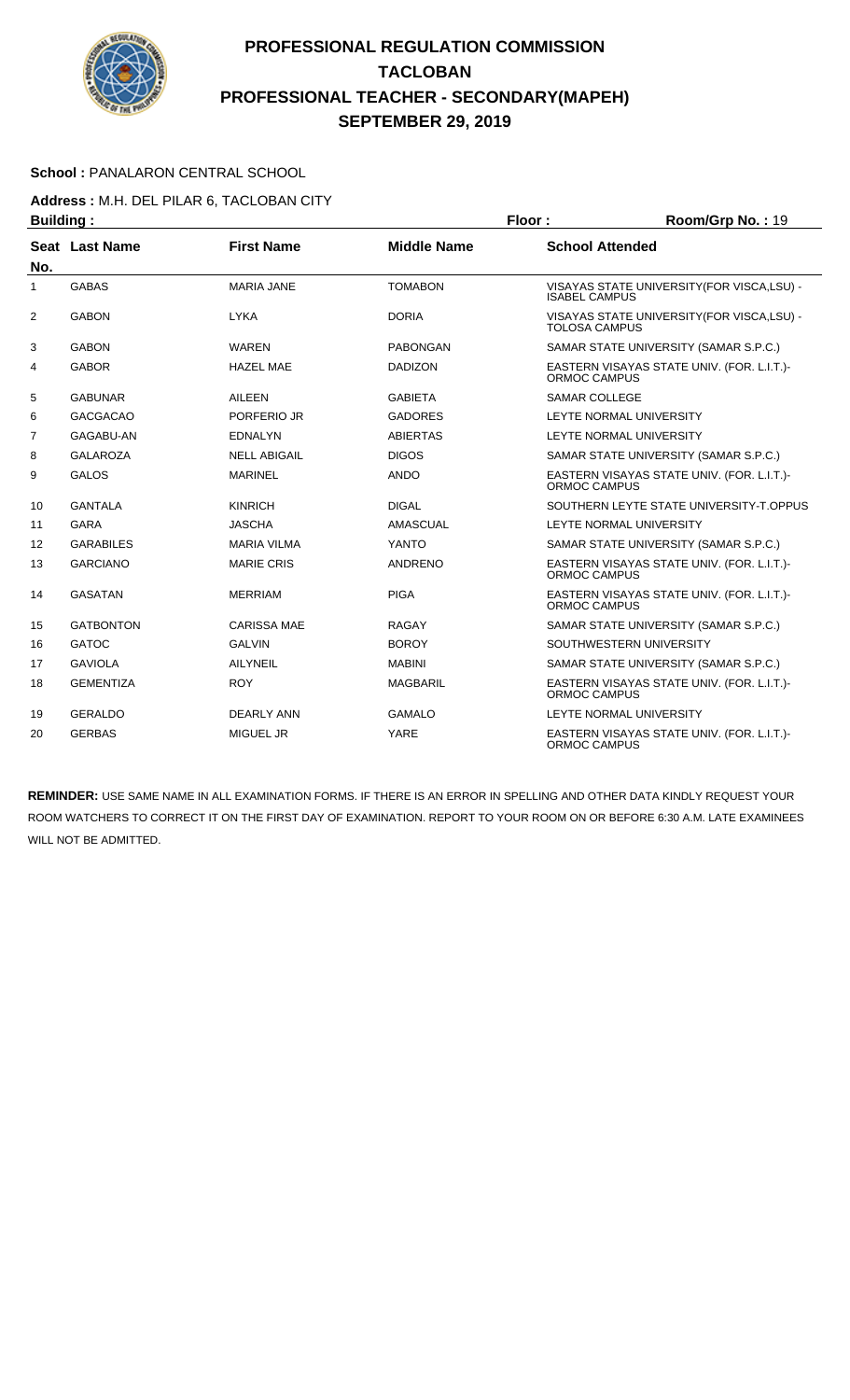# PROFESSIONAL REGULATION COMMISSION
## TACLOBAN
## PROFESSIONAL TEACHER - SECONDARY(MAPEH)
## SEPTEMBER 29, 2019

**School :** PANALARON CENTRAL SCHOOL

**Address :** M.H. DEL PILAR 6, TACLOBAN CITY

**Building :** **Floor :** **Room/Grp No. :** 19

| Seat No. | Last Name | First Name | Middle Name | School Attended |
|---|---|---|---|---|
| 1 | GABAS | MARIA JANE | TOMABON | VISAYAS STATE UNIVERSITY(FOR VISCA,LSU) - ISABEL CAMPUS |
| 2 | GABON | LYKA | DORIA | VISAYAS STATE UNIVERSITY(FOR VISCA,LSU) - TOLOSA CAMPUS |
| 3 | GABON | WAREN | PABONGAN | SAMAR STATE UNIVERSITY (SAMAR S.P.C.) |
| 4 | GABOR | HAZEL MAE | DADIZON | EASTERN VISAYAS STATE UNIV. (FOR. L.I.T.)- ORMOC CAMPUS |
| 5 | GABUNAR | AILEEN | GABIETA | SAMAR COLLEGE |
| 6 | GACGACAO | PORFERIO JR | GADORES | LEYTE NORMAL UNIVERSITY |
| 7 | GAGABU-AN | EDNALYN | ABIERTAS | LEYTE NORMAL UNIVERSITY |
| 8 | GALAROZA | NELL ABIGAIL | DIGOS | SAMAR STATE UNIVERSITY (SAMAR S.P.C.) |
| 9 | GALOS | MARINEL | ANDO | EASTERN VISAYAS STATE UNIV. (FOR. L.I.T.)- ORMOC CAMPUS |
| 10 | GANTALA | KINRICH | DIGAL | SOUTHERN LEYTE STATE UNIVERSITY-T.OPPUS |
| 11 | GARA | JASCHA | AMASCUAL | LEYTE NORMAL UNIVERSITY |
| 12 | GARABILES | MARIA VILMA | YANTO | SAMAR STATE UNIVERSITY (SAMAR S.P.C.) |
| 13 | GARCIANO | MARIE CRIS | ANDRENO | EASTERN VISAYAS STATE UNIV. (FOR. L.I.T.)- ORMOC CAMPUS |
| 14 | GASATAN | MERRIAM | PIGA | EASTERN VISAYAS STATE UNIV. (FOR. L.I.T.)- ORMOC CAMPUS |
| 15 | GATBONTON | CARISSA MAE | RAGAY | SAMAR STATE UNIVERSITY (SAMAR S.P.C.) |
| 16 | GATOC | GALVIN | BOROY | SOUTHWESTERN UNIVERSITY |
| 17 | GAVIOLA | AILYNEIL | MABINI | SAMAR STATE UNIVERSITY (SAMAR S.P.C.) |
| 18 | GEMENTIZA | ROY | MAGBARIL | EASTERN VISAYAS STATE UNIV. (FOR. L.I.T.)- ORMOC CAMPUS |
| 19 | GERALDO | DEARLY ANN | GAMALO | LEYTE NORMAL UNIVERSITY |
| 20 | GERBAS | MIGUEL JR | YARE | EASTERN VISAYAS STATE UNIV. (FOR. L.I.T.)- ORMOC CAMPUS |

**REMINDER:** USE SAME NAME IN ALL EXAMINATION FORMS. IF THERE IS AN ERROR IN SPELLING AND OTHER DATA KINDLY REQUEST YOUR ROOM WATCHERS TO CORRECT IT ON THE FIRST DAY OF EXAMINATION. REPORT TO YOUR ROOM ON OR BEFORE 6:30 A.M. LATE EXAMINEES WILL NOT BE ADMITTED.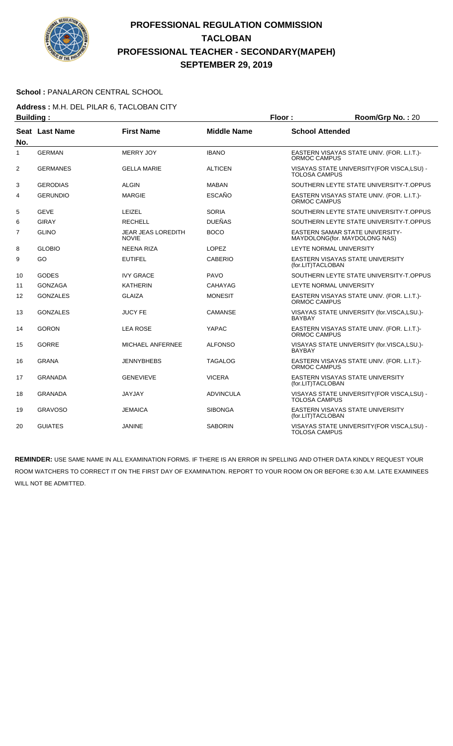# PROFESSIONAL REGULATION COMMISSION
# TACLOBAN
# PROFESSIONAL TEACHER - SECONDARY(MAPEH)
# SEPTEMBER 29, 2019

**School :** PANALARON CENTRAL SCHOOL

**Address :** M.H. DEL PILAR 6, TACLOBAN CITY

**Building :** **Floor :** **Room/Grp No. :** 20

| Seat No. | Last Name | First Name | Middle Name | School Attended |
|---|---|---|---|---|
| 1 | GERMAN | MERRY JOY | IBANO | EASTERN VISAYAS STATE UNIV. (FOR. L.I.T.)-ORMOC CAMPUS |
| 2 | GERMANES | GELLA MARIE | ALTICEN | VISAYAS STATE UNIVERSITY(FOR VISCA,LSU) - TOLOSA CAMPUS |
| 3 | GERODIAS | ALGIN | MABAN | SOUTHERN LEYTE STATE UNIVERSITY-T.OPPUS |
| 4 | GERUNDIO | MARGIE | ESCAÑO | EASTERN VISAYAS STATE UNIV. (FOR. L.I.T.)-ORMOC CAMPUS |
| 5 | GEVE | LEIZEL | SORIA | SOUTHERN LEYTE STATE UNIVERSITY-T.OPPUS |
| 6 | GIRAY | RECHELL | DUEÑAS | SOUTHERN LEYTE STATE UNIVERSITY-T.OPPUS |
| 7 | GLINO | JEAR JEAS LOREDITH NOVIE | BOCO | EASTERN SAMAR STATE UNIVERSITY-MAYDOLONG(for. MAYDOLONG NAS) |
| 8 | GLOBIO | NEENA RIZA | LOPEZ | LEYTE NORMAL UNIVERSITY |
| 9 | GO | EUTIFEL | CABERIO | EASTERN VISAYAS STATE UNIVERSITY (for.LIT)TACLOBAN |
| 10 | GODES | IVY GRACE | PAVO | SOUTHERN LEYTE STATE UNIVERSITY-T.OPPUS |
| 11 | GONZAGA | KATHERIN | CAHAYAG | LEYTE NORMAL UNIVERSITY |
| 12 | GONZALES | GLAIZA | MONESIT | EASTERN VISAYAS STATE UNIV. (FOR. L.I.T.)-ORMOC CAMPUS |
| 13 | GONZALES | JUCY FE | CAMANSE | VISAYAS STATE UNIVERSITY (for.VISCA,LSU.)-BAYBAY |
| 14 | GORON | LEA ROSE | YAPAC | EASTERN VISAYAS STATE UNIV. (FOR. L.I.T.)-ORMOC CAMPUS |
| 15 | GORRE | MICHAEL ANFERNEE | ALFONSO | VISAYAS STATE UNIVERSITY (for.VISCA,LSU.)-BAYBAY |
| 16 | GRANA | JENNYBHEBS | TAGALOG | EASTERN VISAYAS STATE UNIV. (FOR. L.I.T.)-ORMOC CAMPUS |
| 17 | GRANADA | GENEVIEVE | VICERA | EASTERN VISAYAS STATE UNIVERSITY (for.LIT)TACLOBAN |
| 18 | GRANADA | JAYJAY | ADVINCULA | VISAYAS STATE UNIVERSITY(FOR VISCA,LSU) - TOLOSA CAMPUS |
| 19 | GRAVOSO | JEMAICA | SIBONGA | EASTERN VISAYAS STATE UNIVERSITY (for.LIT)TACLOBAN |
| 20 | GUIATES | JANINE | SABORIN | VISAYAS STATE UNIVERSITY(FOR VISCA,LSU) - TOLOSA CAMPUS |

**REMINDER:** USE SAME NAME IN ALL EXAMINATION FORMS. IF THERE IS AN ERROR IN SPELLING AND OTHER DATA KINDLY REQUEST YOUR ROOM WATCHERS TO CORRECT IT ON THE FIRST DAY OF EXAMINATION. REPORT TO YOUR ROOM ON OR BEFORE 6:30 A.M. LATE EXAMINEES WILL NOT BE ADMITTED.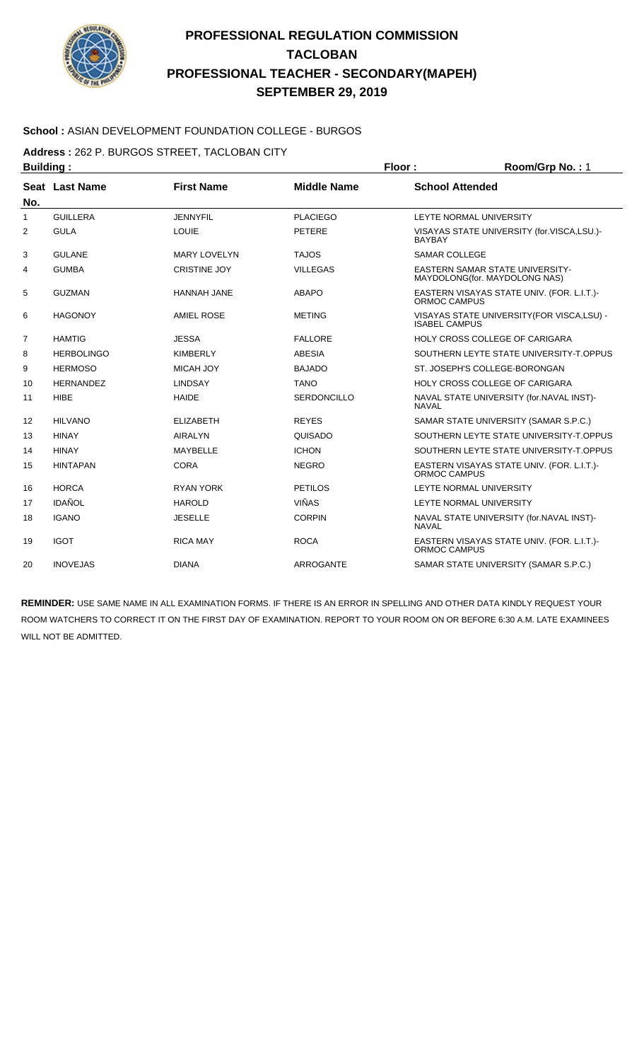# PROFESSIONAL REGULATION COMMISSION
# TACLOBAN
# PROFESSIONAL TEACHER - SECONDARY(MAPEH)
# SEPTEMBER 29, 2019

**School :** ASIAN DEVELOPMENT FOUNDATION COLLEGE - BURGOS

**Address :** 262 P. BURGOS STREET, TACLOBAN CITY

**Building :** **Floor :** **Room/Grp No. :** 1

| Seat No. | Last Name | First Name | Middle Name | School Attended |
|---|---|---|---|---|
| 1 | GUILLERA | JENNYFIL | PLACIEGO | LEYTE NORMAL UNIVERSITY |
| 2 | GULA | LOUIE | PETERE | VISAYAS STATE UNIVERSITY (for.VISCA,LSU.)-BAYBAY |
| 3 | GULANE | MARY LOVELYN | TAJOS | SAMAR COLLEGE |
| 4 | GUMBA | CRISTINE JOY | VILLEGAS | EASTERN SAMAR STATE UNIVERSITY-MAYDOLONG(for. MAYDOLONG NAS) |
| 5 | GUZMAN | HANNAH JANE | ABAPO | EASTERN VISAYAS STATE UNIV. (FOR. L.I.T.)-ORMOC CAMPUS |
| 6 | HAGONOY | AMIEL ROSE | METING | VISAYAS STATE UNIVERSITY(FOR VISCA,LSU) - ISABEL CAMPUS |
| 7 | HAMTIG | JESSA | FALLORE | HOLY CROSS COLLEGE OF CARIGARA |
| 8 | HERBOLINGO | KIMBERLY | ABESIA | SOUTHERN LEYTE STATE UNIVERSITY-T.OPPUS |
| 9 | HERMOSO | MICAH JOY | BAJADO | ST. JOSEPH'S COLLEGE-BORONGAN |
| 10 | HERNANDEZ | LINDSAY | TANO | HOLY CROSS COLLEGE OF CARIGARA |
| 11 | HIBE | HAIDE | SERDONCILLO | NAVAL STATE UNIVERSITY (for.NAVAL INST)-NAVAL |
| 12 | HILVANO | ELIZABETH | REYES | SAMAR STATE UNIVERSITY (SAMAR S.P.C.) |
| 13 | HINAY | AIRALYN | QUISADO | SOUTHERN LEYTE STATE UNIVERSITY-T.OPPUS |
| 14 | HINAY | MAYBELLE | ICHON | SOUTHERN LEYTE STATE UNIVERSITY-T.OPPUS |
| 15 | HINTAPAN | CORA | NEGRO | EASTERN VISAYAS STATE UNIV. (FOR. L.I.T.)-ORMOC CAMPUS |
| 16 | HORCA | RYAN YORK | PETILOS | LEYTE NORMAL UNIVERSITY |
| 17 | IDAÑOL | HAROLD | VIÑAS | LEYTE NORMAL UNIVERSITY |
| 18 | IGANO | JESELLE | CORPIN | NAVAL STATE UNIVERSITY (for.NAVAL INST)-NAVAL |
| 19 | IGOT | RICA MAY | ROCA | EASTERN VISAYAS STATE UNIV. (FOR. L.I.T.)-ORMOC CAMPUS |
| 20 | INOVEJAS | DIANA | ARROGANTE | SAMAR STATE UNIVERSITY (SAMAR S.P.C.) |

**REMINDER:** USE SAME NAME IN ALL EXAMINATION FORMS. IF THERE IS AN ERROR IN SPELLING AND OTHER DATA KINDLY REQUEST YOUR ROOM WATCHERS TO CORRECT IT ON THE FIRST DAY OF EXAMINATION. REPORT TO YOUR ROOM ON OR BEFORE 6:30 A.M. LATE EXAMINEES WILL NOT BE ADMITTED.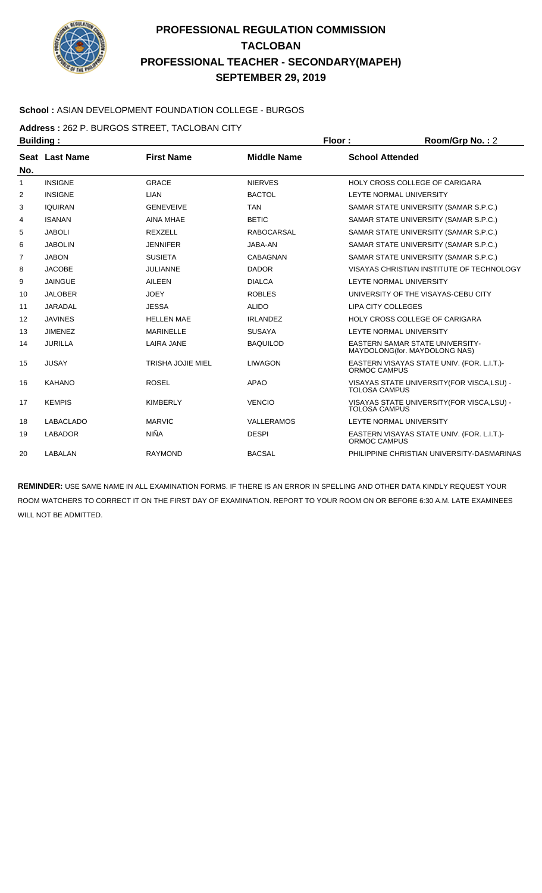# PROFESSIONAL REGULATION COMMISSION
# TACLOBAN
# PROFESSIONAL TEACHER - SECONDARY(MAPEH)
# SEPTEMBER 29, 2019

**School :** ASIAN DEVELOPMENT FOUNDATION COLLEGE - BURGOS

**Address :** 262 P. BURGOS STREET, TACLOBAN CITY

**Building :** **Floor :** **Room/Grp No. :** 2

| Seat No. | Last Name | First Name | Middle Name | School Attended |
|---|---|---|---|---|
| 1 | INSIGNE | GRACE | NIERVES | HOLY CROSS COLLEGE OF CARIGARA |
| 2 | INSIGNE | LIAN | BACTOL | LEYTE NORMAL UNIVERSITY |
| 3 | IQUIRAN | GENEVEIVE | TAN | SAMAR STATE UNIVERSITY (SAMAR S.P.C.) |
| 4 | ISANAN | AINA MHAE | BETIC | SAMAR STATE UNIVERSITY (SAMAR S.P.C.) |
| 5 | JABOLI | REXZELL | RABOCARSAL | SAMAR STATE UNIVERSITY (SAMAR S.P.C.) |
| 6 | JABOLIN | JENNIFER | JABA-AN | SAMAR STATE UNIVERSITY (SAMAR S.P.C.) |
| 7 | JABON | SUSIETA | CABAGNAN | SAMAR STATE UNIVERSITY (SAMAR S.P.C.) |
| 8 | JACOBE | JULIANNE | DADOR | VISAYAS CHRISTIAN INSTITUTE OF TECHNOLOGY |
| 9 | JAINGUE | AILEEN | DIALCA | LEYTE NORMAL UNIVERSITY |
| 10 | JALOBER | JOEY | ROBLES | UNIVERSITY OF THE VISAYAS-CEBU CITY |
| 11 | JARADAL | JESSA | ALIDO | LIPA CITY COLLEGES |
| 12 | JAVINES | HELLEN MAE | IRLANDEZ | HOLY CROSS COLLEGE OF CARIGARA |
| 13 | JIMENEZ | MARINELLE | SUSAYA | LEYTE NORMAL UNIVERSITY |
| 14 | JURILLA | LAIRA JANE | BAQUILOD | EASTERN SAMAR STATE UNIVERSITY-MAYDOLONG(for. MAYDOLONG NAS) |
| 15 | JUSAY | TRISHA JOJIE MIEL | LIWAGON | EASTERN VISAYAS STATE UNIV. (FOR. L.I.T.)-ORMOC CAMPUS |
| 16 | KAHANO | ROSEL | APAO | VISAYAS STATE UNIVERSITY(FOR VISCA,LSU) - TOLOSA CAMPUS |
| 17 | KEMPIS | KIMBERLY | VENCIO | VISAYAS STATE UNIVERSITY(FOR VISCA,LSU) - TOLOSA CAMPUS |
| 18 | LABACLADO | MARVIC | VALLERAMOS | LEYTE NORMAL UNIVERSITY |
| 19 | LABADOR | NIÑA | DESPI | EASTERN VISAYAS STATE UNIV. (FOR. L.I.T.)-ORMOC CAMPUS |
| 20 | LABALAN | RAYMOND | BACSAL | PHILIPPINE CHRISTIAN UNIVERSITY-DASMARINAS |

**REMINDER:** USE SAME NAME IN ALL EXAMINATION FORMS. IF THERE IS AN ERROR IN SPELLING AND OTHER DATA KINDLY REQUEST YOUR ROOM WATCHERS TO CORRECT IT ON THE FIRST DAY OF EXAMINATION. REPORT TO YOUR ROOM ON OR BEFORE 6:30 A.M. LATE EXAMINEES WILL NOT BE ADMITTED.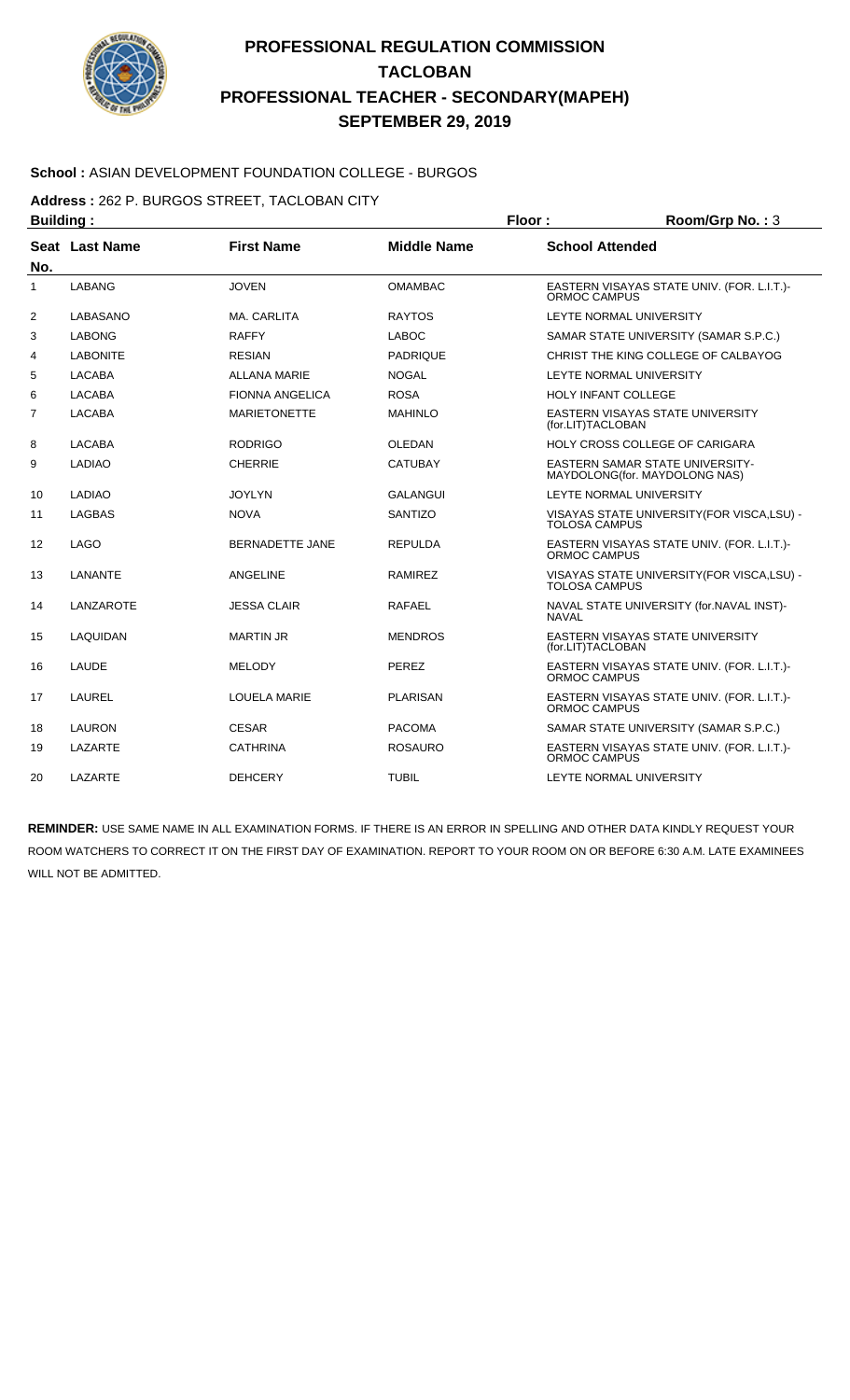# PROFESSIONAL REGULATION COMMISSION
## TACLOBAN
## PROFESSIONAL TEACHER - SECONDARY(MAPEH)
## SEPTEMBER 29, 2019

**School :** ASIAN DEVELOPMENT FOUNDATION COLLEGE - BURGOS

**Address :** 262 P. BURGOS STREET, TACLOBAN CITY

**Building :** **Floor :** **Room/Grp No. :** 3

| Seat No. | Last Name | First Name | Middle Name | School Attended |
|---|---|---|---|---|
| 1 | LABANG | JOVEN | OMAMBAC | EASTERN VISAYAS STATE UNIV. (FOR. L.I.T.)- ORMOC CAMPUS |
| 2 | LABASANO | MA. CARLITA | RAYTOS | LEYTE NORMAL UNIVERSITY |
| 3 | LABONG | RAFFY | LABOC | SAMAR STATE UNIVERSITY (SAMAR S.P.C.) |
| 4 | LABONITE | RESIAN | PADRIQUE | CHRIST THE KING COLLEGE OF CALBAYOG |
| 5 | LACABA | ALLANA MARIE | NOGAL | LEYTE NORMAL UNIVERSITY |
| 6 | LACABA | FIONNA ANGELICA | ROSA | HOLY INFANT COLLEGE |
| 7 | LACABA | MARIETONETTE | MAHINLO | EASTERN VISAYAS STATE UNIVERSITY (for.LIT)TACLOBAN |
| 8 | LACABA | RODRIGO | OLEDAN | HOLY CROSS COLLEGE OF CARIGARA |
| 9 | LADIAO | CHERRIE | CATUBAY | EASTERN SAMAR STATE UNIVERSITY- MAYDOLONG(for. MAYDOLONG NAS) |
| 10 | LADIAO | JOYLYN | GALANGUI | LEYTE NORMAL UNIVERSITY |
| 11 | LAGBAS | NOVA | SANTIZO | VISAYAS STATE UNIVERSITY(FOR VISCA,LSU) - TOLOSA CAMPUS |
| 12 | LAGO | BERNADETTE JANE | REPULDA | EASTERN VISAYAS STATE UNIV. (FOR. L.I.T.)- ORMOC CAMPUS |
| 13 | LANANTE | ANGELINE | RAMIREZ | VISAYAS STATE UNIVERSITY(FOR VISCA,LSU) - TOLOSA CAMPUS |
| 14 | LANZAROTE | JESSA CLAIR | RAFAEL | NAVAL STATE UNIVERSITY (for.NAVAL INST)- NAVAL |
| 15 | LAQUIDAN | MARTIN JR | MENDROS | EASTERN VISAYAS STATE UNIVERSITY (for.LIT)TACLOBAN |
| 16 | LAUDE | MELODY | PEREZ | EASTERN VISAYAS STATE UNIV. (FOR. L.I.T.)- ORMOC CAMPUS |
| 17 | LAUREL | LOUELA MARIE | PLARISAN | EASTERN VISAYAS STATE UNIV. (FOR. L.I.T.)- ORMOC CAMPUS |
| 18 | LAURON | CESAR | PACOMA | SAMAR STATE UNIVERSITY (SAMAR S.P.C.) |
| 19 | LAZARTE | CATHRINA | ROSAURO | EASTERN VISAYAS STATE UNIV. (FOR. L.I.T.)- ORMOC CAMPUS |
| 20 | LAZARTE | DEHCERY | TUBIL | LEYTE NORMAL UNIVERSITY |

**REMINDER:** USE SAME NAME IN ALL EXAMINATION FORMS. IF THERE IS AN ERROR IN SPELLING AND OTHER DATA KINDLY REQUEST YOUR ROOM WATCHERS TO CORRECT IT ON THE FIRST DAY OF EXAMINATION. REPORT TO YOUR ROOM ON OR BEFORE 6:30 A.M. LATE EXAMINEES WILL NOT BE ADMITTED.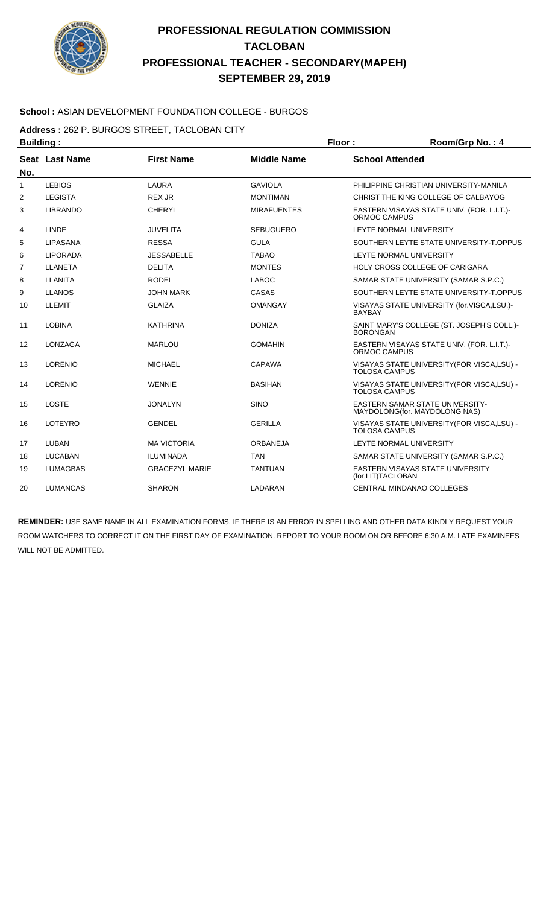# PROFESSIONAL REGULATION COMMISSION
# TACLOBAN
# PROFESSIONAL TEACHER - SECONDARY(MAPEH)
# SEPTEMBER 29, 2019

**School :** ASIAN DEVELOPMENT FOUNDATION COLLEGE - BURGOS

**Address :** 262 P. BURGOS STREET, TACLOBAN CITY

**Building :** **Floor :** **Room/Grp No. :** 4

| Seat No. | Last Name | First Name | Middle Name | School Attended |
|---|---|---|---|---|
| 1 | LEBIOS | LAURA | GAVIOLA | PHILIPPINE CHRISTIAN UNIVERSITY-MANILA |
| 2 | LEGISTA | REX JR | MONTIMAN | CHRIST THE KING COLLEGE OF CALBAYOG |
| 3 | LIBRANDO | CHERYL | MIRAFUENTES | EASTERN VISAYAS STATE UNIV. (FOR. L.I.T.)-ORMOC CAMPUS |
| 4 | LINDE | JUVELITA | SEBUGUERO | LEYTE NORMAL UNIVERSITY |
| 5 | LIPASANA | RESSA | GULA | SOUTHERN LEYTE STATE UNIVERSITY-T.OPPUS |
| 6 | LIPORADA | JESSABELLE | TABAO | LEYTE NORMAL UNIVERSITY |
| 7 | LLANETA | DELITA | MONTES | HOLY CROSS COLLEGE OF CARIGARA |
| 8 | LLANITA | RODEL | LABOC | SAMAR STATE UNIVERSITY (SAMAR S.P.C.) |
| 9 | LLANOS | JOHN MARK | CASAS | SOUTHERN LEYTE STATE UNIVERSITY-T.OPPUS |
| 10 | LLEMIT | GLAIZA | OMANGAY | VISAYAS STATE UNIVERSITY (for.VISCA,LSU.)-BAYBAY |
| 11 | LOBINA | KATHRINA | DONIZA | SAINT MARY'S COLLEGE (ST. JOSEPH'S COLL.)-BORONGAN |
| 12 | LONZAGA | MARLOU | GOMAHIN | EASTERN VISAYAS STATE UNIV. (FOR. L.I.T.)-ORMOC CAMPUS |
| 13 | LORENIO | MICHAEL | CAPAWA | VISAYAS STATE UNIVERSITY(FOR VISCA,LSU) - TOLOSA CAMPUS |
| 14 | LORENIO | WENNIE | BASIHAN | VISAYAS STATE UNIVERSITY(FOR VISCA,LSU) - TOLOSA CAMPUS |
| 15 | LOSTE | JONALYN | SINO | EASTERN SAMAR STATE UNIVERSITY-MAYDOLONG(for. MAYDOLONG NAS) |
| 16 | LOTEYRO | GENDEL | GERILLA | VISAYAS STATE UNIVERSITY(FOR VISCA,LSU) - TOLOSA CAMPUS |
| 17 | LUBAN | MA VICTORIA | ORBANEJA | LEYTE NORMAL UNIVERSITY |
| 18 | LUCABAN | ILUMINADA | TAN | SAMAR STATE UNIVERSITY (SAMAR S.P.C.) |
| 19 | LUMAGBAS | GRACEZYL MARIE | TANTUAN | EASTERN VISAYAS STATE UNIVERSITY (for.LIT)TACLOBAN |
| 20 | LUMANCAS | SHARON | LADARAN | CENTRAL MINDANAO COLLEGES |

**REMINDER:** USE SAME NAME IN ALL EXAMINATION FORMS. IF THERE IS AN ERROR IN SPELLING AND OTHER DATA KINDLY REQUEST YOUR ROOM WATCHERS TO CORRECT IT ON THE FIRST DAY OF EXAMINATION. REPORT TO YOUR ROOM ON OR BEFORE 6:30 A.M. LATE EXAMINEES WILL NOT BE ADMITTED.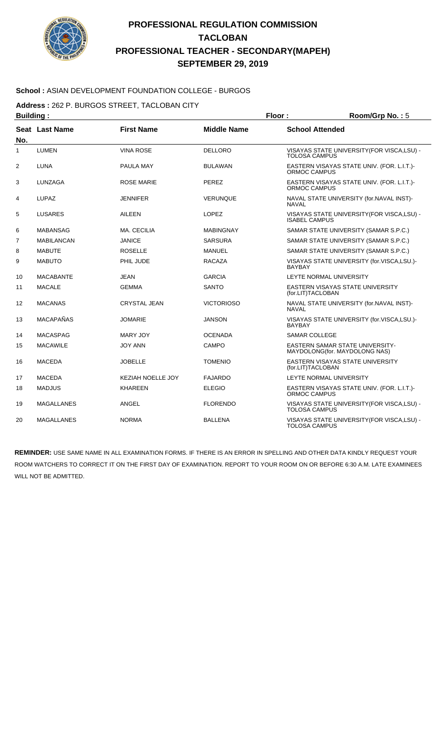# PROFESSIONAL REGULATION COMMISSION
## TACLOBAN
## PROFESSIONAL TEACHER - SECONDARY(MAPEH)
## SEPTEMBER 29, 2019

**School :** ASIAN DEVELOPMENT FOUNDATION COLLEGE - BURGOS

**Address :** 262 P. BURGOS STREET, TACLOBAN CITY

**Building :** **Floor :** **Room/Grp No. :** 5

| Seat No. | Last Name | First Name | Middle Name | School Attended |
|---|---|---|---|---|
| 1 | LUMEN | VINA ROSE | DELLORO | VISAYAS STATE UNIVERSITY(FOR VISCA,LSU) - TOLOSA CAMPUS |
| 2 | LUNA | PAULA MAY | BULAWAN | EASTERN VISAYAS STATE UNIV. (FOR. L.I.T.)- ORMOC CAMPUS |
| 3 | LUNZAGA | ROSE MARIE | PEREZ | EASTERN VISAYAS STATE UNIV. (FOR. L.I.T.)- ORMOC CAMPUS |
| 4 | LUPAZ | JENNIFER | VERUNQUE | NAVAL STATE UNIVERSITY (for.NAVAL INST)- NAVAL |
| 5 | LUSARES | AILEEN | LOPEZ | VISAYAS STATE UNIVERSITY(FOR VISCA,LSU) - ISABEL CAMPUS |
| 6 | MABANSAG | MA. CECILIA | MABINGNAY | SAMAR STATE UNIVERSITY (SAMAR S.P.C.) |
| 7 | MABILANCAN | JANICE | SARSURA | SAMAR STATE UNIVERSITY (SAMAR S.P.C.) |
| 8 | MABUTE | ROSELLE | MANUEL | SAMAR STATE UNIVERSITY (SAMAR S.P.C.) |
| 9 | MABUTO | PHIL JUDE | RACAZA | VISAYAS STATE UNIVERSITY (for.VISCA,LSU.)- BAYBAY |
| 10 | MACABANTE | JEAN | GARCIA | LEYTE NORMAL UNIVERSITY |
| 11 | MACALE | GEMMA | SANTO | EASTERN VISAYAS STATE UNIVERSITY (for.LIT)TACLOBAN |
| 12 | MACANAS | CRYSTAL JEAN | VICTORIOSO | NAVAL STATE UNIVERSITY (for.NAVAL INST)- NAVAL |
| 13 | MACAPAÑAS | JOMARIE | JANSON | VISAYAS STATE UNIVERSITY (for.VISCA,LSU.)- BAYBAY |
| 14 | MACASPAG | MARY JOY | OCENADA | SAMAR COLLEGE |
| 15 | MACAWILE | JOY ANN | CAMPO | EASTERN SAMAR STATE UNIVERSITY- MAYDOLONG(for. MAYDOLONG NAS) |
| 16 | MACEDA | JOBELLE | TOMENIO | EASTERN VISAYAS STATE UNIVERSITY (for.LIT)TACLOBAN |
| 17 | MACEDA | KEZIAH NOELLE JOY | FAJARDO | LEYTE NORMAL UNIVERSITY |
| 18 | MADJUS | KHAREEN | ELEGIO | EASTERN VISAYAS STATE UNIV. (FOR. L.I.T.)- ORMOC CAMPUS |
| 19 | MAGALLANES | ANGEL | FLORENDO | VISAYAS STATE UNIVERSITY(FOR VISCA,LSU) - TOLOSA CAMPUS |
| 20 | MAGALLANES | NORMA | BALLENA | VISAYAS STATE UNIVERSITY(FOR VISCA,LSU) - TOLOSA CAMPUS |

**REMINDER:** USE SAME NAME IN ALL EXAMINATION FORMS. IF THERE IS AN ERROR IN SPELLING AND OTHER DATA KINDLY REQUEST YOUR ROOM WATCHERS TO CORRECT IT ON THE FIRST DAY OF EXAMINATION. REPORT TO YOUR ROOM ON OR BEFORE 6:30 A.M. LATE EXAMINEES WILL NOT BE ADMITTED.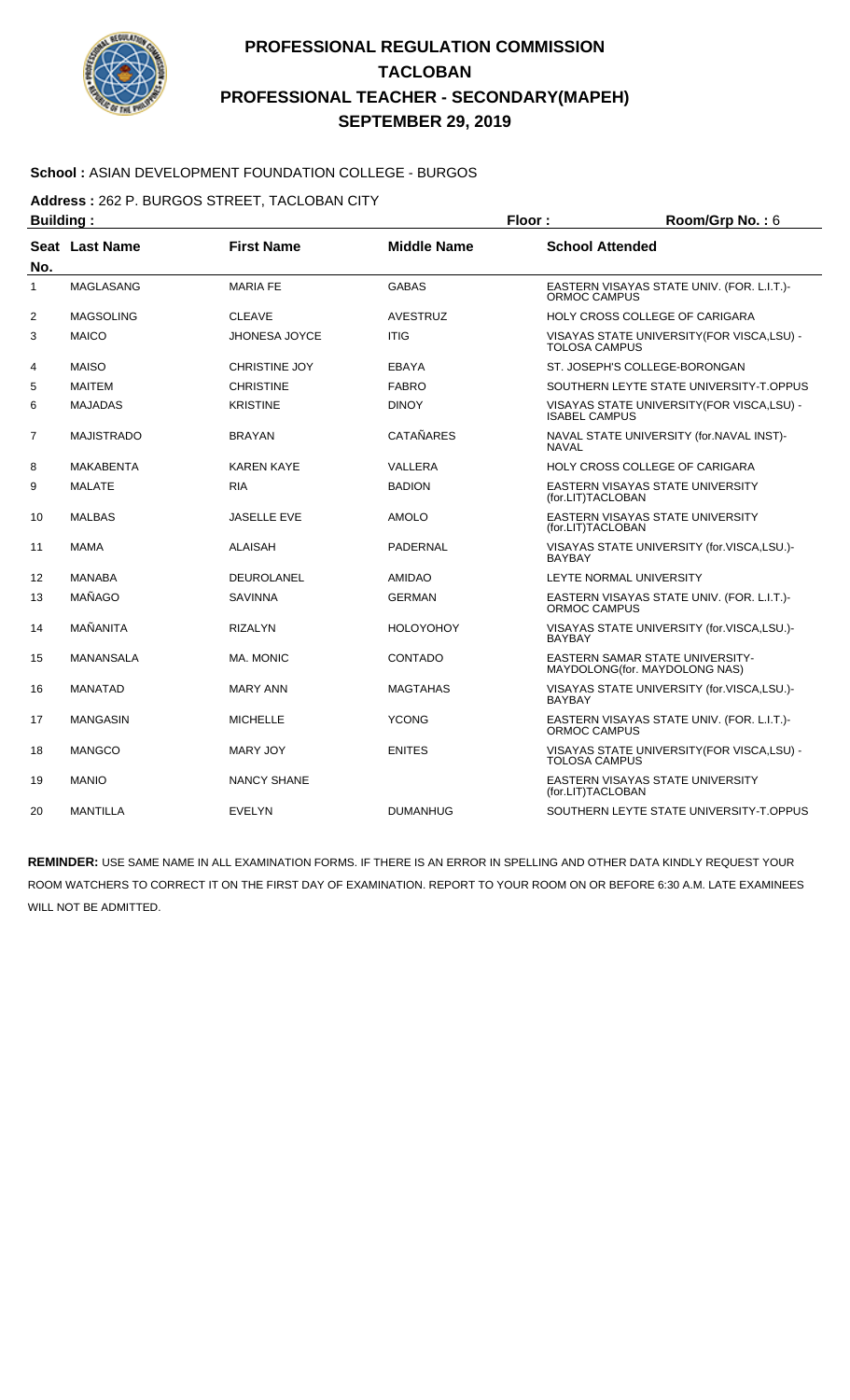# PROFESSIONAL REGULATION COMMISSION
## TACLOBAN
## PROFESSIONAL TEACHER - SECONDARY(MAPEH)
## SEPTEMBER 29, 2019

**School :** ASIAN DEVELOPMENT FOUNDATION COLLEGE - BURGOS

**Address :** 262 P. BURGOS STREET, TACLOBAN CITY

**Building :** **Floor :** **Room/Grp No. :** 6

| Seat No. | Last Name | First Name | Middle Name | School Attended |
|---|---|---|---|---|
| 1 | MAGLASANG | MARIA FE | GABAS | EASTERN VISAYAS STATE UNIV. (FOR. L.I.T.)- ORMOC CAMPUS |
| 2 | MAGSOLING | CLEAVE | AVESTRUZ | HOLY CROSS COLLEGE OF CARIGARA |
| 3 | MAICO | JHONESA JOYCE | ITIG | VISAYAS STATE UNIVERSITY(FOR VISCA,LSU) - TOLOSA CAMPUS |
| 4 | MAISO | CHRISTINE JOY | EBAYA | ST. JOSEPH'S COLLEGE-BORONGAN |
| 5 | MAITEM | CHRISTINE | FABRO | SOUTHERN LEYTE STATE UNIVERSITY-T.OPPUS |
| 6 | MAJADAS | KRISTINE | DINOY | VISAYAS STATE UNIVERSITY(FOR VISCA,LSU) - ISABEL CAMPUS |
| 7 | MAJISTRADO | BRAYAN | CATAÑARES | NAVAL STATE UNIVERSITY (for.NAVAL INST)- NAVAL |
| 8 | MAKABENTA | KAREN KAYE | VALLERA | HOLY CROSS COLLEGE OF CARIGARA |
| 9 | MALATE | RIA | BADION | EASTERN VISAYAS STATE UNIVERSITY (for.LIT)TACLOBAN |
| 10 | MALBAS | JASELLE EVE | AMOLO | EASTERN VISAYAS STATE UNIVERSITY (for.LIT)TACLOBAN |
| 11 | MAMA | ALAISAH | PADERNAL | VISAYAS STATE UNIVERSITY (for.VISCA,LSU.)- BAYBAY |
| 12 | MANABA | DEUROLANEL | AMIDAO | LEYTE NORMAL UNIVERSITY |
| 13 | MAÑAGO | SAVINNA | GERMAN | EASTERN VISAYAS STATE UNIV. (FOR. L.I.T.)- ORMOC CAMPUS |
| 14 | MAÑANITA | RIZALYN | HOLOYOHOY | VISAYAS STATE UNIVERSITY (for.VISCA,LSU.)- BAYBAY |
| 15 | MANANSALA | MA. MONIC | CONTADO | EASTERN SAMAR STATE UNIVERSITY- MAYDOLONG(for. MAYDOLONG NAS) |
| 16 | MANATAD | MARY ANN | MAGTAHAS | VISAYAS STATE UNIVERSITY (for.VISCA,LSU.)- BAYBAY |
| 17 | MANGASIN | MICHELLE | YCONG | EASTERN VISAYAS STATE UNIV. (FOR. L.I.T.)- ORMOC CAMPUS |
| 18 | MANGCO | MARY JOY | ENITES | VISAYAS STATE UNIVERSITY(FOR VISCA,LSU) - TOLOSA CAMPUS |
| 19 | MANIO | NANCY SHANE | | EASTERN VISAYAS STATE UNIVERSITY (for.LIT)TACLOBAN |
| 20 | MANTILLA | EVELYN | DUMANHUG | SOUTHERN LEYTE STATE UNIVERSITY-T.OPPUS |

**REMINDER:** USE SAME NAME IN ALL EXAMINATION FORMS. IF THERE IS AN ERROR IN SPELLING AND OTHER DATA KINDLY REQUEST YOUR ROOM WATCHERS TO CORRECT IT ON THE FIRST DAY OF EXAMINATION. REPORT TO YOUR ROOM ON OR BEFORE 6:30 A.M. LATE EXAMINEES WILL NOT BE ADMITTED.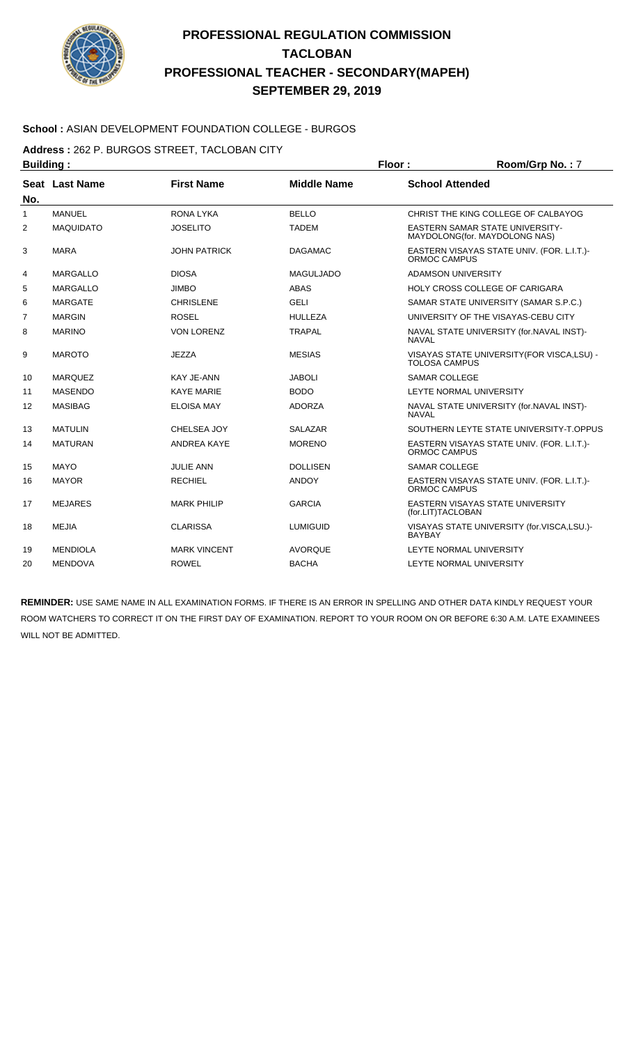# PROFESSIONAL REGULATION COMMISSION
# TACLOBAN
# PROFESSIONAL TEACHER - SECONDARY(MAPEH)
# SEPTEMBER 29, 2019

**School :** ASIAN DEVELOPMENT FOUNDATION COLLEGE - BURGOS

**Address :** 262 P. BURGOS STREET, TACLOBAN CITY

**Building :** **Floor :** **Room/Grp No. :** 7

| Seat No. | Last Name | First Name | Middle Name | School Attended |
|---|---|---|---|---|
| 1 | MANUEL | RONA LYKA | BELLO | CHRIST THE KING COLLEGE OF CALBAYOG |
| 2 | MAQUIDATO | JOSELITO | TADEM | EASTERN SAMAR STATE UNIVERSITY-MAYDOLONG(for. MAYDOLONG NAS) |
| 3 | MARA | JOHN PATRICK | DAGAMAC | EASTERN VISAYAS STATE UNIV. (FOR. L.I.T.)-ORMOC CAMPUS |
| 4 | MARGALLO | DIOSA | MAGULJADO | ADAMSON UNIVERSITY |
| 5 | MARGALLO | JIMBO | ABAS | HOLY CROSS COLLEGE OF CARIGARA |
| 6 | MARGATE | CHRISLENE | GELI | SAMAR STATE UNIVERSITY (SAMAR S.P.C.) |
| 7 | MARGIN | ROSEL | HULLEZA | UNIVERSITY OF THE VISAYAS-CEBU CITY |
| 8 | MARINO | VON LORENZ | TRAPAL | NAVAL STATE UNIVERSITY (for.NAVAL INST)-NAVAL |
| 9 | MAROTO | JEZZA | MESIAS | VISAYAS STATE UNIVERSITY(FOR VISCA,LSU) - TOLOSA CAMPUS |
| 10 | MARQUEZ | KAY JE-ANN | JABOLI | SAMAR COLLEGE |
| 11 | MASENDO | KAYE MARIE | BODO | LEYTE NORMAL UNIVERSITY |
| 12 | MASIBAG | ELOISA MAY | ADORZA | NAVAL STATE UNIVERSITY (for.NAVAL INST)-NAVAL |
| 13 | MATULIN | CHELSEA JOY | SALAZAR | SOUTHERN LEYTE STATE UNIVERSITY-T.OPPUS |
| 14 | MATURAN | ANDREA KAYE | MORENO | EASTERN VISAYAS STATE UNIV. (FOR. L.I.T.)-ORMOC CAMPUS |
| 15 | MAYO | JULIE ANN | DOLLISEN | SAMAR COLLEGE |
| 16 | MAYOR | RECHIEL | ANDOY | EASTERN VISAYAS STATE UNIV. (FOR. L.I.T.)-ORMOC CAMPUS |
| 17 | MEJARES | MARK PHILIP | GARCIA | EASTERN VISAYAS STATE UNIVERSITY (for.LIT)TACLOBAN |
| 18 | MEJIA | CLARISSA | LUMIGUID | VISAYAS STATE UNIVERSITY (for.VISCA,LSU.)-BAYBAY |
| 19 | MENDIOLA | MARK VINCENT | AVORQUE | LEYTE NORMAL UNIVERSITY |
| 20 | MENDOVA | ROWEL | BACHA | LEYTE NORMAL UNIVERSITY |

**REMINDER:** USE SAME NAME IN ALL EXAMINATION FORMS. IF THERE IS AN ERROR IN SPELLING AND OTHER DATA KINDLY REQUEST YOUR ROOM WATCHERS TO CORRECT IT ON THE FIRST DAY OF EXAMINATION. REPORT TO YOUR ROOM ON OR BEFORE 6:30 A.M. LATE EXAMINEES WILL NOT BE ADMITTED.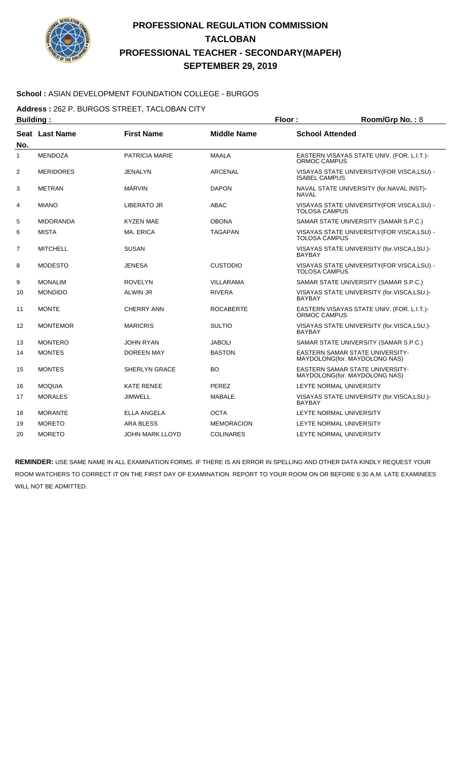# PROFESSIONAL REGULATION COMMISSION
# TACLOBAN
# PROFESSIONAL TEACHER - SECONDARY(MAPEH)
# SEPTEMBER 29, 2019

**School :** ASIAN DEVELOPMENT FOUNDATION COLLEGE - BURGOS

**Address :** 262 P. BURGOS STREET, TACLOBAN CITY

**Building :** **Floor :** **Room/Grp No. :** 8

| Seat No. | Last Name | First Name | Middle Name | School Attended |
|---|---|---|---|---|
| 1 | MENDOZA | PATRICIA MARIE | MAALA | EASTERN VISAYAS STATE UNIV. (FOR. L.I.T.)-ORMOC CAMPUS |
| 2 | MERIDORES | JENALYN | ARCENAL | VISAYAS STATE UNIVERSITY(FOR VISCA,LSU) - ISABEL CAMPUS |
| 3 | METRAN | MARVIN | DAPON | NAVAL STATE UNIVERSITY (for.NAVAL INST)-NAVAL |
| 4 | MIANO | LIBERATO JR | ABAC | VISAYAS STATE UNIVERSITY(FOR VISCA,LSU) - TOLOSA CAMPUS |
| 5 | MIDORANDA | KYZEN MAE | OBONA | SAMAR STATE UNIVERSITY (SAMAR S.P.C.) |
| 6 | MISTA | MA. ERICA | TAGAPAN | VISAYAS STATE UNIVERSITY(FOR VISCA,LSU) - TOLOSA CAMPUS |
| 7 | MITCHELL | SUSAN | | VISAYAS STATE UNIVERSITY (for.VISCA,LSU.)-BAYBAY |
| 8 | MODESTO | JENESA | CUSTODIO | VISAYAS STATE UNIVERSITY(FOR VISCA,LSU) - TOLOSA CAMPUS |
| 9 | MONALIM | ROVELYN | VILLARAMA | SAMAR STATE UNIVERSITY (SAMAR S.P.C.) |
| 10 | MONDIDO | ALWIN JR | RIVERA | VISAYAS STATE UNIVERSITY (for.VISCA,LSU.)-BAYBAY |
| 11 | MONTE | CHERRY ANN | ROCABERTE | EASTERN VISAYAS STATE UNIV. (FOR. L.I.T.)-ORMOC CAMPUS |
| 12 | MONTEMOR | MARICRIS | SULTIO | VISAYAS STATE UNIVERSITY (for.VISCA,LSU.)-BAYBAY |
| 13 | MONTERO | JOHN RYAN | JABOLI | SAMAR STATE UNIVERSITY (SAMAR S.P.C.) |
| 14 | MONTES | DOREEN MAY | BASTON | EASTERN SAMAR STATE UNIVERSITY-MAYDOLONG(for. MAYDOLONG NAS) |
| 15 | MONTES | SHERLYN GRACE | BO | EASTERN SAMAR STATE UNIVERSITY-MAYDOLONG(for. MAYDOLONG NAS) |
| 16 | MOQUIA | KATE RENEE | PEREZ | LEYTE NORMAL UNIVERSITY |
| 17 | MORALES | JIMWELL | MABALE | VISAYAS STATE UNIVERSITY (for.VISCA,LSU.)-BAYBAY |
| 18 | MORANTE | ELLA ANGELA | OCTA | LEYTE NORMAL UNIVERSITY |
| 19 | MORETO | ARA BLESS | MEMORACION | LEYTE NORMAL UNIVERSITY |
| 20 | MORETO | JOHN MARK LLOYD | COLINARES | LEYTE NORMAL UNIVERSITY |

**REMINDER:** USE SAME NAME IN ALL EXAMINATION FORMS. IF THERE IS AN ERROR IN SPELLING AND OTHER DATA KINDLY REQUEST YOUR ROOM WATCHERS TO CORRECT IT ON THE FIRST DAY OF EXAMINATION. REPORT TO YOUR ROOM ON OR BEFORE 6:30 A.M. LATE EXAMINEES WILL NOT BE ADMITTED.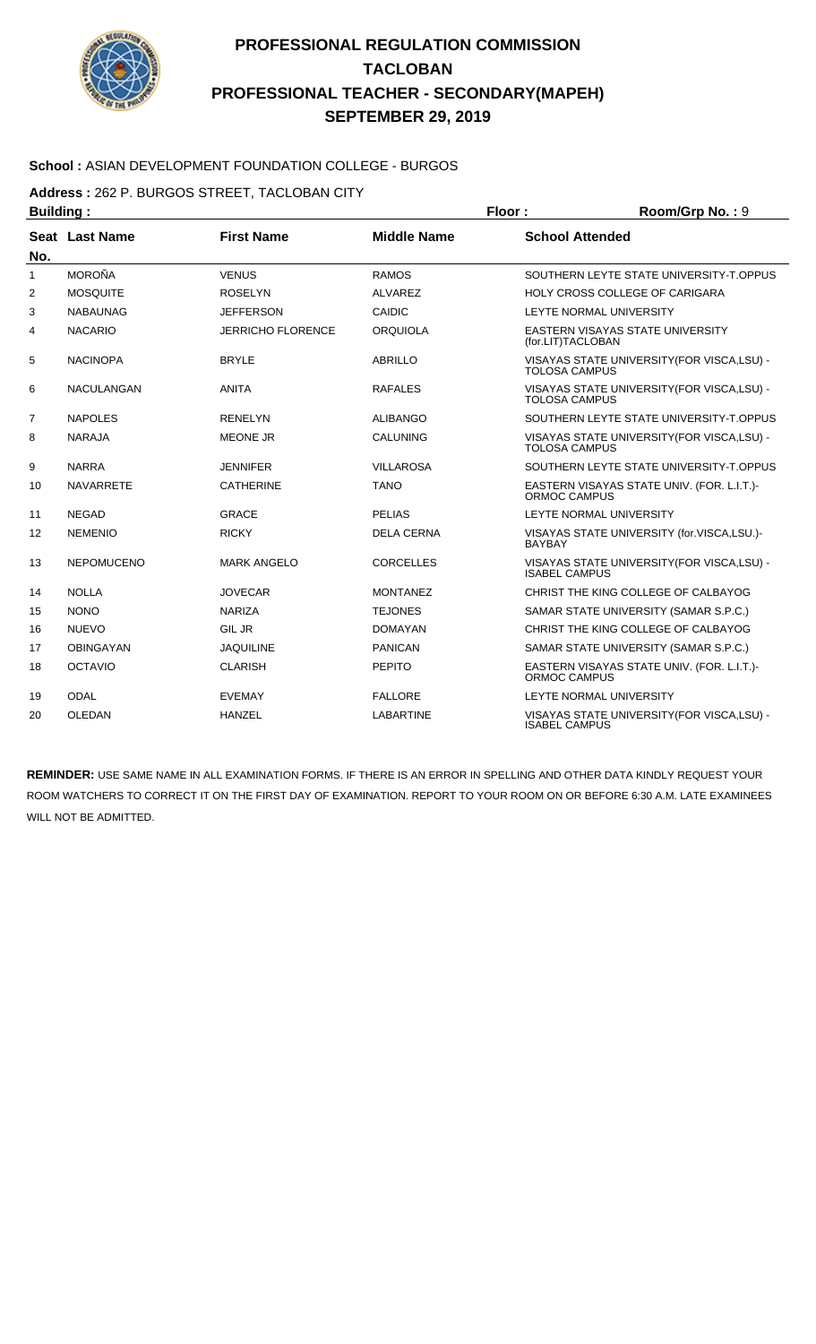# PROFESSIONAL REGULATION COMMISSION
## TACLOBAN
## PROFESSIONAL TEACHER - SECONDARY(MAPEH)
## SEPTEMBER 29, 2019

**School :** ASIAN DEVELOPMENT FOUNDATION COLLEGE - BURGOS

**Address :** 262 P. BURGOS STREET, TACLOBAN CITY

**Building :** **Floor :** **Room/Grp No. :** 9

| Seat No. | Last Name | First Name | Middle Name | School Attended |
|---|---|---|---|---|
| 1 | MOROÑA | VENUS | RAMOS | SOUTHERN LEYTE STATE UNIVERSITY-T.OPPUS |
| 2 | MOSQUITE | ROSELYN | ALVAREZ | HOLY CROSS COLLEGE OF CARIGARA |
| 3 | NABAUNAG | JEFFERSON | CAIDIC | LEYTE NORMAL UNIVERSITY |
| 4 | NACARIO | JERRICHO FLORENCE | ORQUIOLA | EASTERN VISAYAS STATE UNIVERSITY (for.LIT)TACLOBAN |
| 5 | NACINOPA | BRYLE | ABRILLO | VISAYAS STATE UNIVERSITY(FOR VISCA,LSU) - TOLOSA CAMPUS |
| 6 | NACULANGAN | ANITA | RAFALES | VISAYAS STATE UNIVERSITY(FOR VISCA,LSU) - TOLOSA CAMPUS |
| 7 | NAPOLES | RENELYN | ALIBANGO | SOUTHERN LEYTE STATE UNIVERSITY-T.OPPUS |
| 8 | NARAJA | MEONE JR | CALUNING | VISAYAS STATE UNIVERSITY(FOR VISCA,LSU) - TOLOSA CAMPUS |
| 9 | NARRA | JENNIFER | VILLAROSA | SOUTHERN LEYTE STATE UNIVERSITY-T.OPPUS |
| 10 | NAVARRETE | CATHERINE | TANO | EASTERN VISAYAS STATE UNIV. (FOR. L.I.T.)- ORMOC CAMPUS |
| 11 | NEGAD | GRACE | PELIAS | LEYTE NORMAL UNIVERSITY |
| 12 | NEMENIO | RICKY | DELA CERNA | VISAYAS STATE UNIVERSITY (for.VISCA,LSU.)- BAYBAY |
| 13 | NEPOMUCENO | MARK ANGELO | CORCELLES | VISAYAS STATE UNIVERSITY(FOR VISCA,LSU) - ISABEL CAMPUS |
| 14 | NOLLA | JOVECAR | MONTANEZ | CHRIST THE KING COLLEGE OF CALBAYOG |
| 15 | NONO | NARIZA | TEJONES | SAMAR STATE UNIVERSITY (SAMAR S.P.C.) |
| 16 | NUEVO | GIL JR | DOMAYAN | CHRIST THE KING COLLEGE OF CALBAYOG |
| 17 | OBINGAYAN | JAQUILINE | PANICAN | SAMAR STATE UNIVERSITY (SAMAR S.P.C.) |
| 18 | OCTAVIO | CLARISH | PEPITO | EASTERN VISAYAS STATE UNIV. (FOR. L.I.T.)- ORMOC CAMPUS |
| 19 | ODAL | EVEMAY | FALLORE | LEYTE NORMAL UNIVERSITY |
| 20 | OLEDAN | HANZEL | LABARTINE | VISAYAS STATE UNIVERSITY(FOR VISCA,LSU) - ISABEL CAMPUS |

**REMINDER:** USE SAME NAME IN ALL EXAMINATION FORMS. IF THERE IS AN ERROR IN SPELLING AND OTHER DATA KINDLY REQUEST YOUR ROOM WATCHERS TO CORRECT IT ON THE FIRST DAY OF EXAMINATION. REPORT TO YOUR ROOM ON OR BEFORE 6:30 A.M. LATE EXAMINEES WILL NOT BE ADMITTED.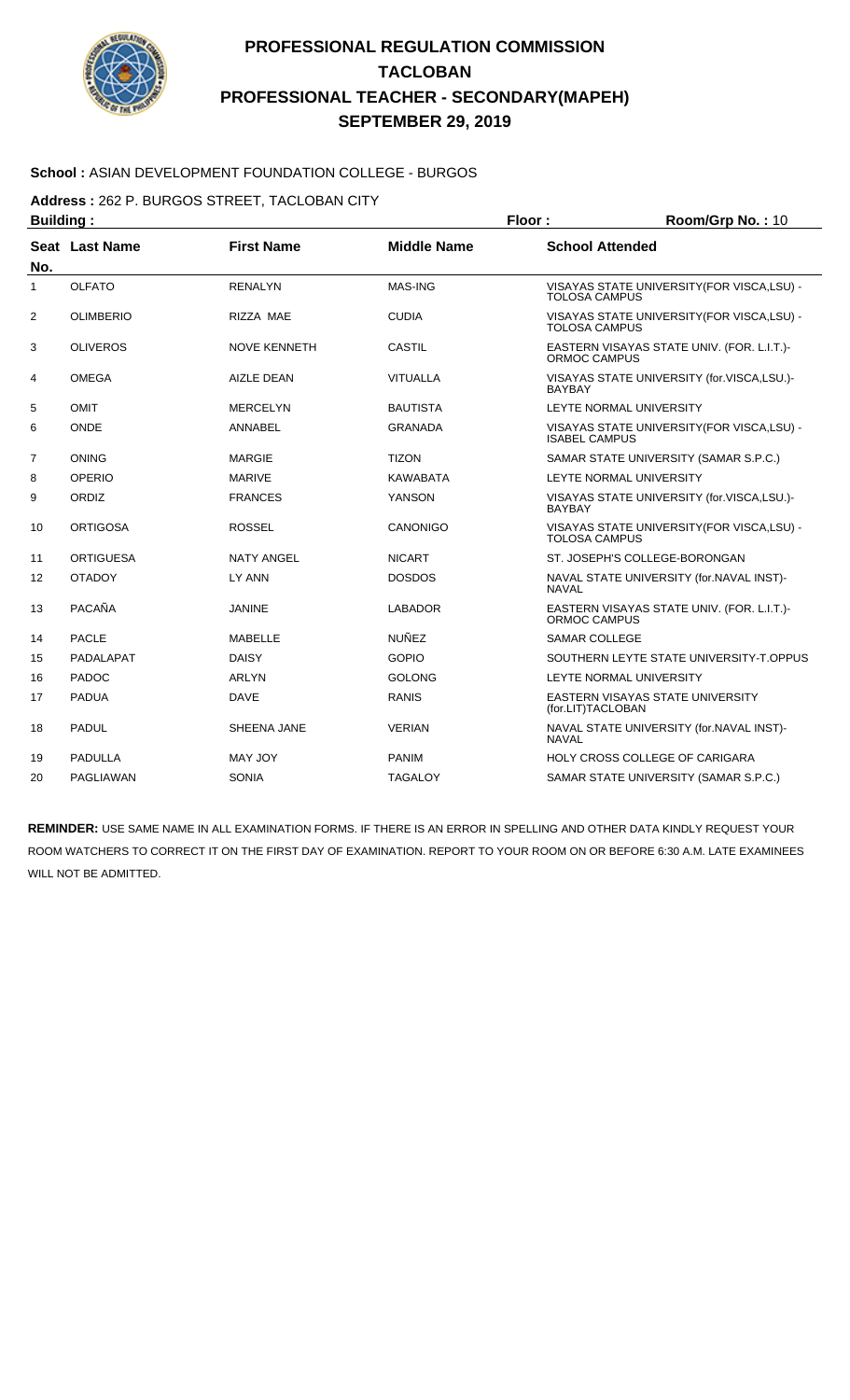# PROFESSIONAL REGULATION COMMISSION
# TACLOBAN
# PROFESSIONAL TEACHER - SECONDARY(MAPEH)
# SEPTEMBER 29, 2019

**School :** ASIAN DEVELOPMENT FOUNDATION COLLEGE - BURGOS

**Address :** 262 P. BURGOS STREET, TACLOBAN CITY

**Building :** **Floor :** **Room/Grp No. :** 10

| Seat No. | Last Name | First Name | Middle Name | School Attended |
|---|---|---|---|---|
| 1 | OLFATO | RENALYN | MAS-ING | VISAYAS STATE UNIVERSITY(FOR VISCA,LSU) - TOLOSA CAMPUS |
| 2 | OLIMBERIO | RIZZA MAE | CUDIA | VISAYAS STATE UNIVERSITY(FOR VISCA,LSU) - TOLOSA CAMPUS |
| 3 | OLIVEROS | NOVE KENNETH | CASTIL | EASTERN VISAYAS STATE UNIV. (FOR. L.I.T.)- ORMOC CAMPUS |
| 4 | OMEGA | AIZLE DEAN | VITUALLA | VISAYAS STATE UNIVERSITY (for.VISCA,LSU.)- BAYBAY |
| 5 | OMIT | MERCELYN | BAUTISTA | LEYTE NORMAL UNIVERSITY |
| 6 | ONDE | ANNABEL | GRANADA | VISAYAS STATE UNIVERSITY(FOR VISCA,LSU) - ISABEL CAMPUS |
| 7 | ONING | MARGIE | TIZON | SAMAR STATE UNIVERSITY (SAMAR S.P.C.) |
| 8 | OPERIO | MARIVE | KAWABATA | LEYTE NORMAL UNIVERSITY |
| 9 | ORDIZ | FRANCES | YANSON | VISAYAS STATE UNIVERSITY (for.VISCA,LSU.)- BAYBAY |
| 10 | ORTIGOSA | ROSSEL | CANONIGO | VISAYAS STATE UNIVERSITY(FOR VISCA,LSU) - TOLOSA CAMPUS |
| 11 | ORTIGUESA | NATY ANGEL | NICART | ST. JOSEPH'S COLLEGE-BORONGAN |
| 12 | OTADOY | LY ANN | DOSDOS | NAVAL STATE UNIVERSITY (for.NAVAL INST)- NAVAL |
| 13 | PACAÑA | JANINE | LABADOR | EASTERN VISAYAS STATE UNIV. (FOR. L.I.T.)- ORMOC CAMPUS |
| 14 | PACLE | MABELLE | NUÑEZ | SAMAR COLLEGE |
| 15 | PADALAPAT | DAISY | GOPIO | SOUTHERN LEYTE STATE UNIVERSITY-T.OPPUS |
| 16 | PADOC | ARLYN | GOLONG | LEYTE NORMAL UNIVERSITY |
| 17 | PADUA | DAVE | RANIS | EASTERN VISAYAS STATE UNIVERSITY (for.LIT)TACLOBAN |
| 18 | PADUL | SHEENA JANE | VERIAN | NAVAL STATE UNIVERSITY (for.NAVAL INST)- NAVAL |
| 19 | PADULLA | MAY JOY | PANIM | HOLY CROSS COLLEGE OF CARIGARA |
| 20 | PAGLIAWAN | SONIA | TAGALOY | SAMAR STATE UNIVERSITY (SAMAR S.P.C.) |

**REMINDER:** USE SAME NAME IN ALL EXAMINATION FORMS. IF THERE IS AN ERROR IN SPELLING AND OTHER DATA KINDLY REQUEST YOUR ROOM WATCHERS TO CORRECT IT ON THE FIRST DAY OF EXAMINATION. REPORT TO YOUR ROOM ON OR BEFORE 6:30 A.M. LATE EXAMINEES WILL NOT BE ADMITTED.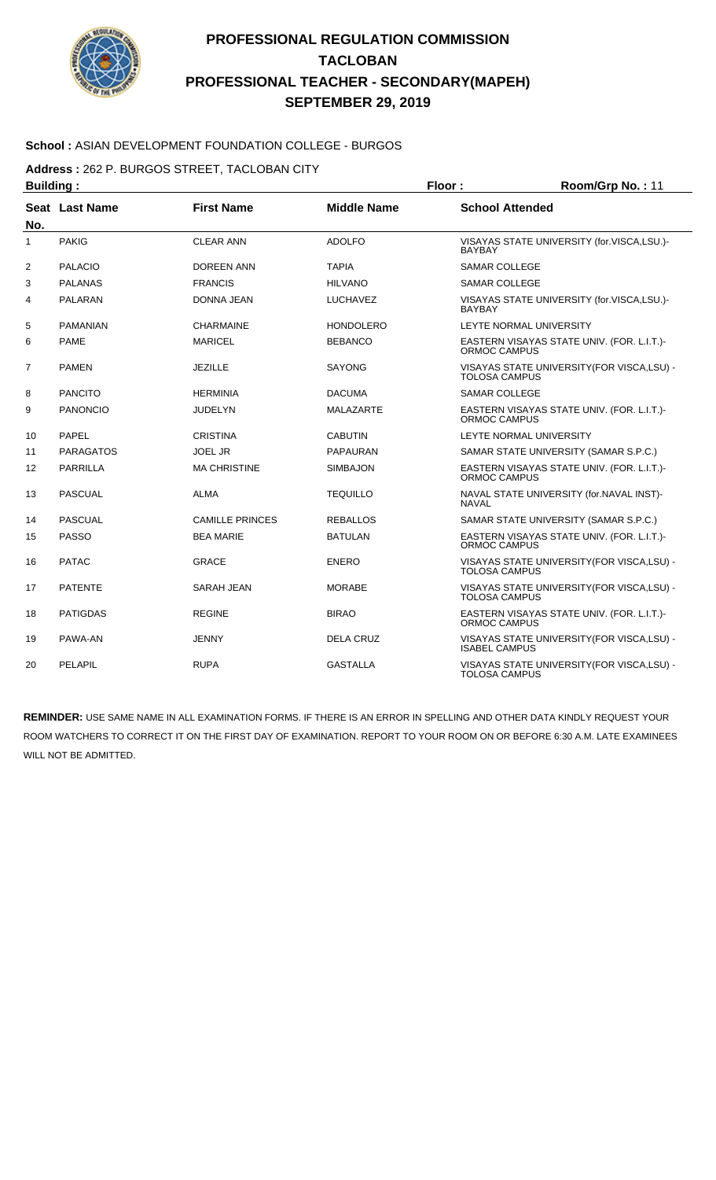# PROFESSIONAL REGULATION COMMISSION
## TACLOBAN
## PROFESSIONAL TEACHER - SECONDARY(MAPEH)
## SEPTEMBER 29, 2019

**School :** ASIAN DEVELOPMENT FOUNDATION COLLEGE - BURGOS

**Address :** 262 P. BURGOS STREET, TACLOBAN CITY

**Building :** **Floor :** **Room/Grp No. :** 11

| Seat No. | Last Name | First Name | Middle Name | School Attended |
|---|---|---|---|---|
| 1 | PAKIG | CLEAR ANN | ADOLFO | VISAYAS STATE UNIVERSITY (for.VISCA,LSU.)-BAYBAY |
| 2 | PALACIO | DOREEN ANN | TAPIA | SAMAR COLLEGE |
| 3 | PALANAS | FRANCIS | HILVANO | SAMAR COLLEGE |
| 4 | PALARAN | DONNA JEAN | LUCHAVEZ | VISAYAS STATE UNIVERSITY (for.VISCA,LSU.)-BAYBAY |
| 5 | PAMANIAN | CHARMAINE | HONDOLERO | LEYTE NORMAL UNIVERSITY |
| 6 | PAME | MARICEL | BEBANCO | EASTERN VISAYAS STATE UNIV. (FOR. L.I.T.)-ORMOC CAMPUS |
| 7 | PAMEN | JEZILLE | SAYONG | VISAYAS STATE UNIVERSITY(FOR VISCA,LSU) - TOLOSA CAMPUS |
| 8 | PANCITO | HERMINIA | DACUMA | SAMAR COLLEGE |
| 9 | PANONCIO | JUDELYN | MALAZARTE | EASTERN VISAYAS STATE UNIV. (FOR. L.I.T.)-ORMOC CAMPUS |
| 10 | PAPEL | CRISTINA | CABUTIN | LEYTE NORMAL UNIVERSITY |
| 11 | PARAGATOS | JOEL JR | PAPAURAN | SAMAR STATE UNIVERSITY (SAMAR S.P.C.) |
| 12 | PARRILLA | MA CHRISTINE | SIMBAJON | EASTERN VISAYAS STATE UNIV. (FOR. L.I.T.)-ORMOC CAMPUS |
| 13 | PASCUAL | ALMA | TEQUILLO | NAVAL STATE UNIVERSITY (for.NAVAL INST)-NAVAL |
| 14 | PASCUAL | CAMILLE PRINCES | REBALLOS | SAMAR STATE UNIVERSITY (SAMAR S.P.C.) |
| 15 | PASSO | BEA MARIE | BATULAN | EASTERN VISAYAS STATE UNIV. (FOR. L.I.T.)-ORMOC CAMPUS |
| 16 | PATAC | GRACE | ENERO | VISAYAS STATE UNIVERSITY(FOR VISCA,LSU) - TOLOSA CAMPUS |
| 17 | PATENTE | SARAH JEAN | MORABE | VISAYAS STATE UNIVERSITY(FOR VISCA,LSU) - TOLOSA CAMPUS |
| 18 | PATIGDAS | REGINE | BIRAO | EASTERN VISAYAS STATE UNIV. (FOR. L.I.T.)-ORMOC CAMPUS |
| 19 | PAWA-AN | JENNY | DELA CRUZ | VISAYAS STATE UNIVERSITY(FOR VISCA,LSU) - ISABEL CAMPUS |
| 20 | PELAPIL | RUPA | GASTALLA | VISAYAS STATE UNIVERSITY(FOR VISCA,LSU) - TOLOSA CAMPUS |

**REMINDER:** USE SAME NAME IN ALL EXAMINATION FORMS. IF THERE IS AN ERROR IN SPELLING AND OTHER DATA KINDLY REQUEST YOUR ROOM WATCHERS TO CORRECT IT ON THE FIRST DAY OF EXAMINATION. REPORT TO YOUR ROOM ON OR BEFORE 6:30 A.M. LATE EXAMINEES WILL NOT BE ADMITTED.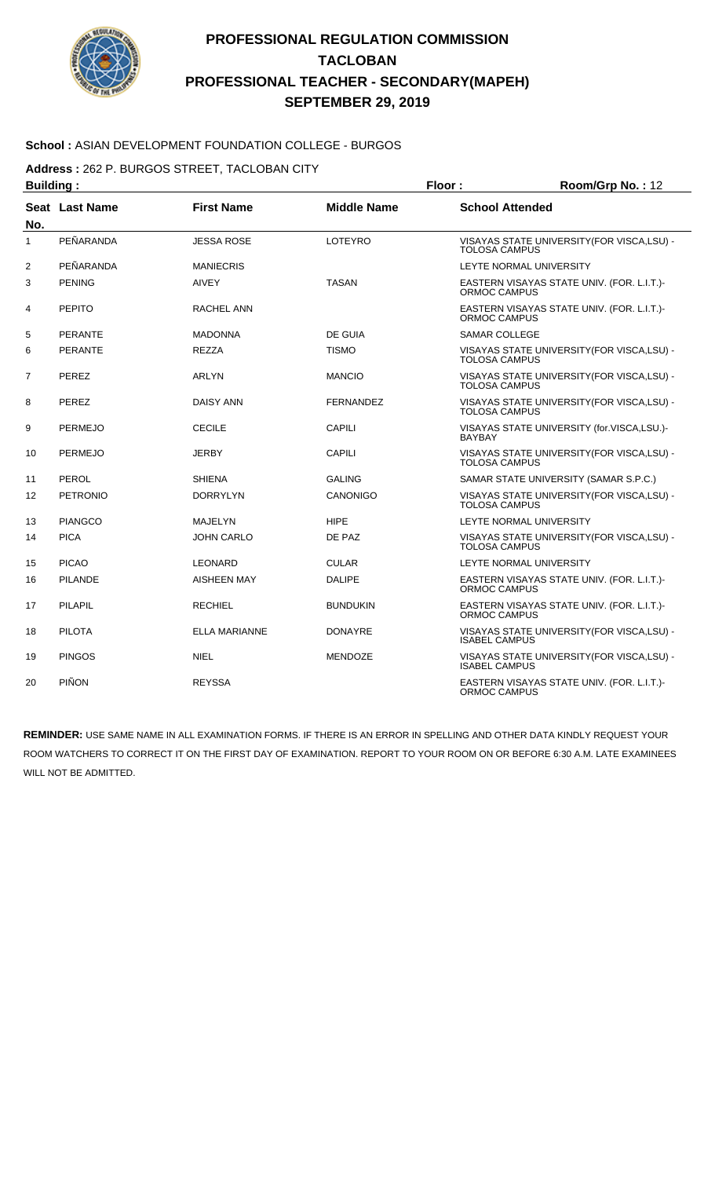# PROFESSIONAL REGULATION COMMISSION
# TACLOBAN
# PROFESSIONAL TEACHER - SECONDARY(MAPEH)
# SEPTEMBER 29, 2019

**School :** ASIAN DEVELOPMENT FOUNDATION COLLEGE - BURGOS

**Address :** 262 P. BURGOS STREET, TACLOBAN CITY

**Building :** **Floor :** **Room/Grp No. :** 12

| Seat No. | Last Name | First Name | Middle Name | School Attended |
|---|---|---|---|---|
| 1 | PEÑARANDA | JESSA ROSE | LOTEYRO | VISAYAS STATE UNIVERSITY(FOR VISCA,LSU) - TOLOSA CAMPUS |
| 2 | PEÑARANDA | MANIECRIS | | LEYTE NORMAL UNIVERSITY |
| 3 | PENING | AIVEY | TASAN | EASTERN VISAYAS STATE UNIV. (FOR. L.I.T.)- ORMOC CAMPUS |
| 4 | PEPITO | RACHEL ANN | | EASTERN VISAYAS STATE UNIV. (FOR. L.I.T.)- ORMOC CAMPUS |
| 5 | PERANTE | MADONNA | DE GUIA | SAMAR COLLEGE |
| 6 | PERANTE | REZZA | TISMO | VISAYAS STATE UNIVERSITY(FOR VISCA,LSU) - TOLOSA CAMPUS |
| 7 | PEREZ | ARLYN | MANCIO | VISAYAS STATE UNIVERSITY(FOR VISCA,LSU) - TOLOSA CAMPUS |
| 8 | PEREZ | DAISY ANN | FERNANDEZ | VISAYAS STATE UNIVERSITY(FOR VISCA,LSU) - TOLOSA CAMPUS |
| 9 | PERMEJO | CECILE | CAPILI | VISAYAS STATE UNIVERSITY (for.VISCA,LSU.)- BAYBAY |
| 10 | PERMEJO | JERBY | CAPILI | VISAYAS STATE UNIVERSITY(FOR VISCA,LSU) - TOLOSA CAMPUS |
| 11 | PEROL | SHIENA | GALING | SAMAR STATE UNIVERSITY (SAMAR S.P.C.) |
| 12 | PETRONIO | DORRYLYN | CANONIGO | VISAYAS STATE UNIVERSITY(FOR VISCA,LSU) - TOLOSA CAMPUS |
| 13 | PIANGCO | MAJELYN | HIPE | LEYTE NORMAL UNIVERSITY |
| 14 | PICA | JOHN CARLO | DE PAZ | VISAYAS STATE UNIVERSITY(FOR VISCA,LSU) - TOLOSA CAMPUS |
| 15 | PICAO | LEONARD | CULAR | LEYTE NORMAL UNIVERSITY |
| 16 | PILANDE | AISHEEN MAY | DALIPE | EASTERN VISAYAS STATE UNIV. (FOR. L.I.T.)- ORMOC CAMPUS |
| 17 | PILAPIL | RECHIEL | BUNDUKIN | EASTERN VISAYAS STATE UNIV. (FOR. L.I.T.)- ORMOC CAMPUS |
| 18 | PILOTA | ELLA MARIANNE | DONAYRE | VISAYAS STATE UNIVERSITY(FOR VISCA,LSU) - ISABEL CAMPUS |
| 19 | PINGOS | NIEL | MENDOZE | VISAYAS STATE UNIVERSITY(FOR VISCA,LSU) - ISABEL CAMPUS |
| 20 | PIÑON | REYSSA | | EASTERN VISAYAS STATE UNIV. (FOR. L.I.T.)- ORMOC CAMPUS |

**REMINDER:** USE SAME NAME IN ALL EXAMINATION FORMS. IF THERE IS AN ERROR IN SPELLING AND OTHER DATA KINDLY REQUEST YOUR ROOM WATCHERS TO CORRECT IT ON THE FIRST DAY OF EXAMINATION. REPORT TO YOUR ROOM ON OR BEFORE 6:30 A.M. LATE EXAMINEES WILL NOT BE ADMITTED.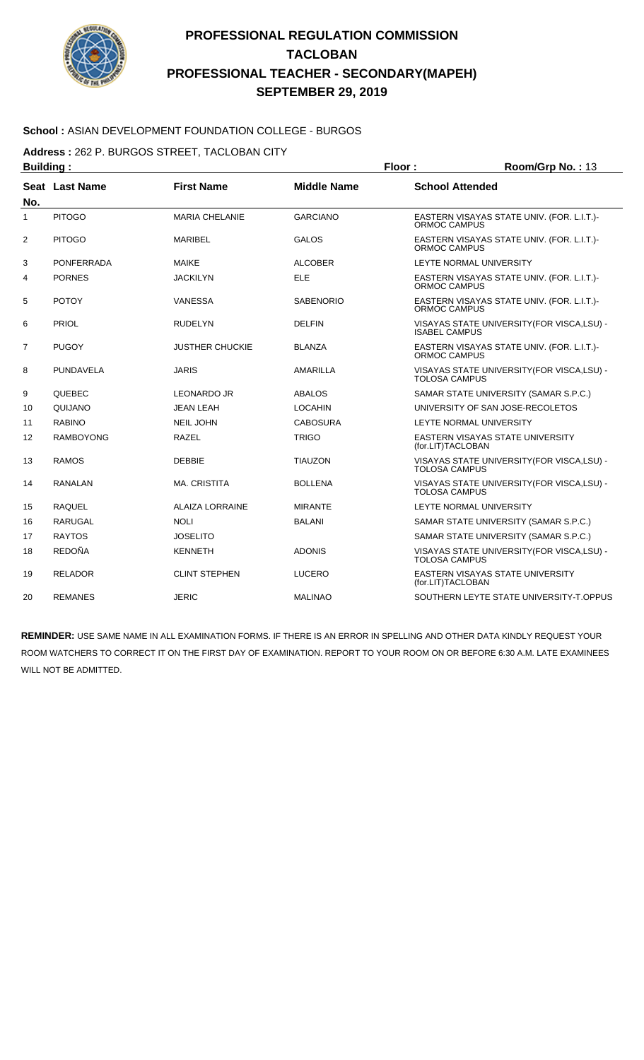# PROFESSIONAL REGULATION COMMISSION
## TACLOBAN
## PROFESSIONAL TEACHER - SECONDARY(MAPEH)
## SEPTEMBER 29, 2019

**School :** ASIAN DEVELOPMENT FOUNDATION COLLEGE - BURGOS

**Address :** 262 P. BURGOS STREET, TACLOBAN CITY

**Building :** **Floor :** **Room/Grp No. :** 13

| Seat No. | Last Name | First Name | Middle Name | School Attended |
|---|---|---|---|---|
| 1 | PITOGO | MARIA CHELANIE | GARCIANO | EASTERN VISAYAS STATE UNIV. (FOR. L.I.T.)-ORMOC CAMPUS |
| 2 | PITOGO | MARIBEL | GALOS | EASTERN VISAYAS STATE UNIV. (FOR. L.I.T.)-ORMOC CAMPUS |
| 3 | PONFERRADA | MAIKE | ALCOBER | LEYTE NORMAL UNIVERSITY |
| 4 | PORNES | JACKILYN | ELE | EASTERN VISAYAS STATE UNIV. (FOR. L.I.T.)-ORMOC CAMPUS |
| 5 | POTOY | VANESSA | SABENORIO | EASTERN VISAYAS STATE UNIV. (FOR. L.I.T.)-ORMOC CAMPUS |
| 6 | PRIOL | RUDELYN | DELFIN | VISAYAS STATE UNIVERSITY(FOR VISCA,LSU) - ISABEL CAMPUS |
| 7 | PUGOY | JUSTHER CHUCKIE | BLANZA | EASTERN VISAYAS STATE UNIV. (FOR. L.I.T.)-ORMOC CAMPUS |
| 8 | PUNDAVELA | JARIS | AMARILLA | VISAYAS STATE UNIVERSITY(FOR VISCA,LSU) - TOLOSA CAMPUS |
| 9 | QUEBEC | LEONARDO JR | ABALOS | SAMAR STATE UNIVERSITY (SAMAR S.P.C.) |
| 10 | QUIJANO | JEAN LEAH | LOCAHIN | UNIVERSITY OF SAN JOSE-RECOLETOS |
| 11 | RABINO | NEIL JOHN | CABOSURA | LEYTE NORMAL UNIVERSITY |
| 12 | RAMBOYONG | RAZEL | TRIGO | EASTERN VISAYAS STATE UNIVERSITY (for.LIT)TACLOBAN |
| 13 | RAMOS | DEBBIE | TIAUZON | VISAYAS STATE UNIVERSITY(FOR VISCA,LSU) - TOLOSA CAMPUS |
| 14 | RANALAN | MA. CRISTITA | BOLLENA | VISAYAS STATE UNIVERSITY(FOR VISCA,LSU) - TOLOSA CAMPUS |
| 15 | RAQUEL | ALAIZA LORRAINE | MIRANTE | LEYTE NORMAL UNIVERSITY |
| 16 | RARUGAL | NOLI | BALANI | SAMAR STATE UNIVERSITY (SAMAR S.P.C.) |
| 17 | RAYTOS | JOSELITO | | SAMAR STATE UNIVERSITY (SAMAR S.P.C.) |
| 18 | REDOÑA | KENNETH | ADONIS | VISAYAS STATE UNIVERSITY(FOR VISCA,LSU) - TOLOSA CAMPUS |
| 19 | RELADOR | CLINT STEPHEN | LUCERO | EASTERN VISAYAS STATE UNIVERSITY (for.LIT)TACLOBAN |
| 20 | REMANES | JERIC | MALINAO | SOUTHERN LEYTE STATE UNIVERSITY-T.OPPUS |

**REMINDER:** USE SAME NAME IN ALL EXAMINATION FORMS. IF THERE IS AN ERROR IN SPELLING AND OTHER DATA KINDLY REQUEST YOUR ROOM WATCHERS TO CORRECT IT ON THE FIRST DAY OF EXAMINATION. REPORT TO YOUR ROOM ON OR BEFORE 6:30 A.M. LATE EXAMINEES WILL NOT BE ADMITTED.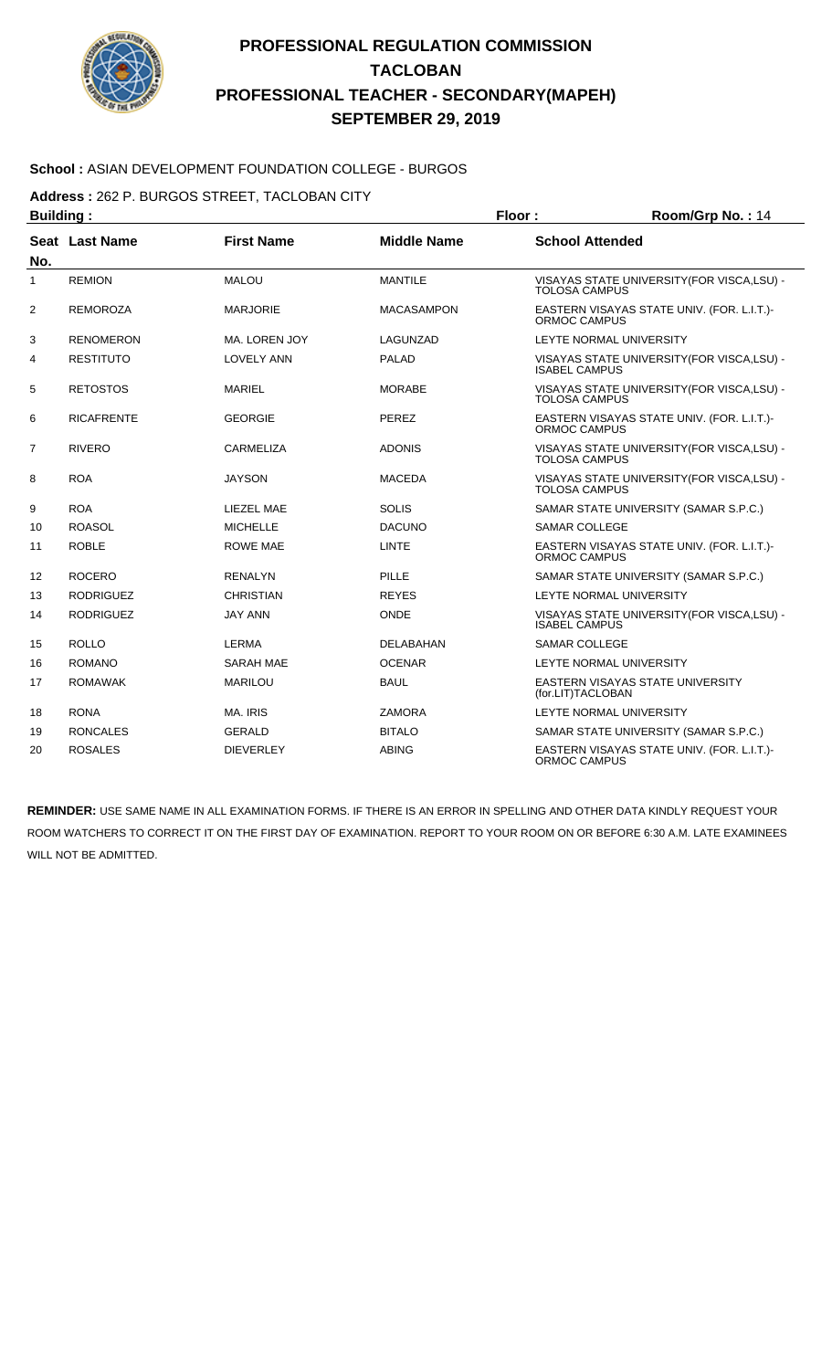# PROFESSIONAL REGULATION COMMISSION
# TACLOBAN
# PROFESSIONAL TEACHER - SECONDARY(MAPEH)
# SEPTEMBER 29, 2019

**School :** ASIAN DEVELOPMENT FOUNDATION COLLEGE - BURGOS

**Address :** 262 P. BURGOS STREET, TACLOBAN CITY

**Building :** **Floor :** **Room/Grp No. :** 14

| Seat No. | Last Name | First Name | Middle Name | School Attended |
|---|---|---|---|---|
| 1 | REMION | MALOU | MANTILE | VISAYAS STATE UNIVERSITY(FOR VISCA,LSU) - TOLOSA CAMPUS |
| 2 | REMOROZA | MARJORIE | MACASAMPON | EASTERN VISAYAS STATE UNIV. (FOR. L.I.T.)- ORMOC CAMPUS |
| 3 | RENOMERON | MA. LOREN JOY | LAGUNZAD | LEYTE NORMAL UNIVERSITY |
| 4 | RESTITUTO | LOVELY ANN | PALAD | VISAYAS STATE UNIVERSITY(FOR VISCA,LSU) - ISABEL CAMPUS |
| 5 | RETOSTOS | MARIEL | MORABE | VISAYAS STATE UNIVERSITY(FOR VISCA,LSU) - TOLOSA CAMPUS |
| 6 | RICAFRENTE | GEORGIE | PEREZ | EASTERN VISAYAS STATE UNIV. (FOR. L.I.T.)- ORMOC CAMPUS |
| 7 | RIVERO | CARMELIZA | ADONIS | VISAYAS STATE UNIVERSITY(FOR VISCA,LSU) - TOLOSA CAMPUS |
| 8 | ROA | JAYSON | MACEDA | VISAYAS STATE UNIVERSITY(FOR VISCA,LSU) - TOLOSA CAMPUS |
| 9 | ROA | LIEZEL MAE | SOLIS | SAMAR STATE UNIVERSITY (SAMAR S.P.C.) |
| 10 | ROASOL | MICHELLE | DACUNO | SAMAR COLLEGE |
| 11 | ROBLE | ROWE MAE | LINTE | EASTERN VISAYAS STATE UNIV. (FOR. L.I.T.)- ORMOC CAMPUS |
| 12 | ROCERO | RENALYN | PILLE | SAMAR STATE UNIVERSITY (SAMAR S.P.C.) |
| 13 | RODRIGUEZ | CHRISTIAN | REYES | LEYTE NORMAL UNIVERSITY |
| 14 | RODRIGUEZ | JAY ANN | ONDE | VISAYAS STATE UNIVERSITY(FOR VISCA,LSU) - ISABEL CAMPUS |
| 15 | ROLLO | LERMA | DELABAHAN | SAMAR COLLEGE |
| 16 | ROMANO | SARAH MAE | OCENAR | LEYTE NORMAL UNIVERSITY |
| 17 | ROMAWAK | MARILOU | BAUL | EASTERN VISAYAS STATE UNIVERSITY (for.LIT)TACLOBAN |
| 18 | RONA | MA. IRIS | ZAMORA | LEYTE NORMAL UNIVERSITY |
| 19 | RONCALES | GERALD | BITALO | SAMAR STATE UNIVERSITY (SAMAR S.P.C.) |
| 20 | ROSALES | DIEVERLEY | ABING | EASTERN VISAYAS STATE UNIV. (FOR. L.I.T.)- ORMOC CAMPUS |

**REMINDER:** USE SAME NAME IN ALL EXAMINATION FORMS. IF THERE IS AN ERROR IN SPELLING AND OTHER DATA KINDLY REQUEST YOUR ROOM WATCHERS TO CORRECT IT ON THE FIRST DAY OF EXAMINATION. REPORT TO YOUR ROOM ON OR BEFORE 6:30 A.M. LATE EXAMINEES WILL NOT BE ADMITTED.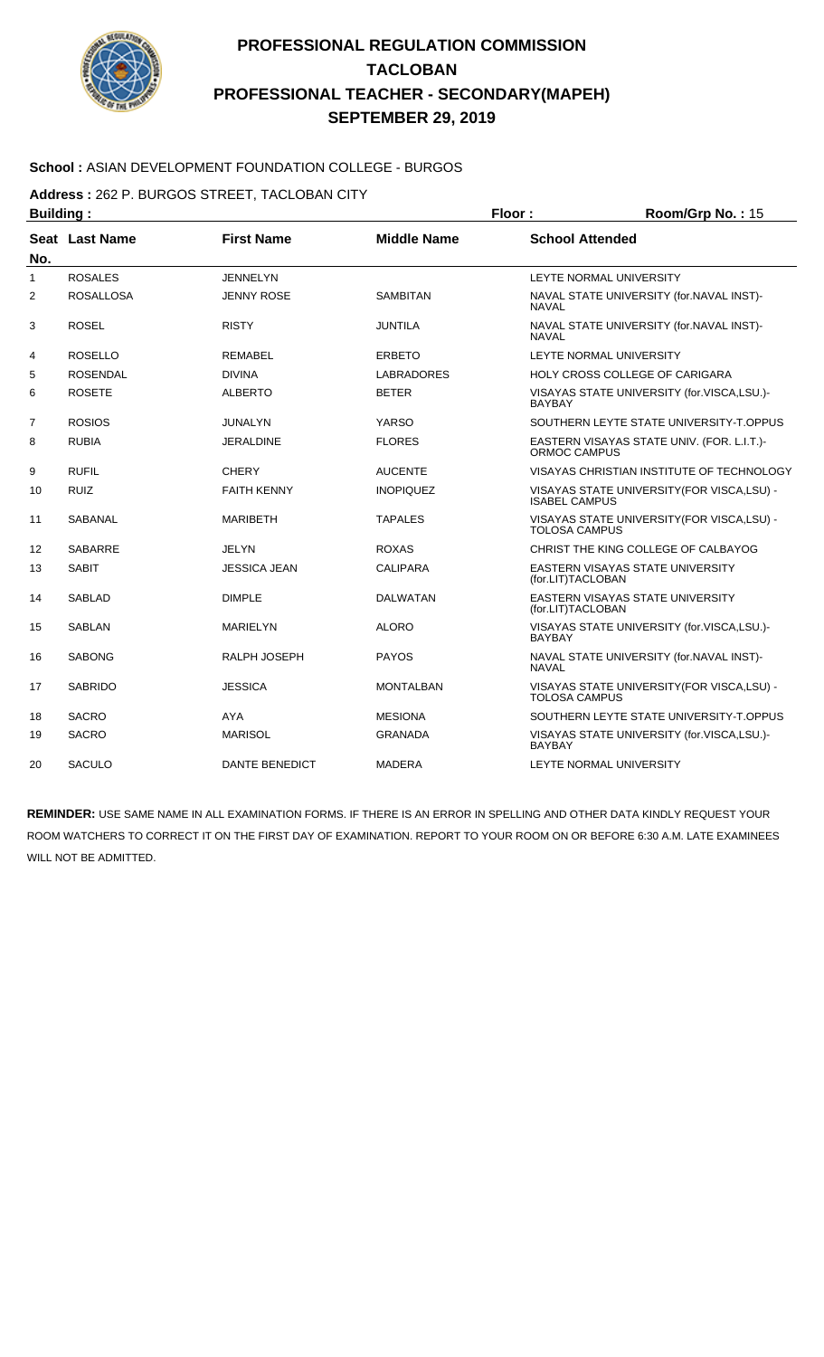# PROFESSIONAL REGULATION COMMISSION
# TACLOBAN
# PROFESSIONAL TEACHER - SECONDARY(MAPEH)
# SEPTEMBER 29, 2019

**School :** ASIAN DEVELOPMENT FOUNDATION COLLEGE - BURGOS

**Address :** 262 P. BURGOS STREET, TACLOBAN CITY

**Building :** **Floor :** **Room/Grp No. :** 15

| Seat No. | Last Name | First Name | Middle Name | School Attended |
|---|---|---|---|---|
| 1 | ROSALES | JENNELYN | | LEYTE NORMAL UNIVERSITY |
| 2 | ROSALLOSA | JENNY ROSE | SAMBITAN | NAVAL STATE UNIVERSITY (for.NAVAL INST)-NAVAL |
| 3 | ROSEL | RISTY | JUNTILA | NAVAL STATE UNIVERSITY (for.NAVAL INST)-NAVAL |
| 4 | ROSELLO | REMABEL | ERBETO | LEYTE NORMAL UNIVERSITY |
| 5 | ROSENDAL | DIVINA | LABRADORES | HOLY CROSS COLLEGE OF CARIGARA |
| 6 | ROSETE | ALBERTO | BETER | VISAYAS STATE UNIVERSITY (for.VISCA,LSU.)-BAYBAY |
| 7 | ROSIOS | JUNALYN | YARSO | SOUTHERN LEYTE STATE UNIVERSITY-T.OPPUS |
| 8 | RUBIA | JERALDINE | FLORES | EASTERN VISAYAS STATE UNIV. (FOR. L.I.T.)-ORMOC CAMPUS |
| 9 | RUFIL | CHERY | AUCENTE | VISAYAS CHRISTIAN INSTITUTE OF TECHNOLOGY |
| 10 | RUIZ | FAITH KENNY | INOPIQUEZ | VISAYAS STATE UNIVERSITY(FOR VISCA,LSU) - ISABEL CAMPUS |
| 11 | SABANAL | MARIBETH | TAPALES | VISAYAS STATE UNIVERSITY(FOR VISCA,LSU) - TOLOSA CAMPUS |
| 12 | SABARRE | JELYN | ROXAS | CHRIST THE KING COLLEGE OF CALBAYOG |
| 13 | SABIT | JESSICA JEAN | CALIPARA | EASTERN VISAYAS STATE UNIVERSITY (for.LIT)TACLOBAN |
| 14 | SABLAD | DIMPLE | DALWATAN | EASTERN VISAYAS STATE UNIVERSITY (for.LIT)TACLOBAN |
| 15 | SABLAN | MARIELYN | ALORO | VISAYAS STATE UNIVERSITY (for.VISCA,LSU.)-BAYBAY |
| 16 | SABONG | RALPH JOSEPH | PAYOS | NAVAL STATE UNIVERSITY (for.NAVAL INST)-NAVAL |
| 17 | SABRIDO | JESSICA | MONTALBAN | VISAYAS STATE UNIVERSITY(FOR VISCA,LSU) - TOLOSA CAMPUS |
| 18 | SACRO | AYA | MESIONA | SOUTHERN LEYTE STATE UNIVERSITY-T.OPPUS |
| 19 | SACRO | MARISOL | GRANADA | VISAYAS STATE UNIVERSITY (for.VISCA,LSU.)-BAYBAY |
| 20 | SACULO | DANTE BENEDICT | MADERA | LEYTE NORMAL UNIVERSITY |

**REMINDER:** USE SAME NAME IN ALL EXAMINATION FORMS. IF THERE IS AN ERROR IN SPELLING AND OTHER DATA KINDLY REQUEST YOUR ROOM WATCHERS TO CORRECT IT ON THE FIRST DAY OF EXAMINATION. REPORT TO YOUR ROOM ON OR BEFORE 6:30 A.M. LATE EXAMINEES WILL NOT BE ADMITTED.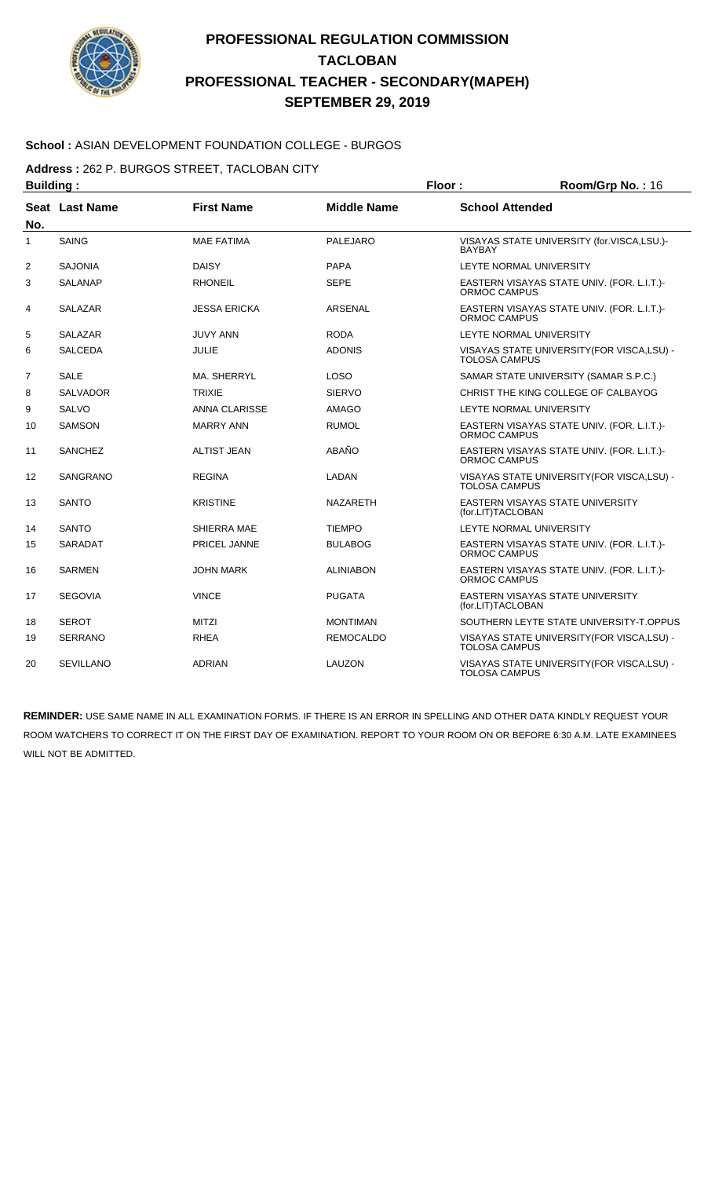# PROFESSIONAL REGULATION COMMISSION
# TACLOBAN
# PROFESSIONAL TEACHER - SECONDARY(MAPEH)
# SEPTEMBER 29, 2019

**School :** ASIAN DEVELOPMENT FOUNDATION COLLEGE - BURGOS

**Address :** 262 P. BURGOS STREET, TACLOBAN CITY

**Building :** **Floor :** **Room/Grp No. :** 16

| Seat No. | Last Name | First Name | Middle Name | School Attended |
|---|---|---|---|---|
| 1 | SAING | MAE FATIMA | PALEJARO | VISAYAS STATE UNIVERSITY (for.VISCA,LSU.)-BAYBAY |
| 2 | SAJONIA | DAISY | PAPA | LEYTE NORMAL UNIVERSITY |
| 3 | SALANAP | RHONEIL | SEPE | EASTERN VISAYAS STATE UNIV. (FOR. L.I.T.)-ORMOC CAMPUS |
| 4 | SALAZAR | JESSA ERICKA | ARSENAL | EASTERN VISAYAS STATE UNIV. (FOR. L.I.T.)-ORMOC CAMPUS |
| 5 | SALAZAR | JUVY ANN | RODA | LEYTE NORMAL UNIVERSITY |
| 6 | SALCEDA | JULIE | ADONIS | VISAYAS STATE UNIVERSITY(FOR VISCA,LSU) - TOLOSA CAMPUS |
| 7 | SALE | MA. SHERRYL | LOSO | SAMAR STATE UNIVERSITY (SAMAR S.P.C.) |
| 8 | SALVADOR | TRIXIE | SIERVO | CHRIST THE KING COLLEGE OF CALBAYOG |
| 9 | SALVO | ANNA CLARISSE | AMAGO | LEYTE NORMAL UNIVERSITY |
| 10 | SAMSON | MARRY ANN | RUMOL | EASTERN VISAYAS STATE UNIV. (FOR. L.I.T.)-ORMOC CAMPUS |
| 11 | SANCHEZ | ALTIST JEAN | ABAÑO | EASTERN VISAYAS STATE UNIV. (FOR. L.I.T.)-ORMOC CAMPUS |
| 12 | SANGRANO | REGINA | LADAN | VISAYAS STATE UNIVERSITY(FOR VISCA,LSU) - TOLOSA CAMPUS |
| 13 | SANTO | KRISTINE | NAZARETH | EASTERN VISAYAS STATE UNIVERSITY (for.LIT)TACLOBAN |
| 14 | SANTO | SHIERRA MAE | TIEMPO | LEYTE NORMAL UNIVERSITY |
| 15 | SARADAT | PRICEL JANNE | BULABOG | EASTERN VISAYAS STATE UNIV. (FOR. L.I.T.)-ORMOC CAMPUS |
| 16 | SARMEN | JOHN MARK | ALINIABON | EASTERN VISAYAS STATE UNIV. (FOR. L.I.T.)-ORMOC CAMPUS |
| 17 | SEGOVIA | VINCE | PUGATA | EASTERN VISAYAS STATE UNIVERSITY (for.LIT)TACLOBAN |
| 18 | SEROT | MITZI | MONTIMAN | SOUTHERN LEYTE STATE UNIVERSITY-T.OPPUS |
| 19 | SERRANO | RHEA | REMOCALDO | VISAYAS STATE UNIVERSITY(FOR VISCA,LSU) - TOLOSA CAMPUS |
| 20 | SEVILLANO | ADRIAN | LAUZON | VISAYAS STATE UNIVERSITY(FOR VISCA,LSU) - TOLOSA CAMPUS |

**REMINDER:** USE SAME NAME IN ALL EXAMINATION FORMS. IF THERE IS AN ERROR IN SPELLING AND OTHER DATA KINDLY REQUEST YOUR ROOM WATCHERS TO CORRECT IT ON THE FIRST DAY OF EXAMINATION. REPORT TO YOUR ROOM ON OR BEFORE 6:30 A.M. LATE EXAMINEES WILL NOT BE ADMITTED.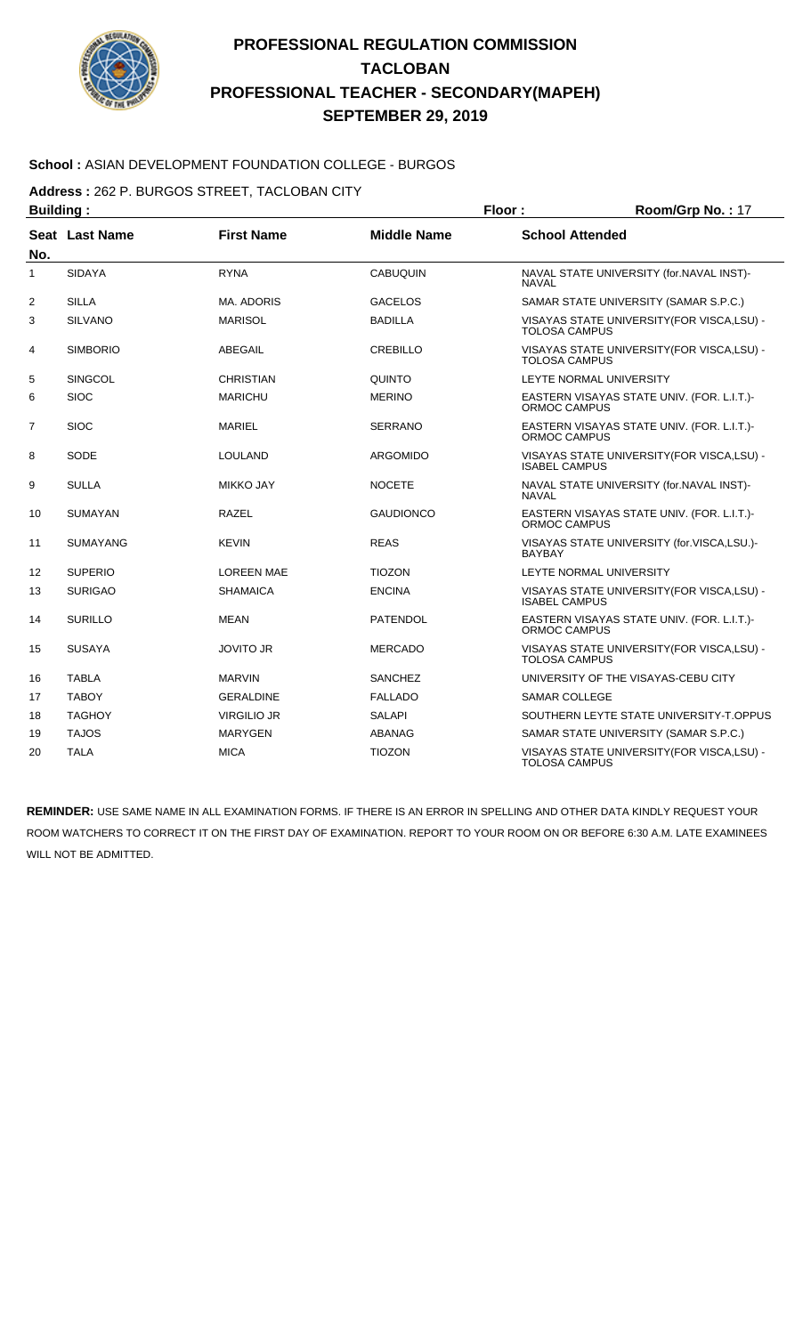# PROFESSIONAL REGULATION COMMISSION
## TACLOBAN
## PROFESSIONAL TEACHER - SECONDARY(MAPEH)
## SEPTEMBER 29, 2019

**School :** ASIAN DEVELOPMENT FOUNDATION COLLEGE - BURGOS

**Address :** 262 P. BURGOS STREET, TACLOBAN CITY

**Building :** **Floor :** **Room/Grp No. :** 17

| Seat No. | Last Name | First Name | Middle Name | School Attended |
|---|---|---|---|---|
| 1 | SIDAYA | RYNA | CABUQUIN | NAVAL STATE UNIVERSITY (for.NAVAL INST)-NAVAL |
| 2 | SILLA | MA. ADORIS | GACELOS | SAMAR STATE UNIVERSITY (SAMAR S.P.C.) |
| 3 | SILVANO | MARISOL | BADILLA | VISAYAS STATE UNIVERSITY(FOR VISCA,LSU) - TOLOSA CAMPUS |
| 4 | SIMBORIO | ABEGAIL | CREBILLO | VISAYAS STATE UNIVERSITY(FOR VISCA,LSU) - TOLOSA CAMPUS |
| 5 | SINGCOL | CHRISTIAN | QUINTO | LEYTE NORMAL UNIVERSITY |
| 6 | SIOC | MARICHU | MERINO | EASTERN VISAYAS STATE UNIV. (FOR. L.I.T.)-ORMOC CAMPUS |
| 7 | SIOC | MARIEL | SERRANO | EASTERN VISAYAS STATE UNIV. (FOR. L.I.T.)-ORMOC CAMPUS |
| 8 | SODE | LOULAND | ARGOMIDO | VISAYAS STATE UNIVERSITY(FOR VISCA,LSU) - ISABEL CAMPUS |
| 9 | SULLA | MIKKO JAY | NOCETE | NAVAL STATE UNIVERSITY (for.NAVAL INST)-NAVAL |
| 10 | SUMAYAN | RAZEL | GAUDIONCO | EASTERN VISAYAS STATE UNIV. (FOR. L.I.T.)-ORMOC CAMPUS |
| 11 | SUMAYANG | KEVIN | REAS | VISAYAS STATE UNIVERSITY (for.VISCA,LSU.)-BAYBAY |
| 12 | SUPERIO | LOREEN MAE | TIOZON | LEYTE NORMAL UNIVERSITY |
| 13 | SURIGAO | SHAMAICA | ENCINA | VISAYAS STATE UNIVERSITY(FOR VISCA,LSU) - ISABEL CAMPUS |
| 14 | SURILLO | MEAN | PATENDOL | EASTERN VISAYAS STATE UNIV. (FOR. L.I.T.)-ORMOC CAMPUS |
| 15 | SUSAYA | JOVITO JR | MERCADO | VISAYAS STATE UNIVERSITY(FOR VISCA,LSU) - TOLOSA CAMPUS |
| 16 | TABLA | MARVIN | SANCHEZ | UNIVERSITY OF THE VISAYAS-CEBU CITY |
| 17 | TABOY | GERALDINE | FALLADO | SAMAR COLLEGE |
| 18 | TAGHOY | VIRGILIO JR | SALAPI | SOUTHERN LEYTE STATE UNIVERSITY-T.OPPUS |
| 19 | TAJOS | MARYGEN | ABANAG | SAMAR STATE UNIVERSITY (SAMAR S.P.C.) |
| 20 | TALA | MICA | TIOZON | VISAYAS STATE UNIVERSITY(FOR VISCA,LSU) - TOLOSA CAMPUS |

**REMINDER:** USE SAME NAME IN ALL EXAMINATION FORMS. IF THERE IS AN ERROR IN SPELLING AND OTHER DATA KINDLY REQUEST YOUR ROOM WATCHERS TO CORRECT IT ON THE FIRST DAY OF EXAMINATION. REPORT TO YOUR ROOM ON OR BEFORE 6:30 A.M. LATE EXAMINEES WILL NOT BE ADMITTED.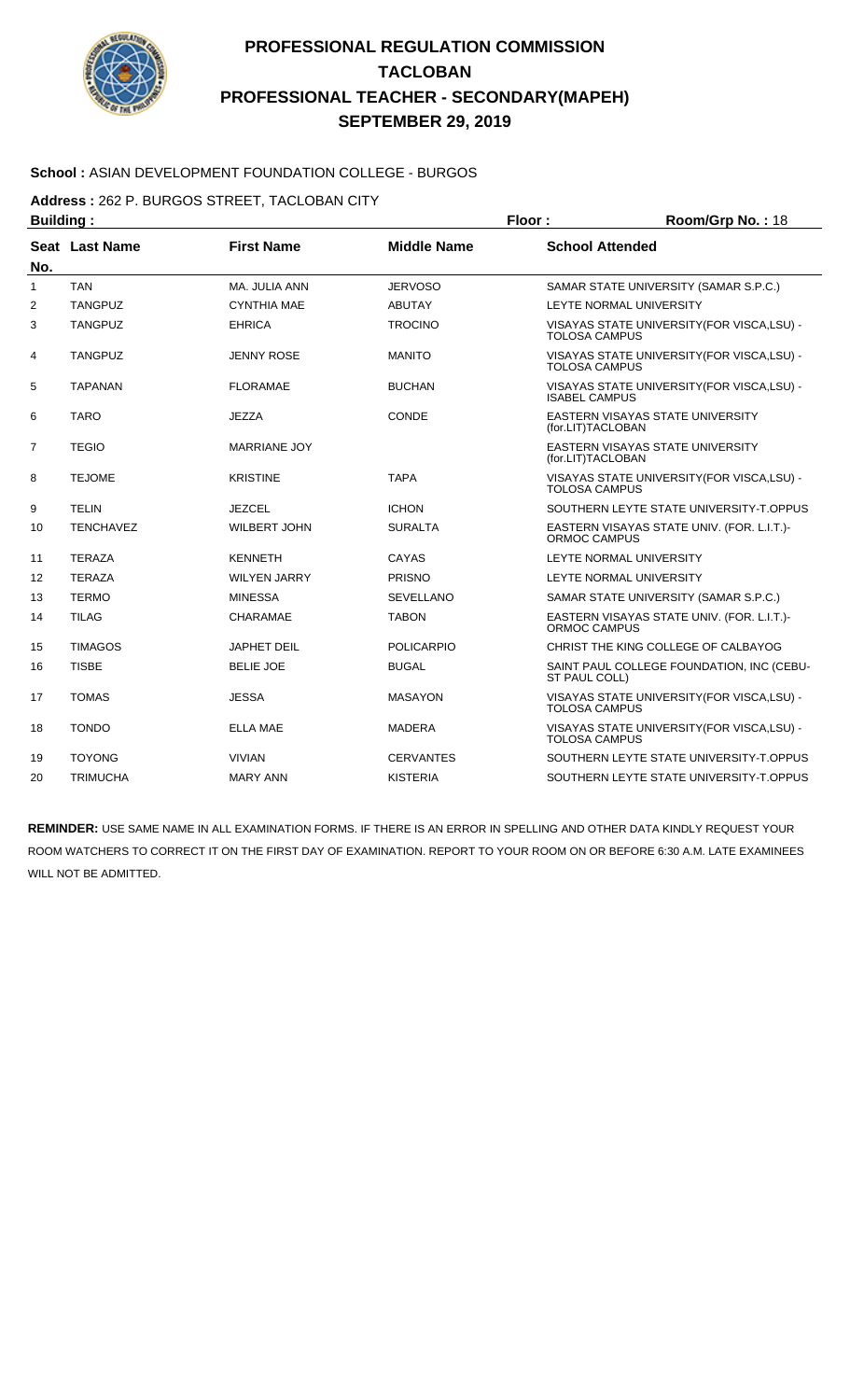# PROFESSIONAL REGULATION COMMISSION
## TACLOBAN
## PROFESSIONAL TEACHER - SECONDARY(MAPEH)
## SEPTEMBER 29, 2019

**School :** ASIAN DEVELOPMENT FOUNDATION COLLEGE - BURGOS

**Address :** 262 P. BURGOS STREET, TACLOBAN CITY

**Building :** **Floor :** **Room/Grp No. :** 18

| Seat No. | Last Name | First Name | Middle Name | School Attended |
|---|---|---|---|---|
| 1 | TAN | MA. JULIA ANN | JERVOSO | SAMAR STATE UNIVERSITY (SAMAR S.P.C.) |
| 2 | TANGPUZ | CYNTHIA MAE | ABUTAY | LEYTE NORMAL UNIVERSITY |
| 3 | TANGPUZ | EHRICA | TROCINO | VISAYAS STATE UNIVERSITY(FOR VISCA,LSU) - TOLOSA CAMPUS |
| 4 | TANGPUZ | JENNY ROSE | MANITO | VISAYAS STATE UNIVERSITY(FOR VISCA,LSU) - TOLOSA CAMPUS |
| 5 | TAPANAN | FLORAMAE | BUCHAN | VISAYAS STATE UNIVERSITY(FOR VISCA,LSU) - ISABEL CAMPUS |
| 6 | TARO | JEZZA | CONDE | EASTERN VISAYAS STATE UNIVERSITY (for.LIT)TACLOBAN |
| 7 | TEGIO | MARRIANE JOY | | EASTERN VISAYAS STATE UNIVERSITY (for.LIT)TACLOBAN |
| 8 | TEJOME | KRISTINE | TAPA | VISAYAS STATE UNIVERSITY(FOR VISCA,LSU) - TOLOSA CAMPUS |
| 9 | TELIN | JEZCEL | ICHON | SOUTHERN LEYTE STATE UNIVERSITY-T.OPPUS |
| 10 | TENCHAVEZ | WILBERT JOHN | SURALTA | EASTERN VISAYAS STATE UNIV. (FOR. L.I.T.)- ORMOC CAMPUS |
| 11 | TERAZA | KENNETH | CAYAS | LEYTE NORMAL UNIVERSITY |
| 12 | TERAZA | WILYEN JARRY | PRISNO | LEYTE NORMAL UNIVERSITY |
| 13 | TERMO | MINESSA | SEVELLANO | SAMAR STATE UNIVERSITY (SAMAR S.P.C.) |
| 14 | TILAG | CHARAMAE | TABON | EASTERN VISAYAS STATE UNIV. (FOR. L.I.T.)- ORMOC CAMPUS |
| 15 | TIMAGOS | JAPHET DEIL | POLICARPIO | CHRIST THE KING COLLEGE OF CALBAYOG |
| 16 | TISBE | BELIE JOE | BUGAL | SAINT PAUL COLLEGE FOUNDATION, INC (CEBU-ST PAUL COLL) |
| 17 | TOMAS | JESSA | MASAYON | VISAYAS STATE UNIVERSITY(FOR VISCA,LSU) - TOLOSA CAMPUS |
| 18 | TONDO | ELLA MAE | MADERA | VISAYAS STATE UNIVERSITY(FOR VISCA,LSU) - TOLOSA CAMPUS |
| 19 | TOYONG | VIVIAN | CERVANTES | SOUTHERN LEYTE STATE UNIVERSITY-T.OPPUS |
| 20 | TRIMUCHA | MARY ANN | KISTERIA | SOUTHERN LEYTE STATE UNIVERSITY-T.OPPUS |

**REMINDER:** USE SAME NAME IN ALL EXAMINATION FORMS. IF THERE IS AN ERROR IN SPELLING AND OTHER DATA KINDLY REQUEST YOUR ROOM WATCHERS TO CORRECT IT ON THE FIRST DAY OF EXAMINATION. REPORT TO YOUR ROOM ON OR BEFORE 6:30 A.M. LATE EXAMINEES WILL NOT BE ADMITTED.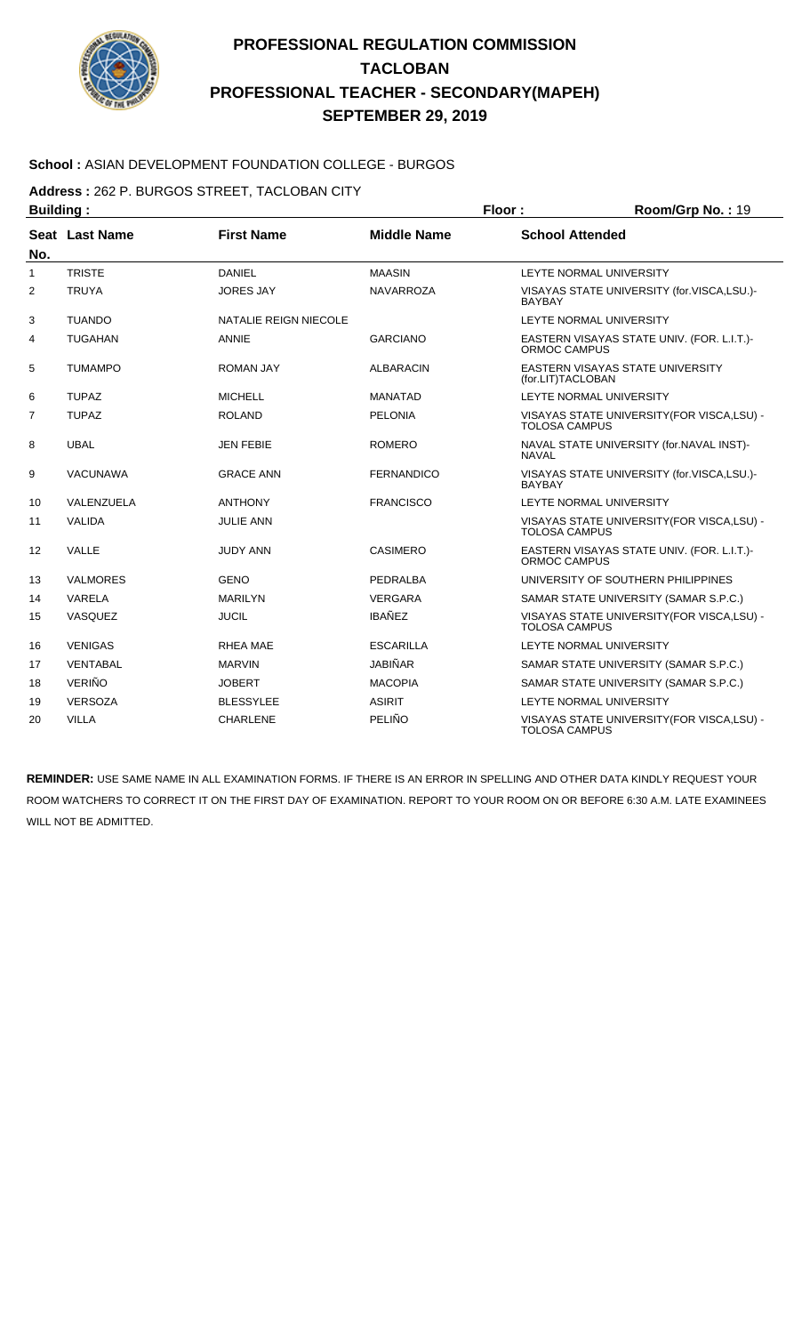# PROFESSIONAL REGULATION COMMISSION
# TACLOBAN
# PROFESSIONAL TEACHER - SECONDARY(MAPEH)
# SEPTEMBER 29, 2019

**School :** ASIAN DEVELOPMENT FOUNDATION COLLEGE - BURGOS

**Address :** 262 P. BURGOS STREET, TACLOBAN CITY

**Building :** **Floor :** **Room/Grp No. :** 19

| Seat No. | Last Name | First Name | Middle Name | School Attended |
|---|---|---|---|---|
| 1 | TRISTE | DANIEL | MAASIN | LEYTE NORMAL UNIVERSITY |
| 2 | TRUYA | JORES JAY | NAVARROZA | VISAYAS STATE UNIVERSITY (for.VISCA,LSU.)-BAYBAY |
| 3 | TUANDO | NATALIE REIGN NIECOLE | | LEYTE NORMAL UNIVERSITY |
| 4 | TUGAHAN | ANNIE | GARCIANO | EASTERN VISAYAS STATE UNIV. (FOR. L.I.T.)-ORMOC CAMPUS |
| 5 | TUMAMPO | ROMAN JAY | ALBARACIN | EASTERN VISAYAS STATE UNIVERSITY (for.LIT)TACLOBAN |
| 6 | TUPAZ | MICHELL | MANATAD | LEYTE NORMAL UNIVERSITY |
| 7 | TUPAZ | ROLAND | PELONIA | VISAYAS STATE UNIVERSITY(FOR VISCA,LSU) - TOLOSA CAMPUS |
| 8 | UBAL | JEN FEBIE | ROMERO | NAVAL STATE UNIVERSITY (for.NAVAL INST)-NAVAL |
| 9 | VACUNAWA | GRACE ANN | FERNANDICO | VISAYAS STATE UNIVERSITY (for.VISCA,LSU.)-BAYBAY |
| 10 | VALENZUELA | ANTHONY | FRANCISCO | LEYTE NORMAL UNIVERSITY |
| 11 | VALIDA | JULIE ANN | | VISAYAS STATE UNIVERSITY(FOR VISCA,LSU) - TOLOSA CAMPUS |
| 12 | VALLE | JUDY ANN | CASIMERO | EASTERN VISAYAS STATE UNIV. (FOR. L.I.T.)-ORMOC CAMPUS |
| 13 | VALMORES | GENO | PEDRALBA | UNIVERSITY OF SOUTHERN PHILIPPINES |
| 14 | VARELA | MARILYN | VERGARA | SAMAR STATE UNIVERSITY (SAMAR S.P.C.) |
| 15 | VASQUEZ | JUCIL | IBAÑEZ | VISAYAS STATE UNIVERSITY(FOR VISCA,LSU) - TOLOSA CAMPUS |
| 16 | VENIGAS | RHEA MAE | ESCARILLA | LEYTE NORMAL UNIVERSITY |
| 17 | VENTABAL | MARVIN | JABIÑAR | SAMAR STATE UNIVERSITY (SAMAR S.P.C.) |
| 18 | VERIÑO | JOBERT | MACOPIA | SAMAR STATE UNIVERSITY (SAMAR S.P.C.) |
| 19 | VERSOZA | BLESSYLEE | ASIRIT | LEYTE NORMAL UNIVERSITY |
| 20 | VILLA | CHARLENE | PELIÑO | VISAYAS STATE UNIVERSITY(FOR VISCA,LSU) - TOLOSA CAMPUS |

**REMINDER:** USE SAME NAME IN ALL EXAMINATION FORMS. IF THERE IS AN ERROR IN SPELLING AND OTHER DATA KINDLY REQUEST YOUR ROOM WATCHERS TO CORRECT IT ON THE FIRST DAY OF EXAMINATION. REPORT TO YOUR ROOM ON OR BEFORE 6:30 A.M. LATE EXAMINEES WILL NOT BE ADMITTED.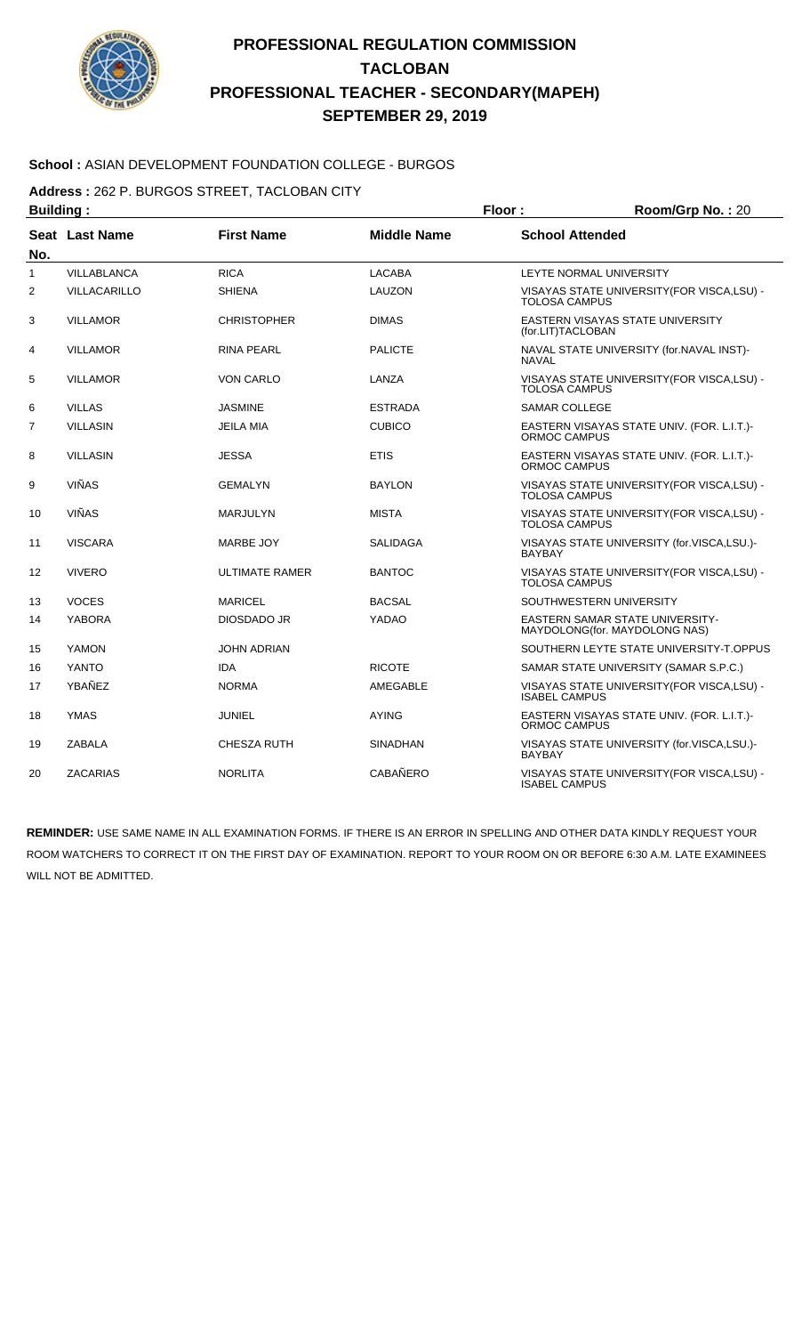# PROFESSIONAL REGULATION COMMISSION
# TACLOBAN
# PROFESSIONAL TEACHER - SECONDARY(MAPEH)
# SEPTEMBER 29, 2019

**School :** ASIAN DEVELOPMENT FOUNDATION COLLEGE - BURGOS

**Address :** 262 P. BURGOS STREET, TACLOBAN CITY

**Building :** **Floor :** **Room/Grp No. :** 20

| Seat No. | Last Name | First Name | Middle Name | School Attended |
|---|---|---|---|---|
| 1 | VILLABLANCA | RICA | LACABA | LEYTE NORMAL UNIVERSITY |
| 2 | VILLACARILLO | SHIENA | LAUZON | VISAYAS STATE UNIVERSITY(FOR VISCA,LSU) - TOLOSA CAMPUS |
| 3 | VILLAMOR | CHRISTOPHER | DIMAS | EASTERN VISAYAS STATE UNIVERSITY (for.LIT)TACLOBAN |
| 4 | VILLAMOR | RINA PEARL | PALICTE | NAVAL STATE UNIVERSITY (for.NAVAL INST)-NAVAL |
| 5 | VILLAMOR | VON CARLO | LANZA | VISAYAS STATE UNIVERSITY(FOR VISCA,LSU) - TOLOSA CAMPUS |
| 6 | VILLAS | JASMINE | ESTRADA | SAMAR COLLEGE |
| 7 | VILLASIN | JEILA MIA | CUBICO | EASTERN VISAYAS STATE UNIV. (FOR. L.I.T.)-ORMOC CAMPUS |
| 8 | VILLASIN | JESSA | ETIS | EASTERN VISAYAS STATE UNIV. (FOR. L.I.T.)-ORMOC CAMPUS |
| 9 | VIÑAS | GEMALYN | BAYLON | VISAYAS STATE UNIVERSITY(FOR VISCA,LSU) - TOLOSA CAMPUS |
| 10 | VIÑAS | MARJULYN | MISTA | VISAYAS STATE UNIVERSITY(FOR VISCA,LSU) - TOLOSA CAMPUS |
| 11 | VISCARA | MARBE JOY | SALIDAGA | VISAYAS STATE UNIVERSITY (for.VISCA,LSU.)-BAYBAY |
| 12 | VIVERO | ULTIMATE RAMER | BANTOC | VISAYAS STATE UNIVERSITY(FOR VISCA,LSU) - TOLOSA CAMPUS |
| 13 | VOCES | MARICEL | BACSAL | SOUTHWESTERN UNIVERSITY |
| 14 | YABORA | DIOSDADO JR | YADAO | EASTERN SAMAR STATE UNIVERSITY-MAYDOLONG(for. MAYDOLONG NAS) |
| 15 | YAMON | JOHN ADRIAN | | SOUTHERN LEYTE STATE UNIVERSITY-T.OPPUS |
| 16 | YANTO | IDA | RICOTE | SAMAR STATE UNIVERSITY (SAMAR S.P.C.) |
| 17 | YBAÑEZ | NORMA | AMEGABLE | VISAYAS STATE UNIVERSITY(FOR VISCA,LSU) - ISABEL CAMPUS |
| 18 | YMAS | JUNIEL | AYING | EASTERN VISAYAS STATE UNIV. (FOR. L.I.T.)-ORMOC CAMPUS |
| 19 | ZABALA | CHESZA RUTH | SINADHAN | VISAYAS STATE UNIVERSITY (for.VISCA,LSU.)-BAYBAY |
| 20 | ZACARIAS | NORLITA | CABAÑERO | VISAYAS STATE UNIVERSITY(FOR VISCA,LSU) - ISABEL CAMPUS |

**REMINDER:** USE SAME NAME IN ALL EXAMINATION FORMS. IF THERE IS AN ERROR IN SPELLING AND OTHER DATA KINDLY REQUEST YOUR ROOM WATCHERS TO CORRECT IT ON THE FIRST DAY OF EXAMINATION. REPORT TO YOUR ROOM ON OR BEFORE 6:30 A.M. LATE EXAMINEES WILL NOT BE ADMITTED.